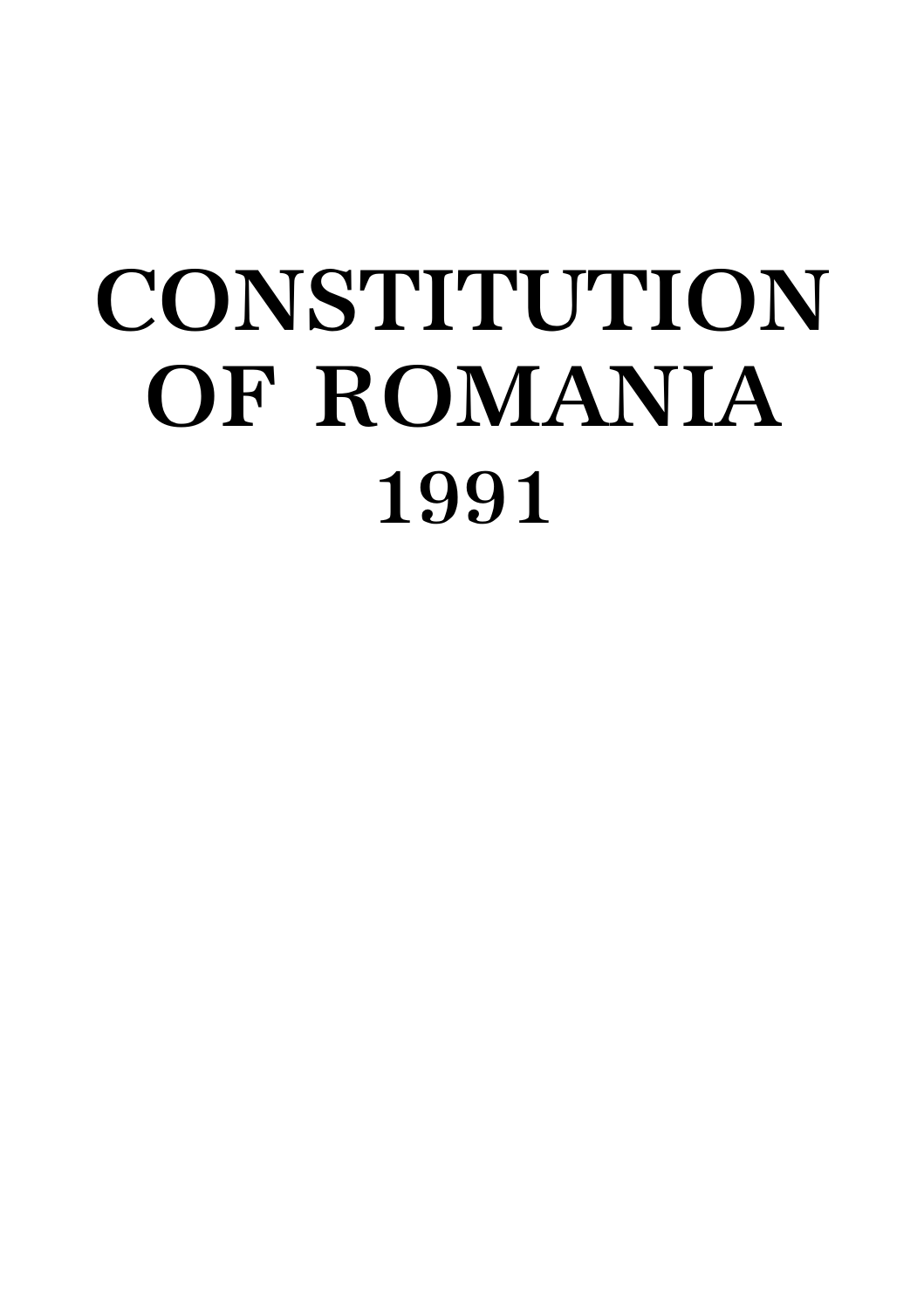# CONSTITUTION OF ROMANIA

## 1991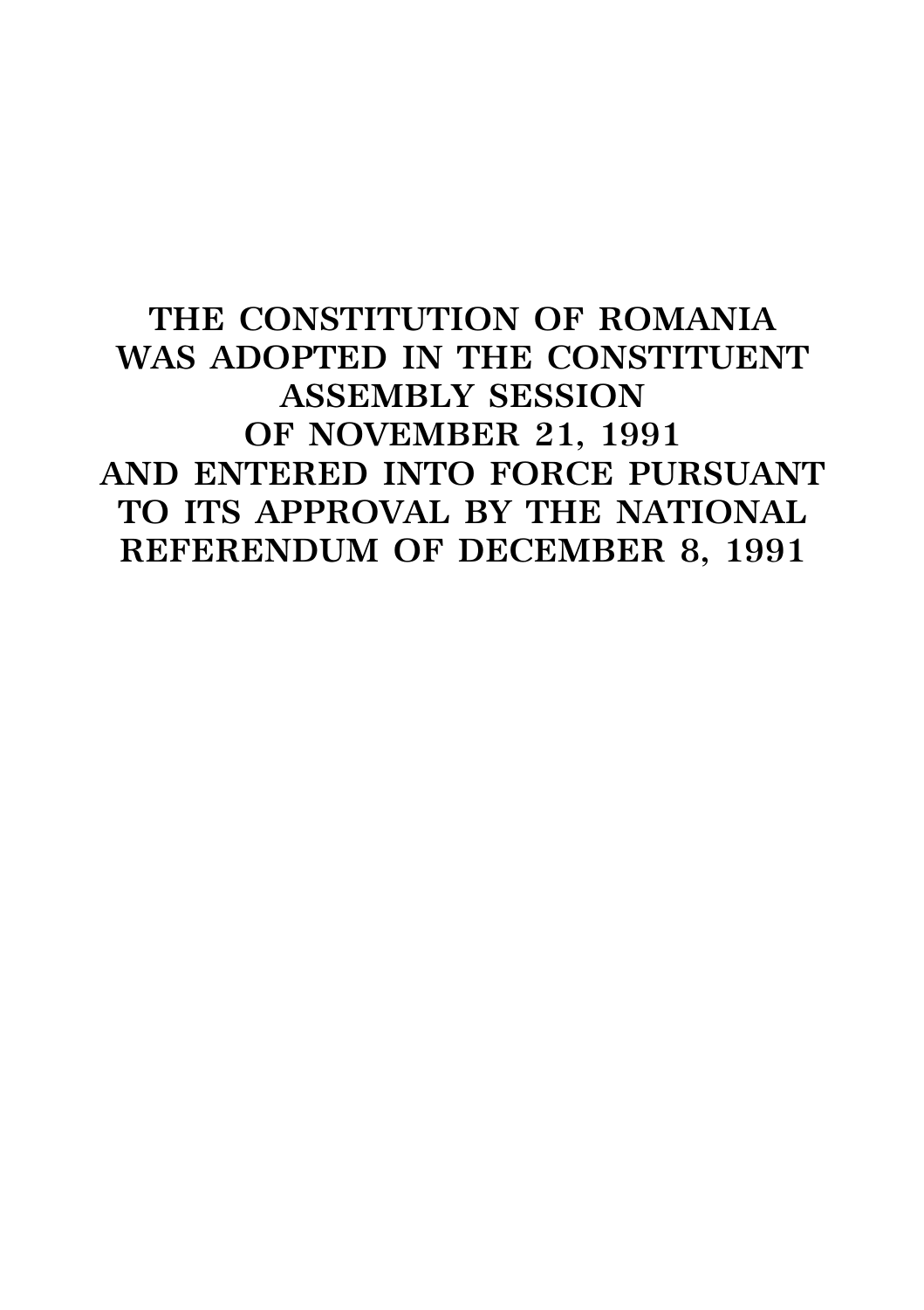**THE CONSTITUTION OF ROMANIA WAS ADOPTED IN THE CONSTITUENT ASSEMBLY SESSION OF NOVEMBER 21, 1991 AND ENTERED INTO FORCE PURSUANT TO ITS APPROVAL BY THE NATIONAL REFERENDUM OF DECEMBER 8, 1991**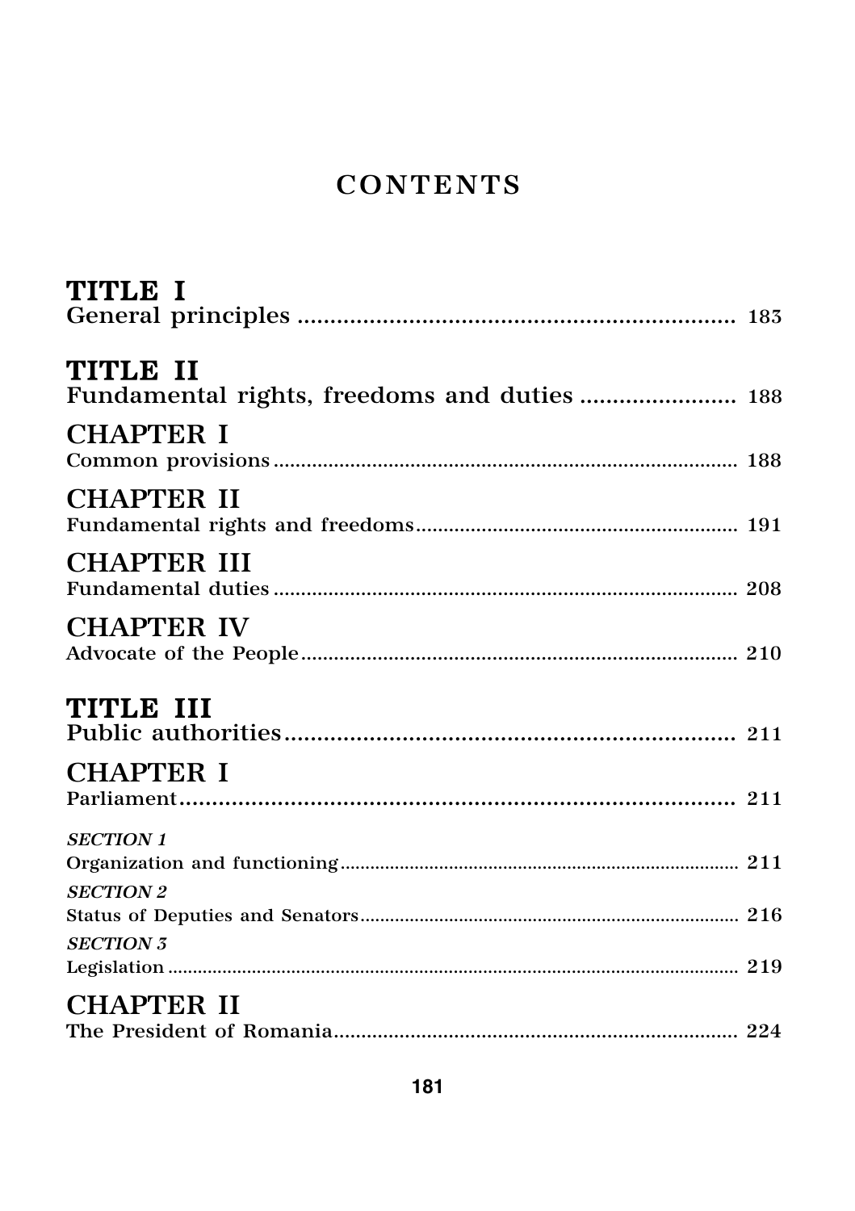# CONTENTS

**TITLE I**
**General principles** ........................................................ 183

**TITLE II**
**Fundamental rights, freedoms and duties** ........................ 188

**CHAPTER I**
Common provisions ........................................................ 188

**CHAPTER II**
Fundamental rights and freedoms ........................................ 191

**CHAPTER III**
Fundamental duties ........................................................ 208

**CHAPTER IV**
Advocate of the People ........................................................ 210

**TITLE III**
**Public authorities** ........................................................ 211

**CHAPTER I**
**Parliament** ........................................................ 211

*SECTION 1*
Organization and functioning ........................................................ 211

*SECTION 2*
Status of Deputies and Senators ........................................................ 216

*SECTION 3*
Legislation ........................................................ 219

**CHAPTER II**
**The President of Romania** ........................................................ 224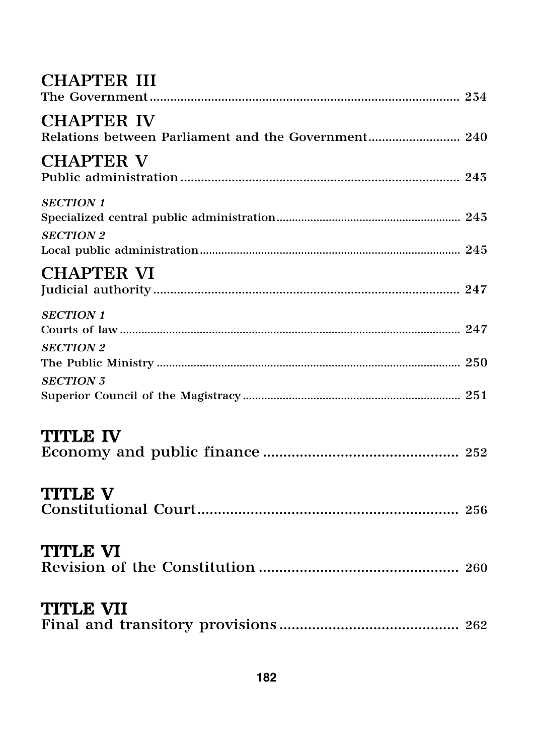## CHAPTER III

The Government .......................................................................... 234

## CHAPTER IV

Relations between Parliament and the Government........................ 240

## CHAPTER V

Public administration ............................................................... 243

*SECTION 1*

Specialized central public administration.......................................... 243

*SECTION 2*

Local public administration.............................................................. 245

## CHAPTER VI

Judicial authority ....................................................................... 247

*SECTION 1*

Courts of law .................................................................................. 247

*SECTION 2*

The Public Ministry ......................................................................... 250

*SECTION 3*

Superior Council of the Magistracy ................................................... 251

# TITLE IV

Economy and public finance .............................................. 252

# TITLE V

Constitutional Court.............................................................. 256

# TITLE VI

Revision of the Constitution ............................................... 260

# TITLE VII

Final and transitory provisions ........................................... 262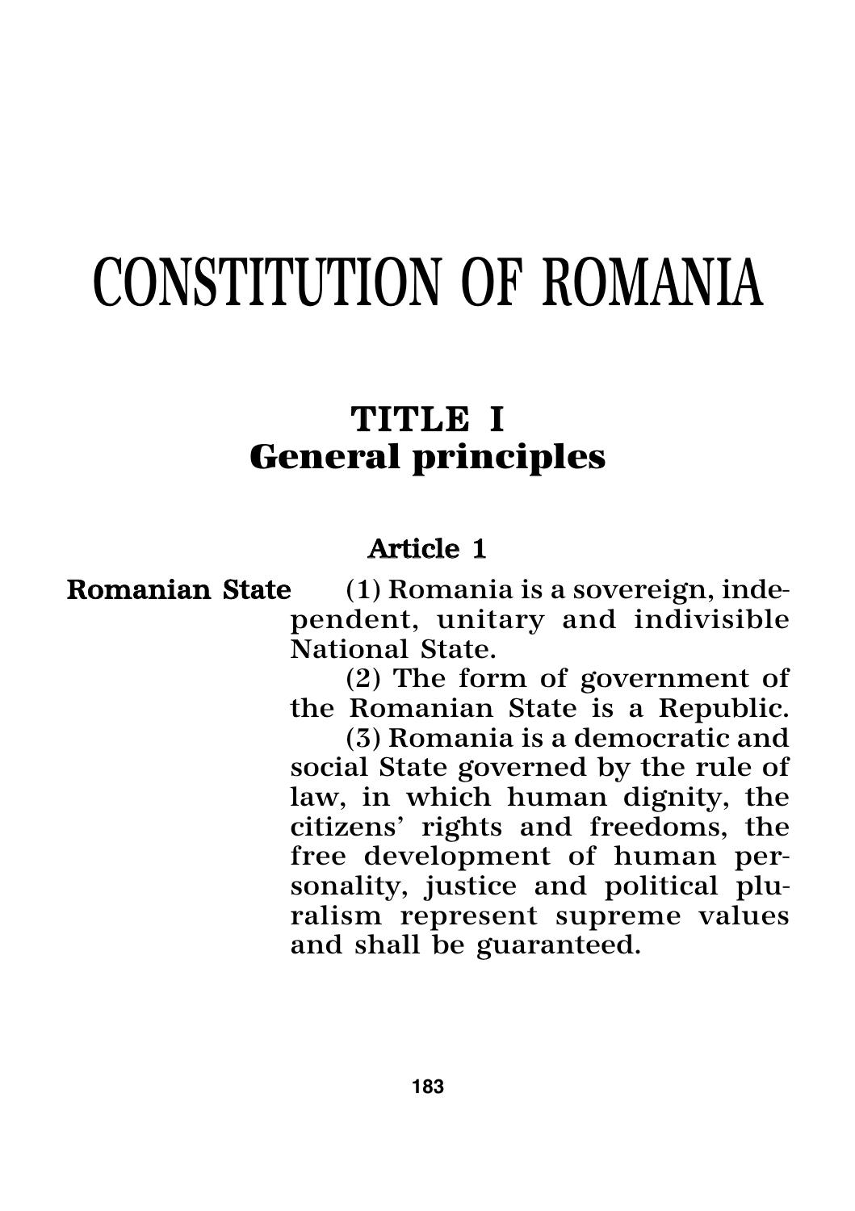# CONSTITUTION OF ROMANIA

## TITLE I
## General principles

### Article 1

**Romanian State**

(1) Romania is a sovereign, independent, unitary and indivisible National State.

(2) The form of government of the Romanian State is a Republic.

(3) Romania is a democratic and social State governed by the rule of law, in which human dignity, the citizens' rights and freedoms, the free development of human personality, justice and political pluralism represent supreme values and shall be guaranteed.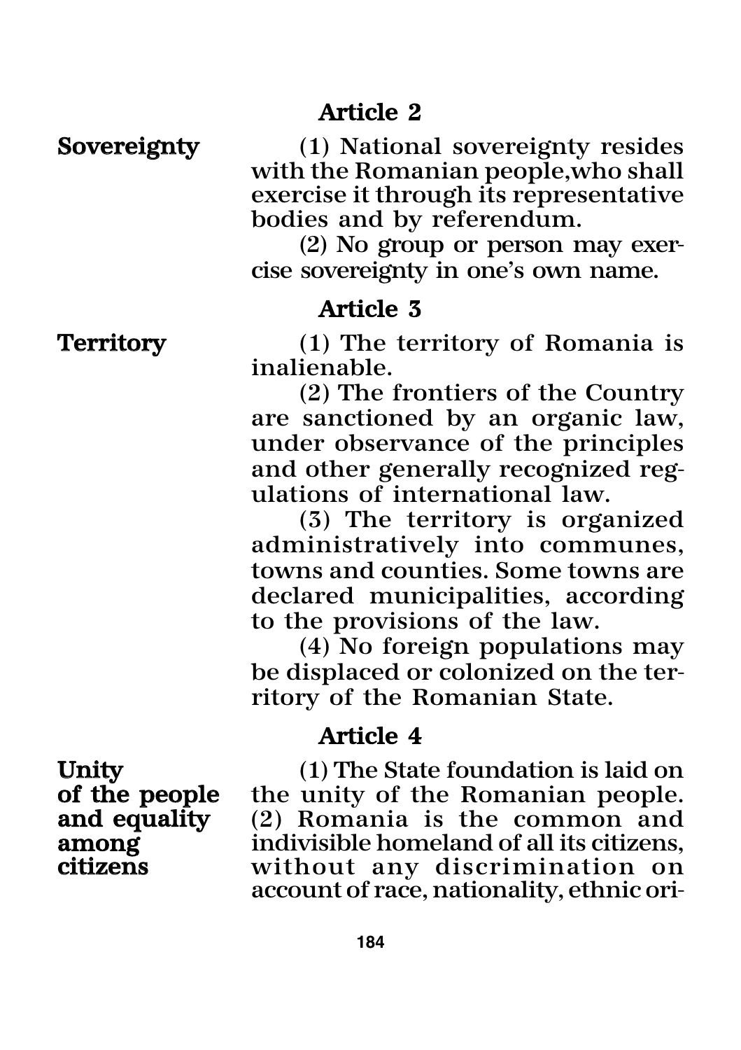## Article 2

**Sovereignty**

(1) National sovereignty resides with the Romanian people,who shall exercise it through its representative bodies and by referendum.

(2) No group or person may exercise sovereignty in one's own name.

## Article 3

**Territory**

(1) The territory of Romania is inalienable.

(2) The frontiers of the Country are sanctioned by an organic law, under observance of the principles and other generally recognized regulations of international law.

(3) The territory is organized administratively into communes, towns and counties. Some towns are declared municipalities, according to the provisions of the law.

(4) No foreign populations may be displaced or colonized on the territory of the Romanian State.

## Article 4

**Unity of the people and equality among citizens**

(1) The State foundation is laid on the unity of the Romanian people. (2) Romania is the common and indivisible homeland of all its citizens, without any discrimination on account of race, nationality, ethnic ori-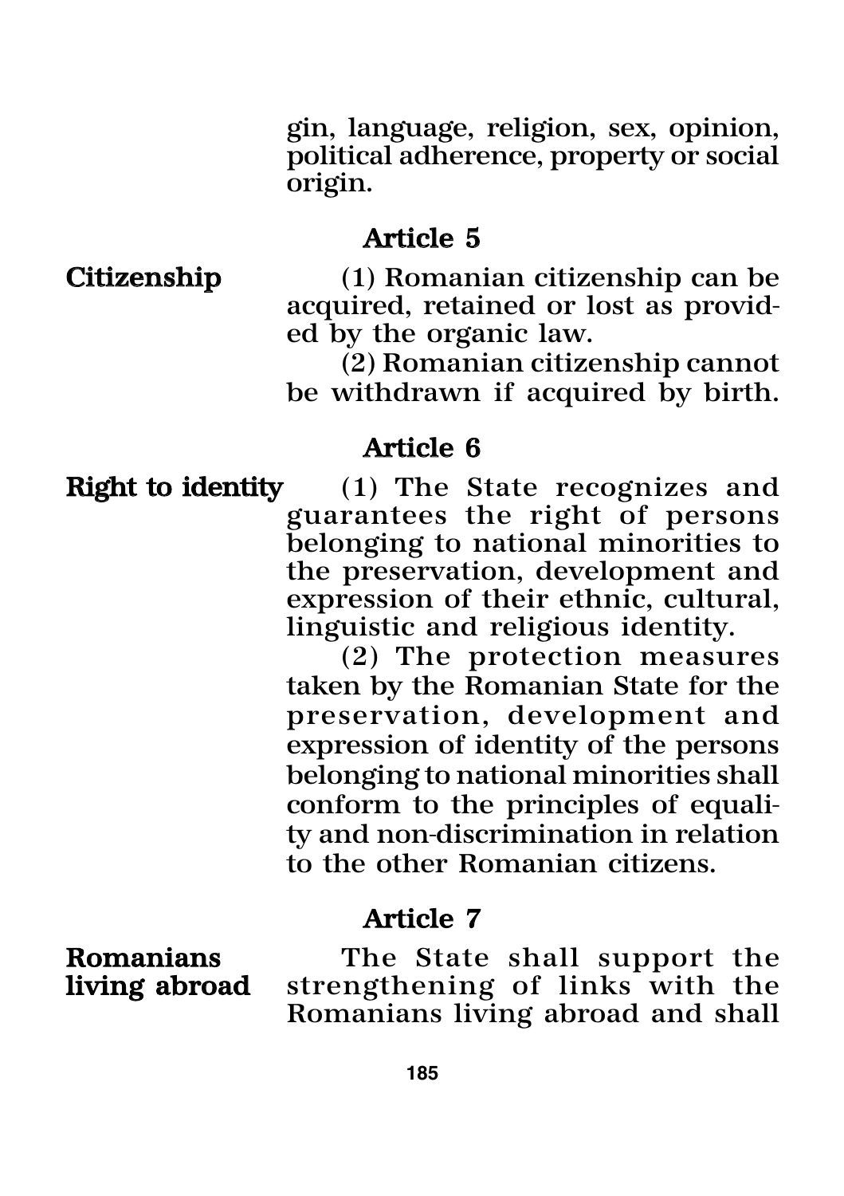gin, language, religion, sex, opinion, political adherence, property or social origin.

## Article 5

**Citizenship**

(1) Romanian citizenship can be acquired, retained or lost as provided by the organic law.

(2) Romanian citizenship cannot be withdrawn if acquired by birth.

## Article 6

**Right to identity**

(1) The State recognizes and guarantees the right of persons belonging to national minorities to the preservation, development and expression of their ethnic, cultural, linguistic and religious identity.

(2) The protection measures taken by the Romanian State for the preservation, development and expression of identity of the persons belonging to national minorities shall conform to the principles of equality and non-discrimination in relation to the other Romanian citizens.

## Article 7

**Romanians living abroad**

The State shall support the strengthening of links with the Romanians living abroad and shall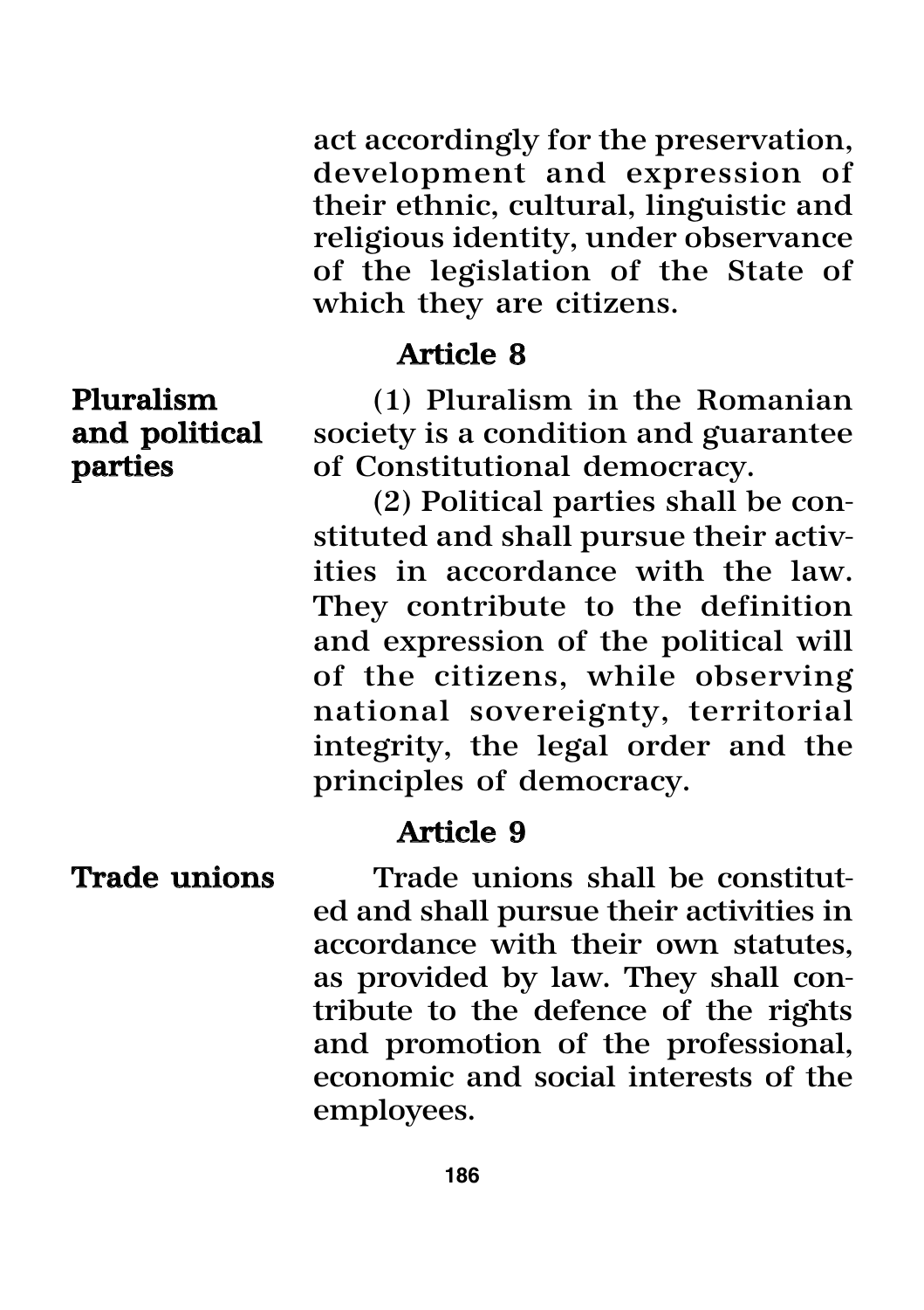act accordingly for the preservation, development and expression of their ethnic, cultural, linguistic and religious identity, under observance of the legislation of the State of which they are citizens.

### Article 8

**Pluralism and political parties**

(1) Pluralism in the Romanian society is a condition and guarantee of Constitutional democracy.

(2) Political parties shall be constituted and shall pursue their activities in accordance with the law. They contribute to the definition and expression of the political will of the citizens, while observing national sovereignty, territorial integrity, the legal order and the principles of democracy.

### Article 9

**Trade unions**

Trade unions shall be constituted and shall pursue their activities in accordance with their own statutes, as provided by law. They shall contribute to the defence of the rights and promotion of the professional, economic and social interests of the employees.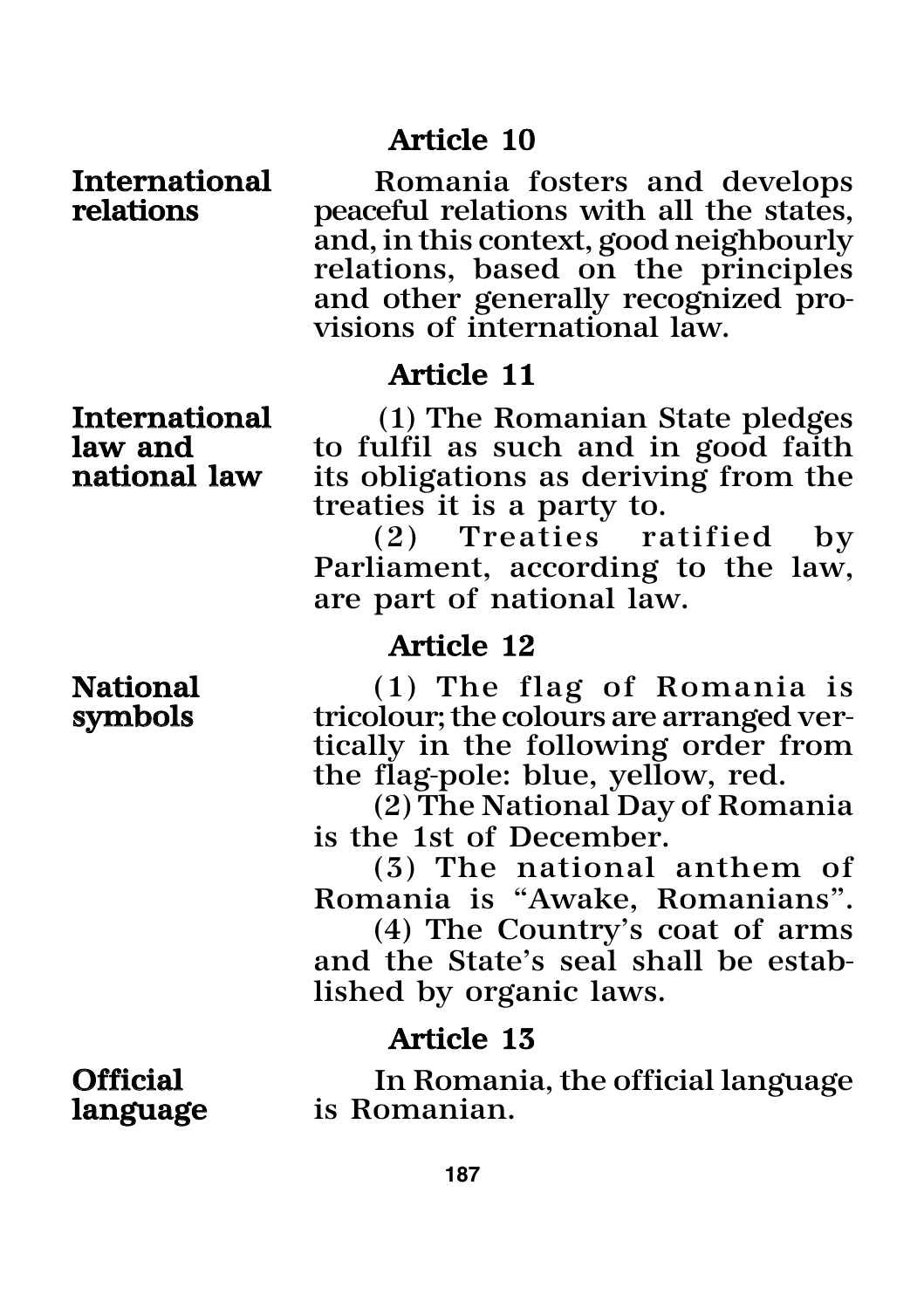## Article 10

**International relations**

Romania fosters and develops peaceful relations with all the states, and, in this context, good neighbourly relations, based on the principles and other generally recognized provisions of international law.

## Article 11

**International law and national law**

(1) The Romanian State pledges to fulfil as such and in good faith its obligations as deriving from the treaties it is a party to.

(2) Treaties ratified by Parliament, according to the law, are part of national law.

## Article 12

**National symbols**

(1) The flag of Romania is tricolour; the colours are arranged vertically in the following order from the flag-pole: blue, yellow, red.

(2) The National Day of Romania is the 1st of December.

(3) The national anthem of Romania is "Awake, Romanians".

(4) The Country's coat of arms and the State's seal shall be established by organic laws.

## Article 13

**Official language**

In Romania, the official language is Romanian.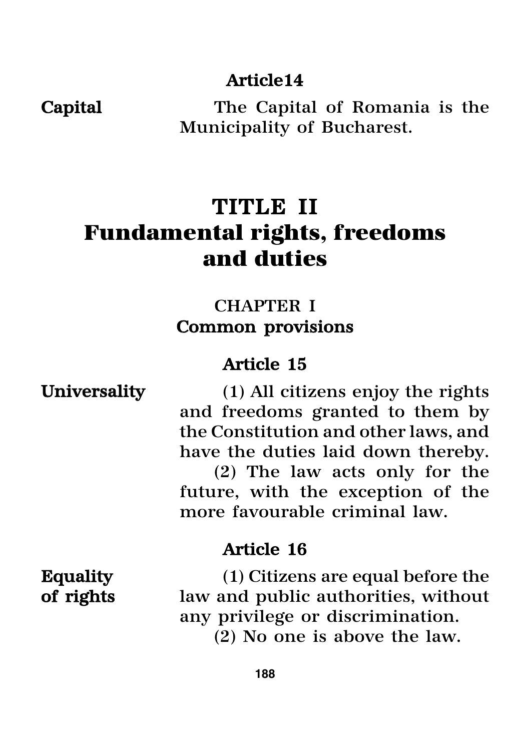### Article14

**Capital**

The Capital of Romania is the Municipality of Bucharest.

# TITLE II
# Fundamental rights, freedoms and duties

## CHAPTER I
## Common provisions

### Article 15

**Universality**

(1) All citizens enjoy the rights and freedoms granted to them by the Constitution and other laws, and have the duties laid down thereby.

(2) The law acts only for the future, with the exception of the more favourable criminal law.

### Article 16

**Equality of rights**

(1) Citizens are equal before the law and public authorities, without any privilege or discrimination.

(2) No one is above the law.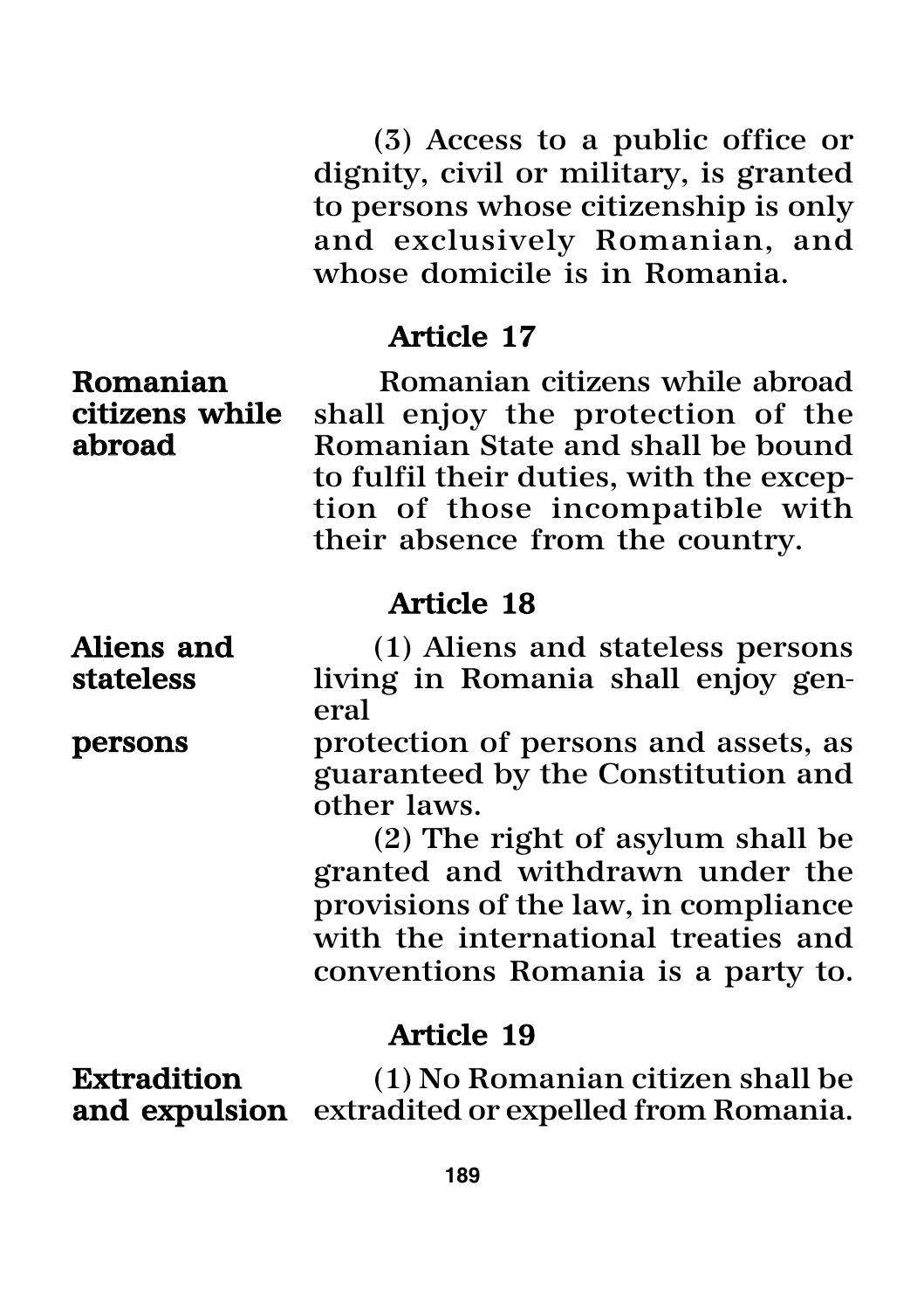(3) Access to a public office or dignity, civil or military, is granted to persons whose citizenship is only and exclusively Romanian, and whose domicile is in Romania.

### Article 17

**Romanian citizens while abroad**

Romanian citizens while abroad shall enjoy the protection of the Romanian State and shall be bound to fulfil their duties, with the exception of those incompatible with their absence from the country.

### Article 18

**Aliens and stateless persons**

(1) Aliens and stateless persons living in Romania shall enjoy general protection of persons and assets, as guaranteed by the Constitution and other laws.

(2) The right of asylum shall be granted and withdrawn under the provisions of the law, in compliance with the international treaties and conventions Romania is a party to.

### Article 19

**Extradition and expulsion**

(1) No Romanian citizen shall be extradited or expelled from Romania.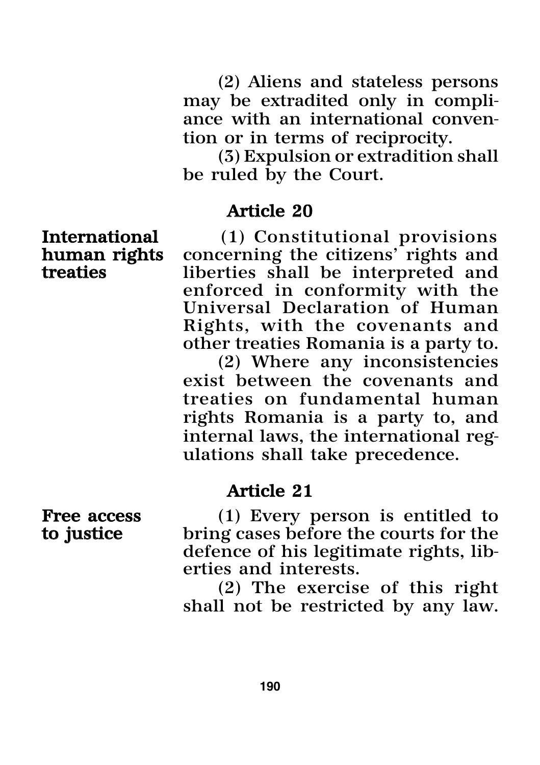(2) Aliens and stateless persons may be extradited only in compliance with an international convention or in terms of reciprocity.

(3) Expulsion or extradition shall be ruled by the Court.

## Article 20

**International human rights treaties**

(1) Constitutional provisions concerning the citizens' rights and liberties shall be interpreted and enforced in conformity with the Universal Declaration of Human Rights, with the covenants and other treaties Romania is a party to.

(2) Where any inconsistencies exist between the covenants and treaties on fundamental human rights Romania is a party to, and internal laws, the international regulations shall take precedence.

## Article 21

**Free access to justice**

(1) Every person is entitled to bring cases before the courts for the defence of his legitimate rights, liberties and interests.

(2) The exercise of this right shall not be restricted by any law.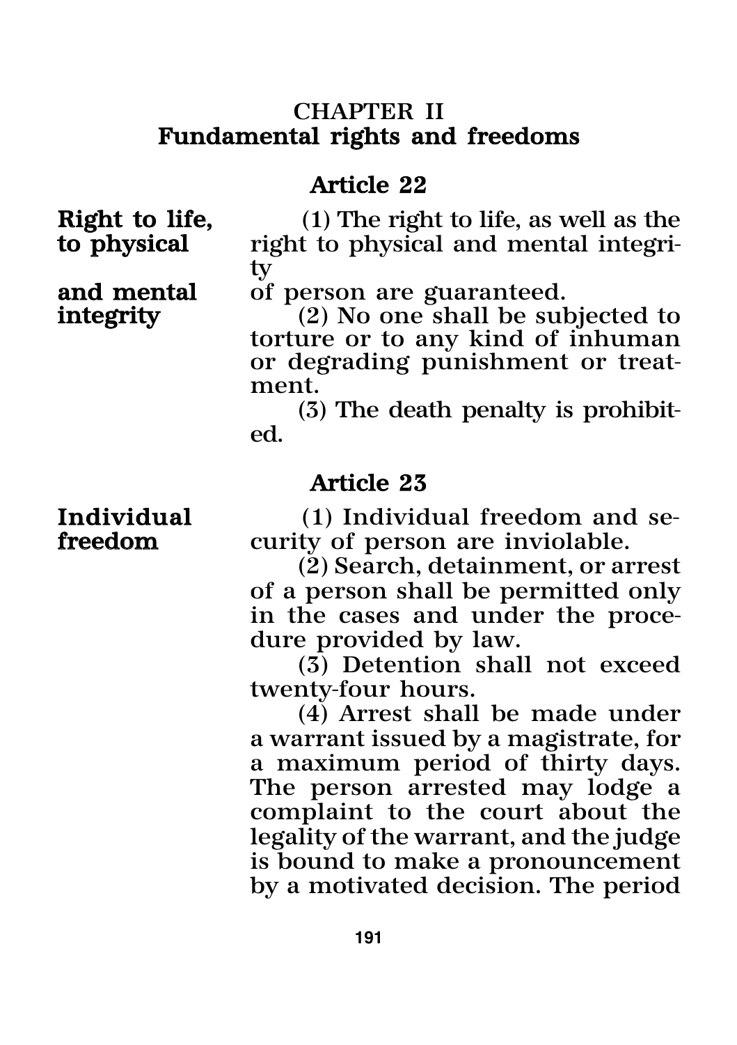## CHAPTER II
## Fundamental rights and freedoms

### Article 22

**Right to life, to physical and mental integrity**

(1) The right to life, as well as the right to physical and mental integrity of person are guaranteed.

(2) No one shall be subjected to torture or to any kind of inhuman or degrading punishment or treatment.

(3) The death penalty is prohibited.

### Article 23

**Individual freedom**

(1) Individual freedom and security of person are inviolable.

(2) Search, detainment, or arrest of a person shall be permitted only in the cases and under the procedure provided by law.

(3) Detention shall not exceed twenty-four hours.

(4) Arrest shall be made under a warrant issued by a magistrate, for a maximum period of thirty days. The person arrested may lodge a complaint to the court about the legality of the warrant, and the judge is bound to make a pronouncement by a motivated decision. The period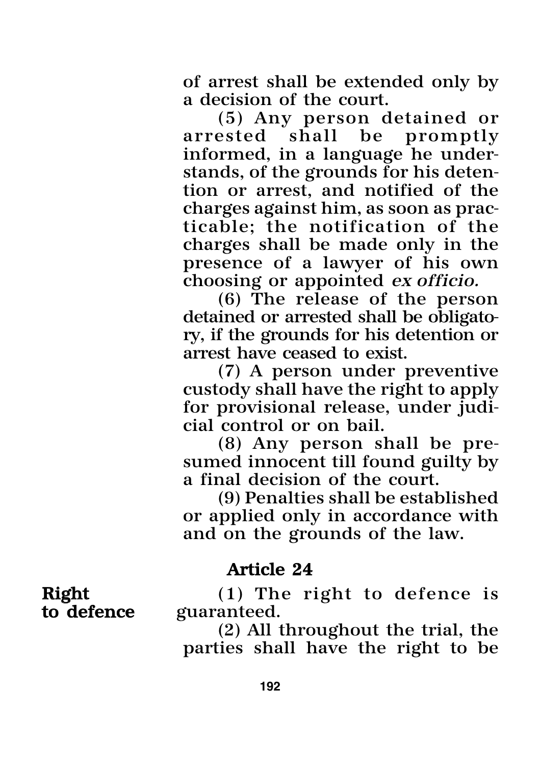of arrest shall be extended only by a decision of the court.

(5) Any person detained or arrested shall be promptly informed, in a language he understands, of the grounds for his detention or arrest, and notified of the charges against him, as soon as practicable; the notification of the charges shall be made only in the presence of a lawyer of his own choosing or appointed *ex officio.*

(6) The release of the person detained or arrested shall be obligatory, if the grounds for his detention or arrest have ceased to exist.

(7) A person under preventive custody shall have the right to apply for provisional release, under judicial control or on bail.

(8) Any person shall be presumed innocent till found guilty by a final decision of the court.

(9) Penalties shall be established or applied only in accordance with and on the grounds of the law.

## Article 24

**Right to defence**

(1) The right to defence is guaranteed.

(2) All throughout the trial, the parties shall have the right to be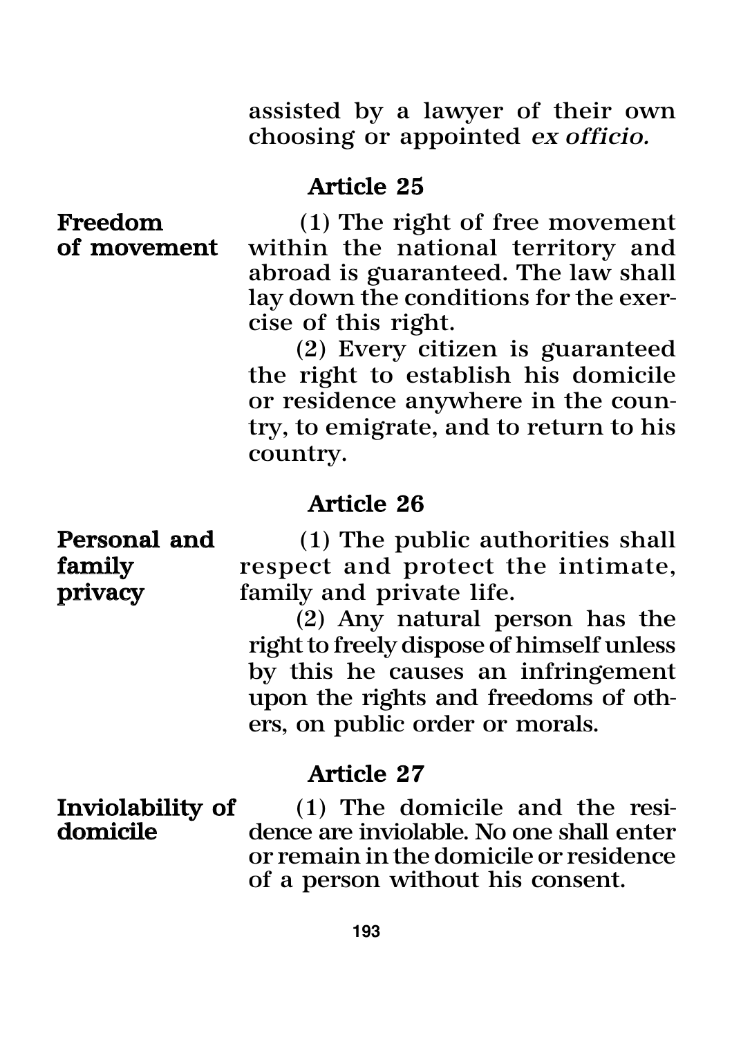assisted by a lawyer of their own choosing or appointed *ex officio.*

## Article 25

**Freedom of movement**

(1) The right of free movement within the national territory and abroad is guaranteed. The law shall lay down the conditions for the exercise of this right.

(2) Every citizen is guaranteed the right to establish his domicile or residence anywhere in the country, to emigrate, and to return to his country.

## Article 26

**Personal and family privacy**

(1) The public authorities shall respect and protect the intimate, family and private life.

(2) Any natural person has the right to freely dispose of himself unless by this he causes an infringement upon the rights and freedoms of others, on public order or morals.

## Article 27

**Inviolability of domicile**

(1) The domicile and the residence are inviolable. No one shall enter or remain in the domicile or residence of a person without his consent.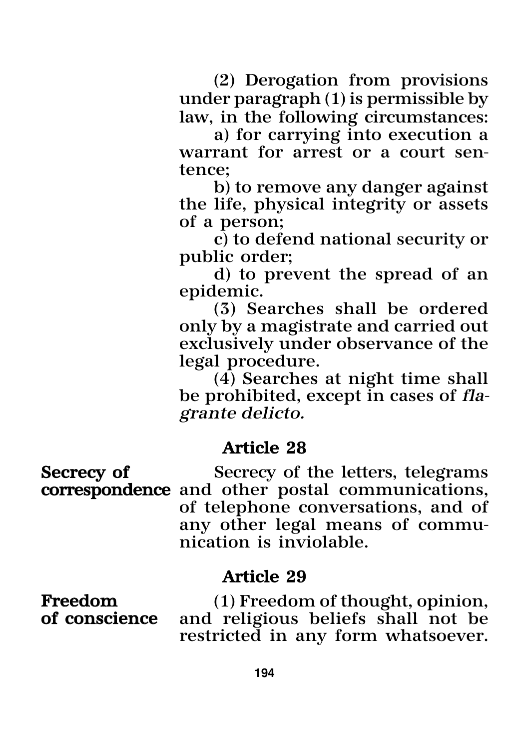(2) Derogation from provisions under paragraph (1) is permissible by law, in the following circumstances:

a) for carrying into execution a warrant for arrest or a court sentence;

b) to remove any danger against the life, physical integrity or assets of a person;

c) to defend national security or public order;

d) to prevent the spread of an epidemic.

(3) Searches shall be ordered only by a magistrate and carried out exclusively under observance of the legal procedure.

(4) Searches at night time shall be prohibited, except in cases of *flagrante delicto.*

## Article 28

**Secrecy of correspondence**

Secrecy of the letters, telegrams and other postal communications, of telephone conversations, and of any other legal means of communication is inviolable.

## Article 29

**Freedom of conscience**

(1) Freedom of thought, opinion, and religious beliefs shall not be restricted in any form whatsoever.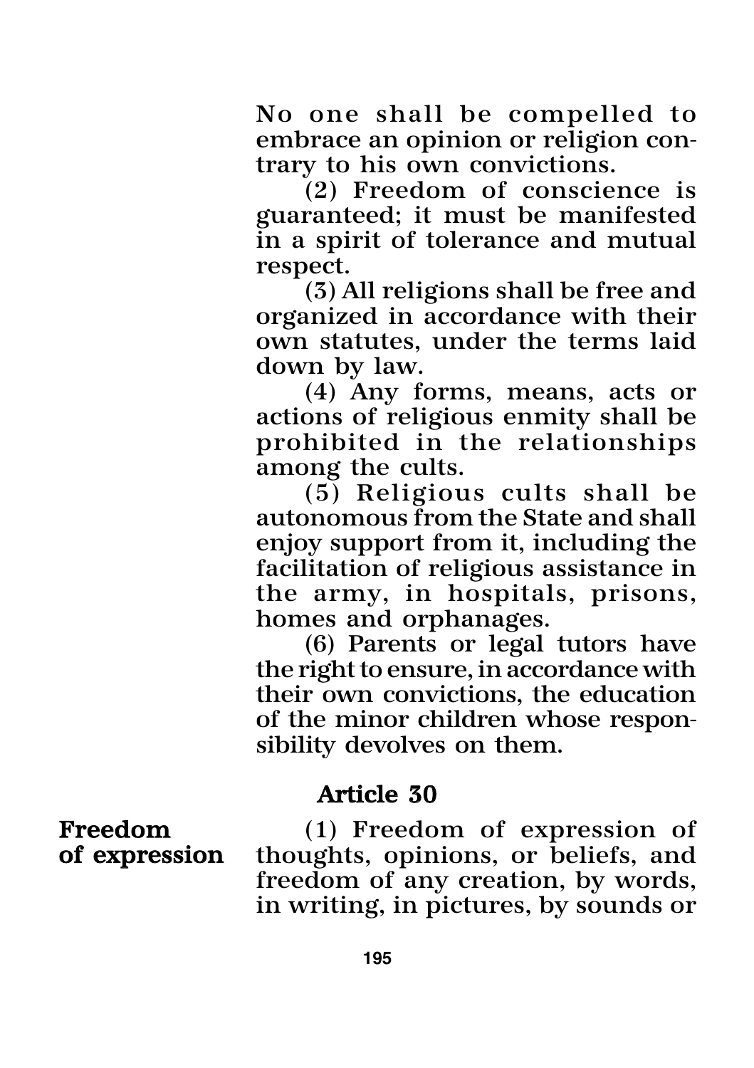No one shall be compelled to embrace an opinion or religion contrary to his own convictions.

(2) Freedom of conscience is guaranteed; it must be manifested in a spirit of tolerance and mutual respect.

(3) All religions shall be free and organized in accordance with their own statutes, under the terms laid down by law.

(4) Any forms, means, acts or actions of religious enmity shall be prohibited in the relationships among the cults.

(5) Religious cults shall be autonomous from the State and shall enjoy support from it, including the facilitation of religious assistance in the army, in hospitals, prisons, homes and orphanages.

(6) Parents or legal tutors have the right to ensure, in accordance with their own convictions, the education of the minor children whose responsibility devolves on them.

## Article 30

**Freedom of expression**

(1) Freedom of expression of thoughts, opinions, or beliefs, and freedom of any creation, by words, in writing, in pictures, by sounds or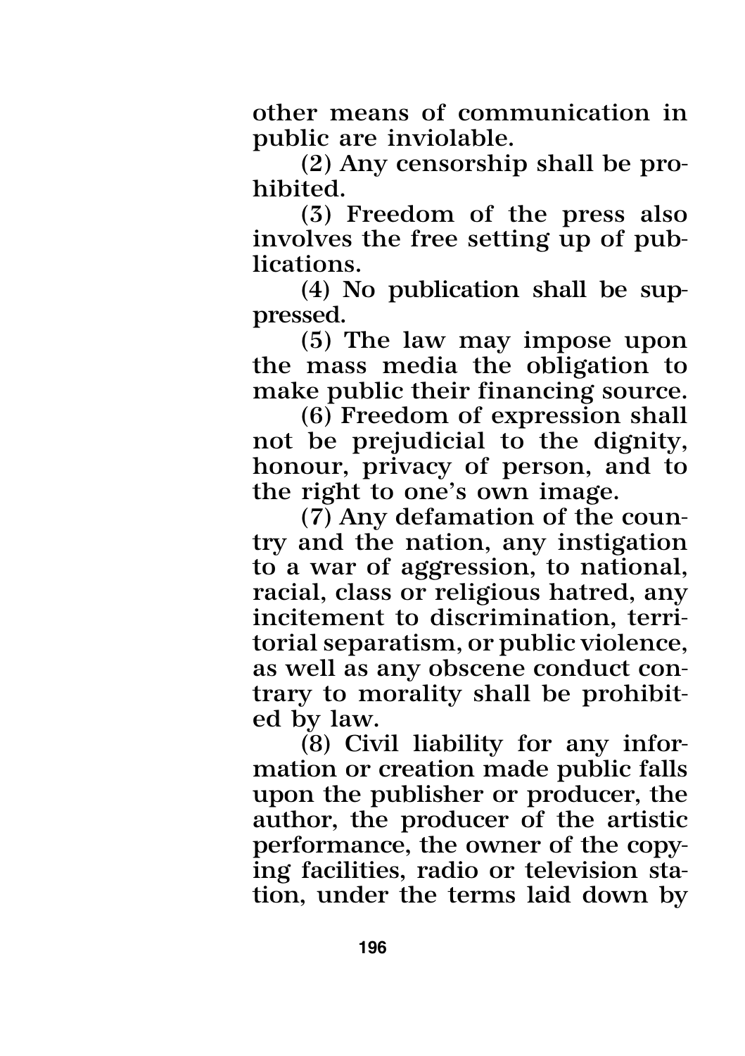other means of communication in public are inviolable.

(2) Any censorship shall be prohibited.

(3) Freedom of the press also involves the free setting up of publications.

(4) No publication shall be suppressed.

(5) The law may impose upon the mass media the obligation to make public their financing source.

(6) Freedom of expression shall not be prejudicial to the dignity, honour, privacy of person, and to the right to one's own image.

(7) Any defamation of the country and the nation, any instigation to a war of aggression, to national, racial, class or religious hatred, any incitement to discrimination, territorial separatism, or public violence, as well as any obscene conduct contrary to morality shall be prohibited by law.

(8) Civil liability for any information or creation made public falls upon the publisher or producer, the author, the producer of the artistic performance, the owner of the copying facilities, radio or television station, under the terms laid down by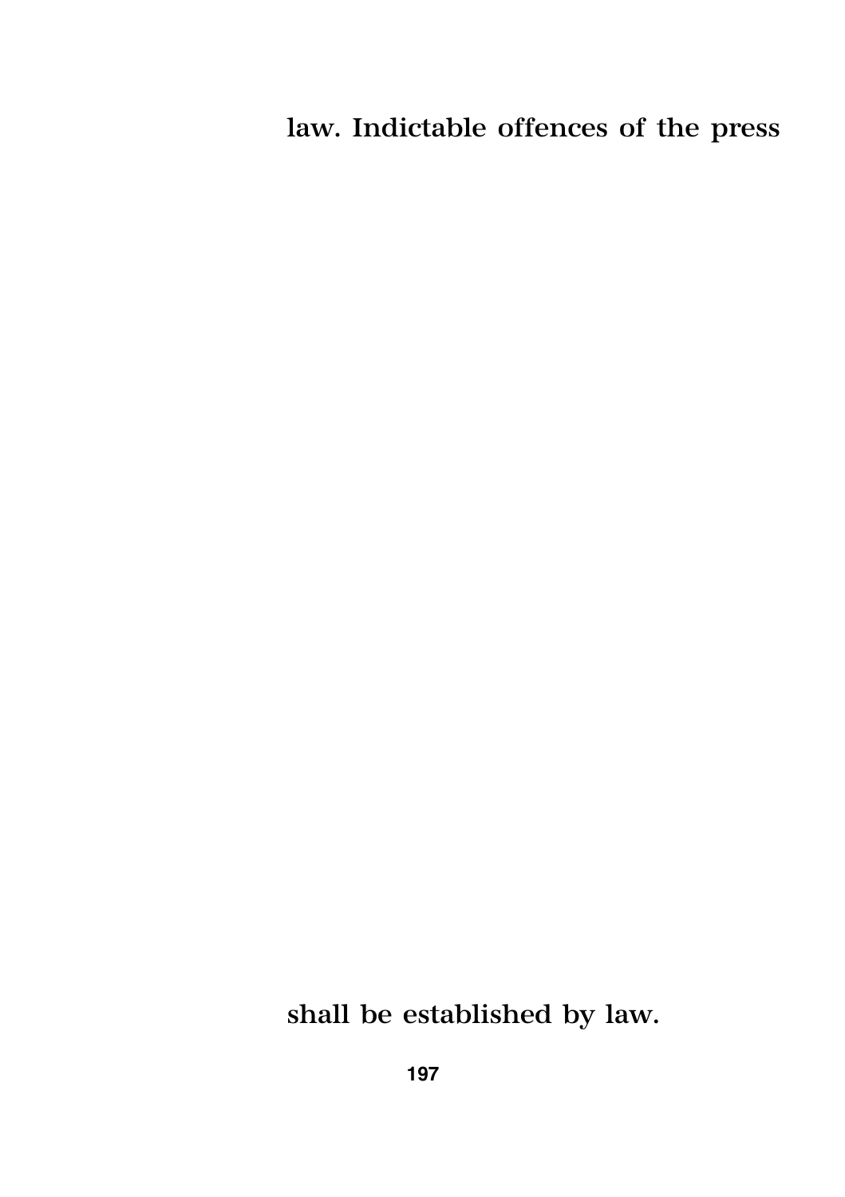**law. Indictable offences of the press**

**shall be established by law.**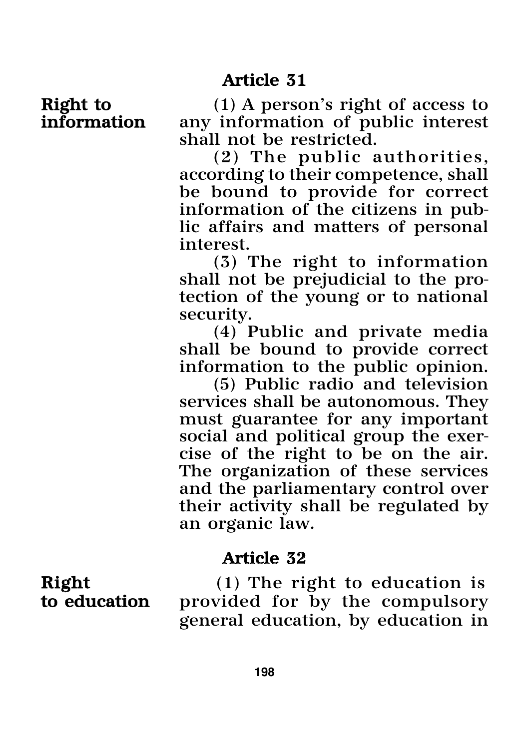## Article 31

**Right to information**

(1) A person's right of access to any information of public interest shall not be restricted.

(2) The public authorities, according to their competence, shall be bound to provide for correct information of the citizens in public affairs and matters of personal interest.

(3) The right to information shall not be prejudicial to the protection of the young or to national security.

(4) Public and private media shall be bound to provide correct information to the public opinion.

(5) Public radio and television services shall be autonomous. They must guarantee for any important social and political group the exercise of the right to be on the air. The organization of these services and the parliamentary control over their activity shall be regulated by an organic law.

## Article 32

**Right to education**

(1) The right to education is provided for by the compulsory general education, by education in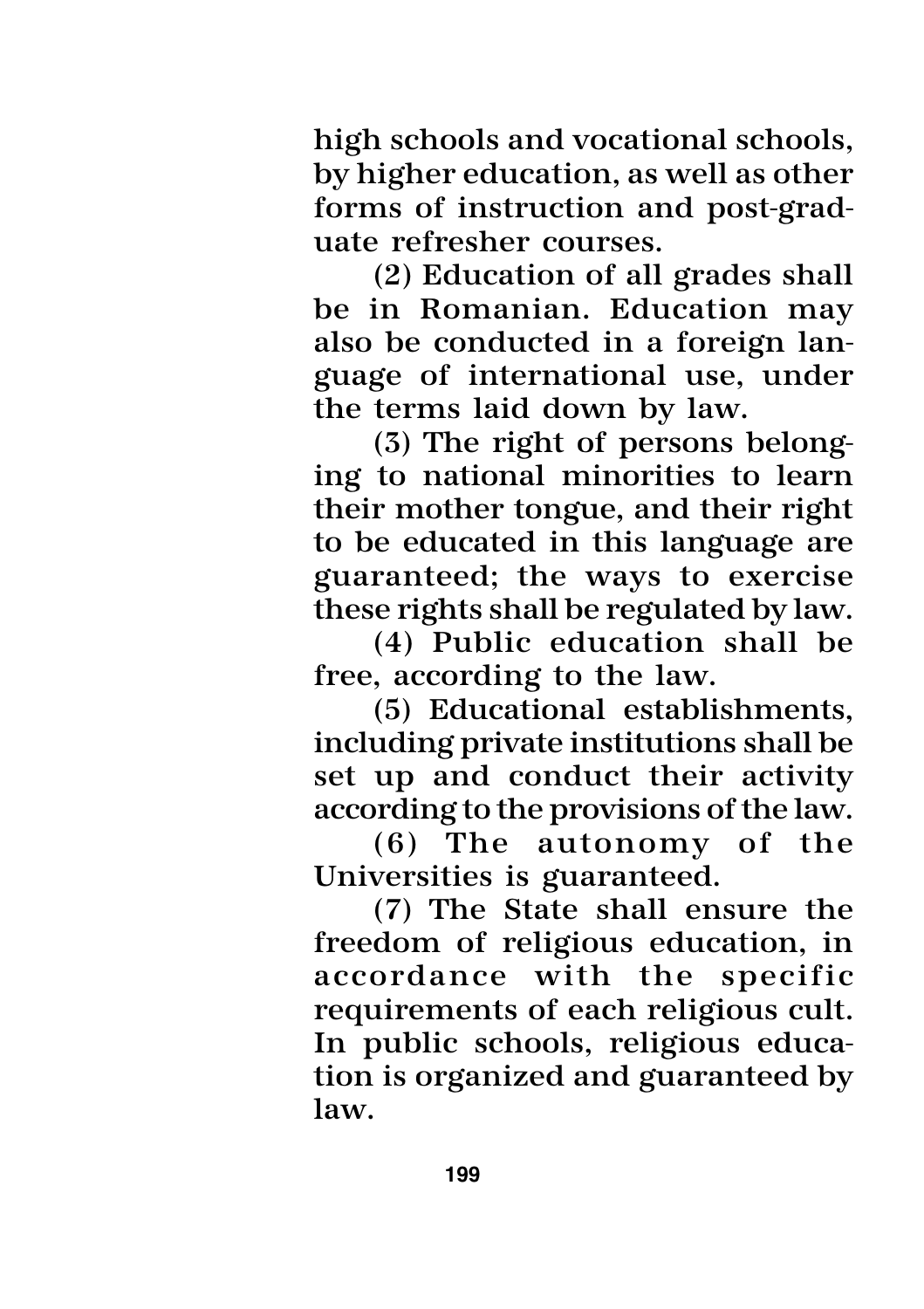high schools and vocational schools, by higher education, as well as other forms of instruction and post-graduate refresher courses.

(2) Education of all grades shall be in Romanian. Education may also be conducted in a foreign language of international use, under the terms laid down by law.

(3) The right of persons belonging to national minorities to learn their mother tongue, and their right to be educated in this language are guaranteed; the ways to exercise these rights shall be regulated by law.

(4) Public education shall be free, according to the law.

(5) Educational establishments, including private institutions shall be set up and conduct their activity according to the provisions of the law.

(6) The autonomy of the Universities is guaranteed.

(7) The State shall ensure the freedom of religious education, in accordance with the specific requirements of each religious cult. In public schools, religious education is organized and guaranteed by law.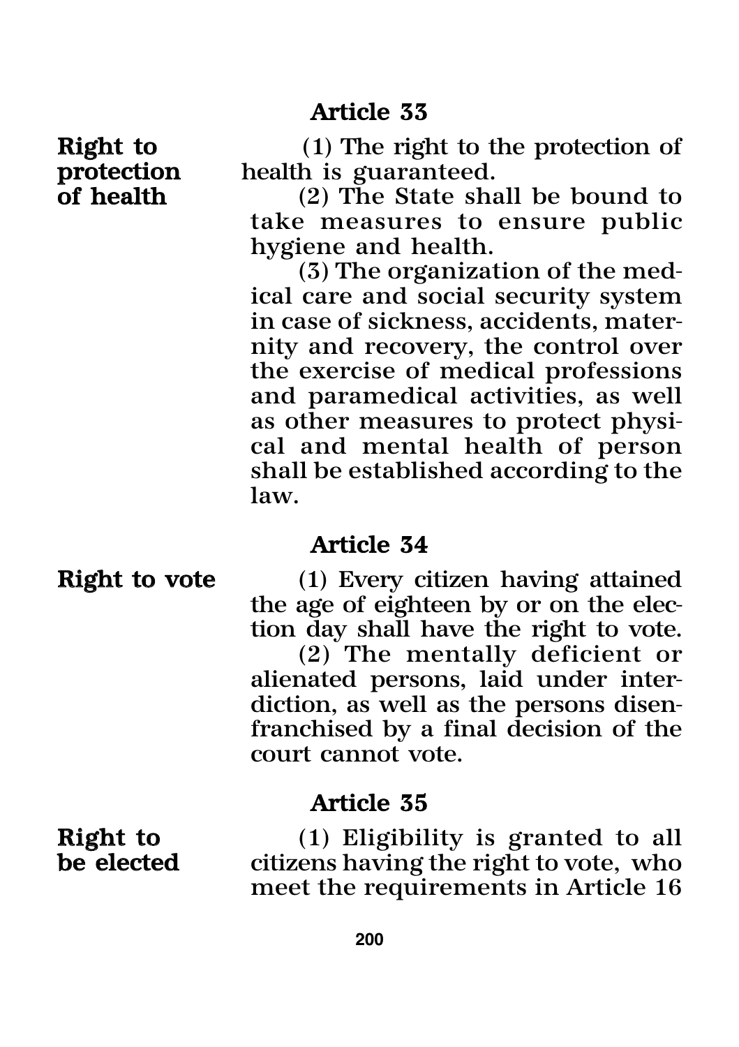## Article 33

**Right to protection of health**

(1) The right to the protection of health is guaranteed.

(2) The State shall be bound to take measures to ensure public hygiene and health.

(3) The organization of the medical care and social security system in case of sickness, accidents, maternity and recovery, the control over the exercise of medical professions and paramedical activities, as well as other measures to protect physical and mental health of person shall be established according to the law.

## Article 34

**Right to vote**

(1) Every citizen having attained the age of eighteen by or on the election day shall have the right to vote.

(2) The mentally deficient or alienated persons, laid under interdiction, as well as the persons disenfranchised by a final decision of the court cannot vote.

## Article 35

**Right to be elected**

(1) Eligibility is granted to all citizens having the right to vote, who meet the requirements in Article 16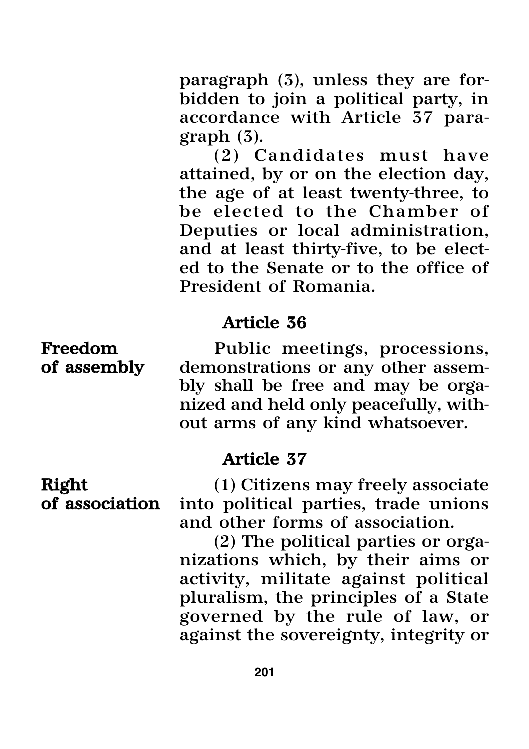paragraph (3), unless they are forbidden to join a political party, in accordance with Article 37 paragraph (3).

(2) Candidates must have attained, by or on the election day, the age of at least twenty-three, to be elected to the Chamber of Deputies or local administration, and at least thirty-five, to be elected to the Senate or to the office of President of Romania.

### Article 36

**Freedom of assembly**

Public meetings, processions, demonstrations or any other assembly shall be free and may be organized and held only peacefully, without arms of any kind whatsoever.

### Article 37

**Right of association**

(1) Citizens may freely associate into political parties, trade unions and other forms of association.

(2) The political parties or organizations which, by their aims or activity, militate against political pluralism, the principles of a State governed by the rule of law, or against the sovereignty, integrity or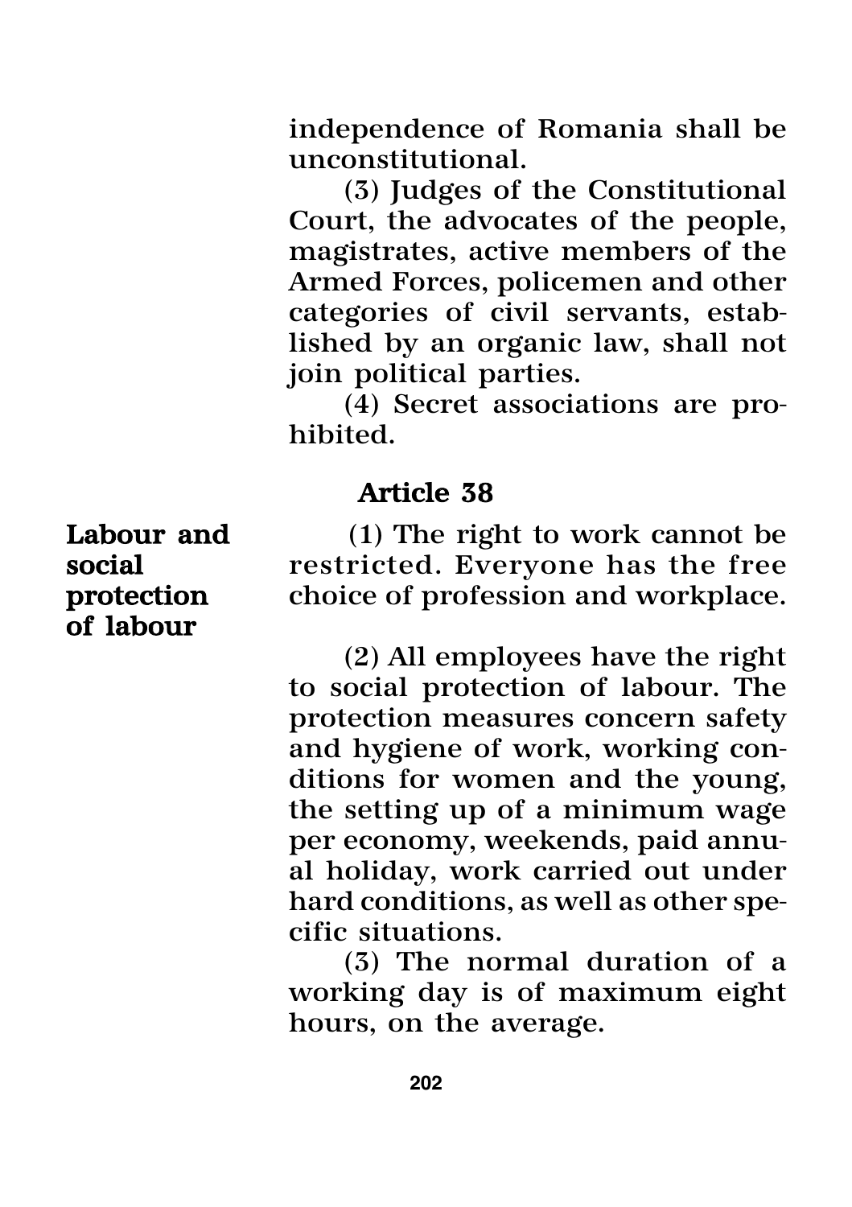independence of Romania shall be unconstitutional.

(3) Judges of the Constitutional Court, the advocates of the people, magistrates, active members of the Armed Forces, policemen and other categories of civil servants, established by an organic law, shall not join political parties.

(4) Secret associations are prohibited.

## Article 38

**Labour and social protection of labour**

(1) The right to work cannot be restricted. Everyone has the free choice of profession and workplace.

(2) All employees have the right to social protection of labour. The protection measures concern safety and hygiene of work, working conditions for women and the young, the setting up of a minimum wage per economy, weekends, paid annual holiday, work carried out under hard conditions, as well as other specific situations.

(3) The normal duration of a working day is of maximum eight hours, on the average.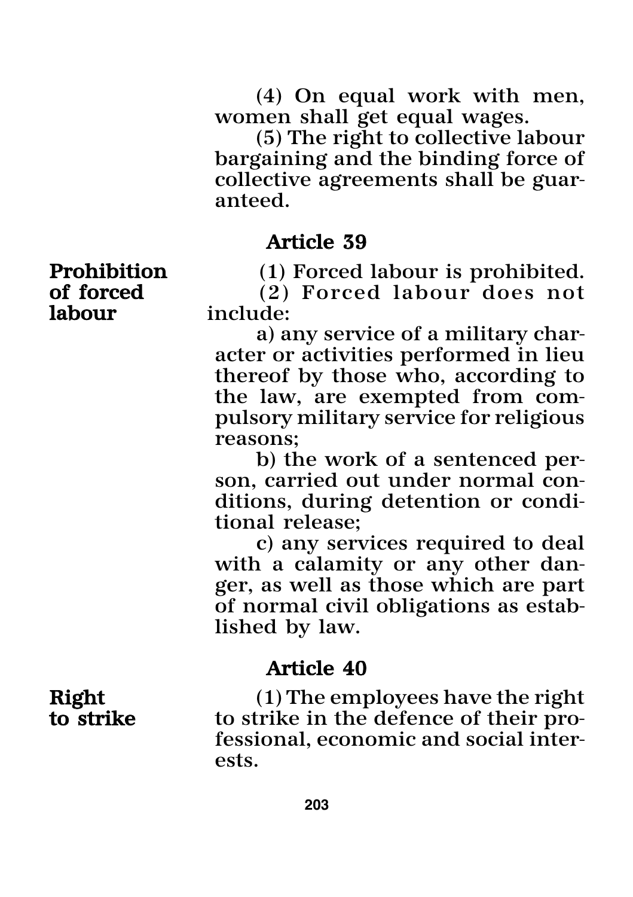(4) On equal work with men, women shall get equal wages.

(5) The right to collective labour bargaining and the binding force of collective agreements shall be guaranteed.

## Article 39

**Prohibition of forced labour**

(1) Forced labour is prohibited.

(2) Forced labour does not include:

a) any service of a military character or activities performed in lieu thereof by those who, according to the law, are exempted from compulsory military service for religious reasons;

b) the work of a sentenced person, carried out under normal conditions, during detention or conditional release;

c) any services required to deal with a calamity or any other danger, as well as those which are part of normal civil obligations as established by law.

## Article 40

**Right to strike**

(1) The employees have the right to strike in the defence of their professional, economic and social interests.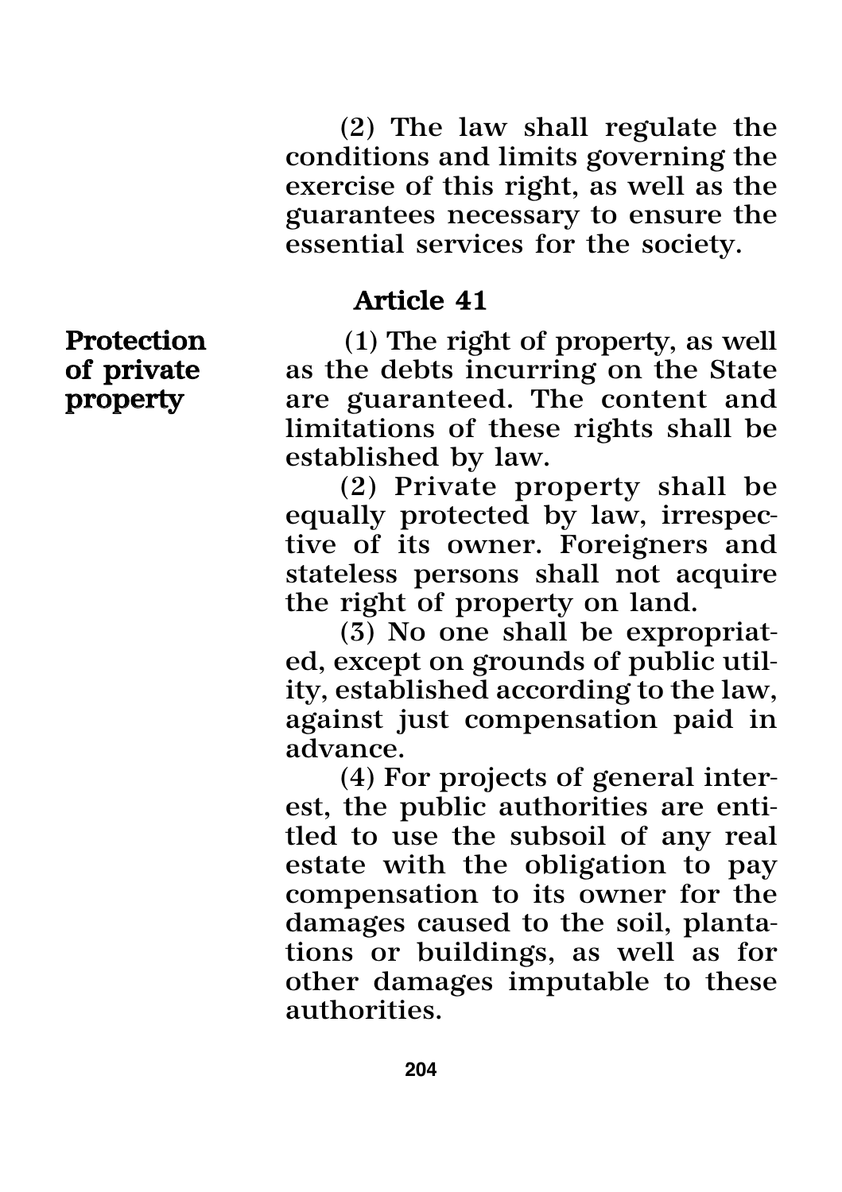(2) The law shall regulate the conditions and limits governing the exercise of this right, as well as the guarantees necessary to ensure the essential services for the society.

## Article 41

**Protection of private property**

(1) The right of property, as well as the debts incurring on the State are guaranteed. The content and limitations of these rights shall be established by law.

(2) Private property shall be equally protected by law, irrespective of its owner. Foreigners and stateless persons shall not acquire the right of property on land.

(3) No one shall be expropriated, except on grounds of public utility, established according to the law, against just compensation paid in advance.

(4) For projects of general interest, the public authorities are entitled to use the subsoil of any real estate with the obligation to pay compensation to its owner for the damages caused to the soil, plantations or buildings, as well as for other damages imputable to these authorities.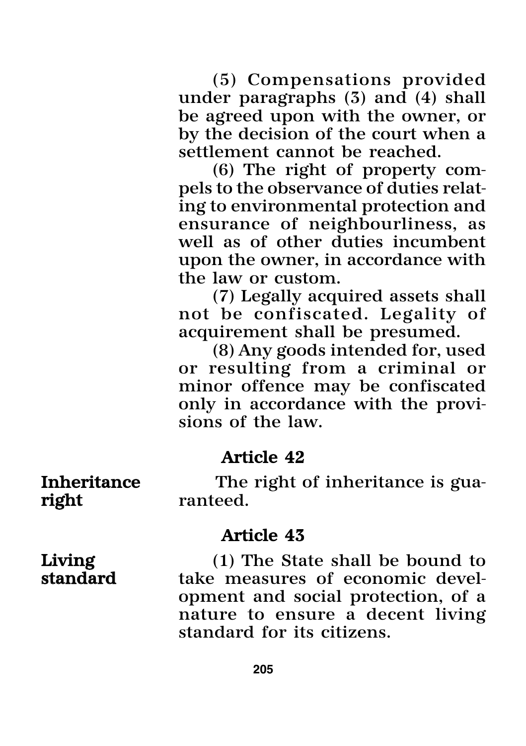(5) Compensations provided under paragraphs (3) and (4) shall be agreed upon with the owner, or by the decision of the court when a settlement cannot be reached.

(6) The right of property compels to the observance of duties relating to environmental protection and ensurance of neighbourliness, as well as of other duties incumbent upon the owner, in accordance with the law or custom.

(7) Legally acquired assets shall not be confiscated. Legality of acquirement shall be presumed.

(8) Any goods intended for, used or resulting from a criminal or minor offence may be confiscated only in accordance with the provisions of the law.

## Article 42

**Inheritance right**

The right of inheritance is guaranteed.

## Article 43

**Living standard**

(1) The State shall be bound to take measures of economic development and social protection, of a nature to ensure a decent living standard for its citizens.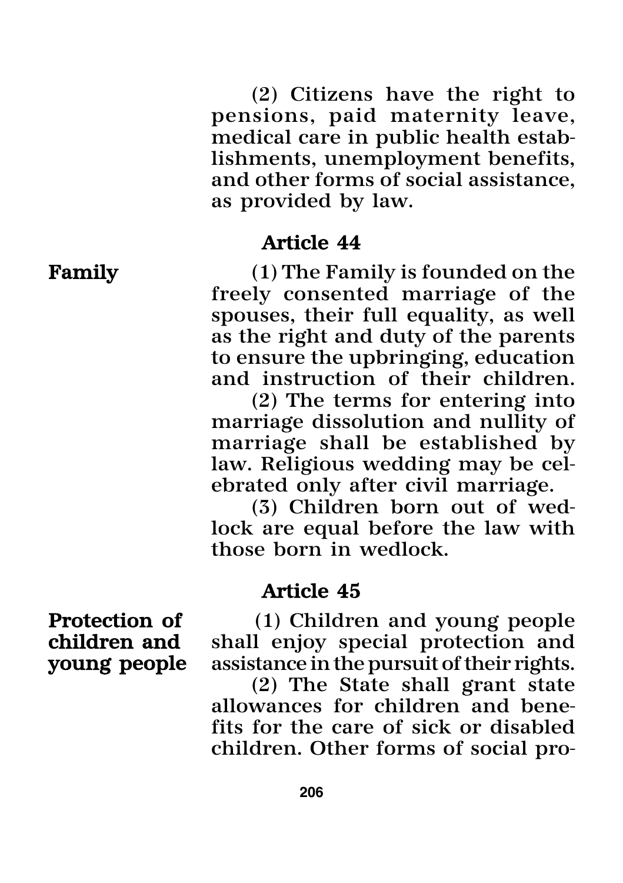(2) Citizens have the right to pensions, paid maternity leave, medical care in public health establishments, unemployment benefits, and other forms of social assistance, as provided by law.

## Article 44

**Family**

(1) The Family is founded on the freely consented marriage of the spouses, their full equality, as well as the right and duty of the parents to ensure the upbringing, education and instruction of their children.

(2) The terms for entering into marriage dissolution and nullity of marriage shall be established by law. Religious wedding may be celebrated only after civil marriage.

(3) Children born out of wedlock are equal before the law with those born in wedlock.

## Article 45

**Protection of children and young people**

(1) Children and young people shall enjoy special protection and assistance in the pursuit of their rights.

(2) The State shall grant state allowances for children and benefits for the care of sick or disabled children. Other forms of social pro-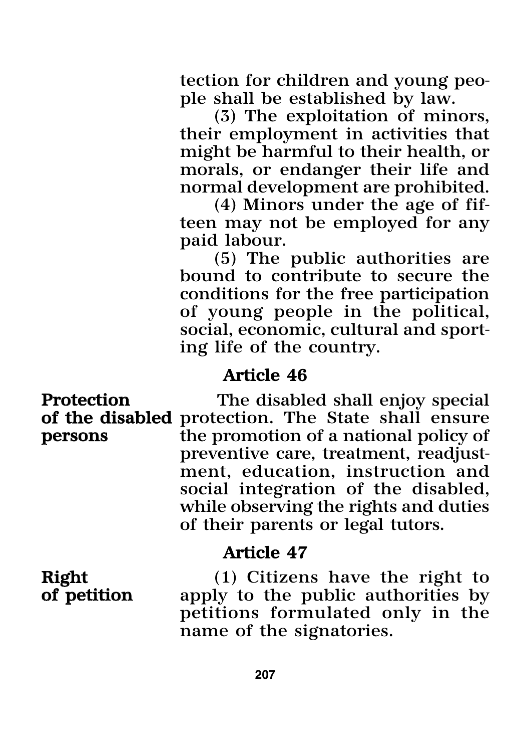tection for children and young people shall be established by law.

(3) The exploitation of minors, their employment in activities that might be harmful to their health, or morals, or endanger their life and normal development are prohibited.

(4) Minors under the age of fifteen may not be employed for any paid labour.

(5) The public authorities are bound to contribute to secure the conditions for the free participation of young people in the political, social, economic, cultural and sporting life of the country.

## Article 46

**Protection of the disabled persons**

The disabled shall enjoy special protection. The State shall ensure the promotion of a national policy of preventive care, treatment, readjustment, education, instruction and social integration of the disabled, while observing the rights and duties of their parents or legal tutors.

## Article 47

**Right of petition**

(1) Citizens have the right to apply to the public authorities by petitions formulated only in the name of the signatories.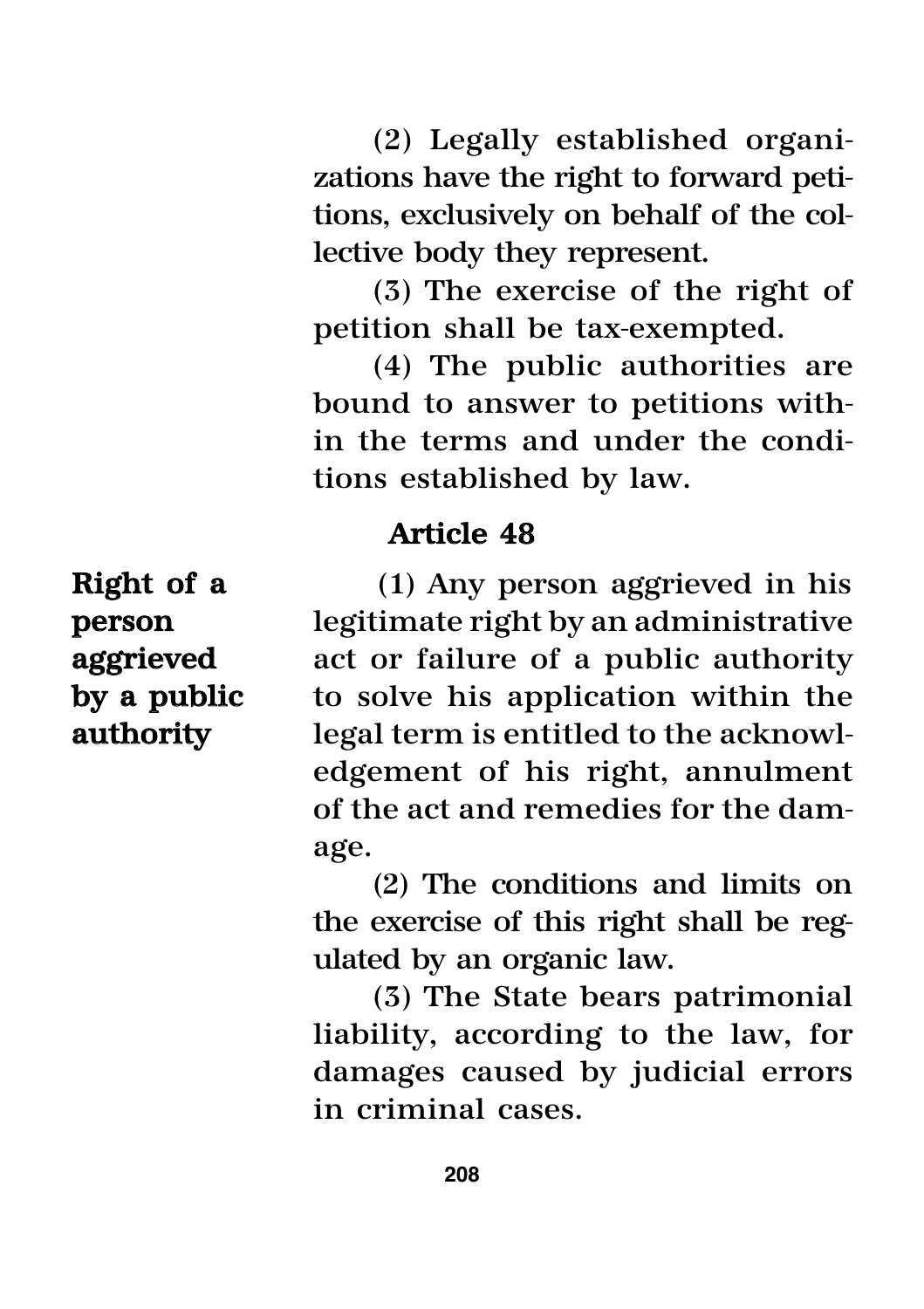(2) Legally established organizations have the right to forward petitions, exclusively on behalf of the collective body they represent.

(3) The exercise of the right of petition shall be tax-exempted.

(4) The public authorities are bound to answer to petitions within the terms and under the conditions established by law.

## Article 48

**Right of a person aggrieved by a public authority**

(1) Any person aggrieved in his legitimate right by an administrative act or failure of a public authority to solve his application within the legal term is entitled to the acknowledgement of his right, annulment of the act and remedies for the damage.

(2) The conditions and limits on the exercise of this right shall be regulated by an organic law.

(3) The State bears patrimonial liability, according to the law, for damages caused by judicial errors in criminal cases.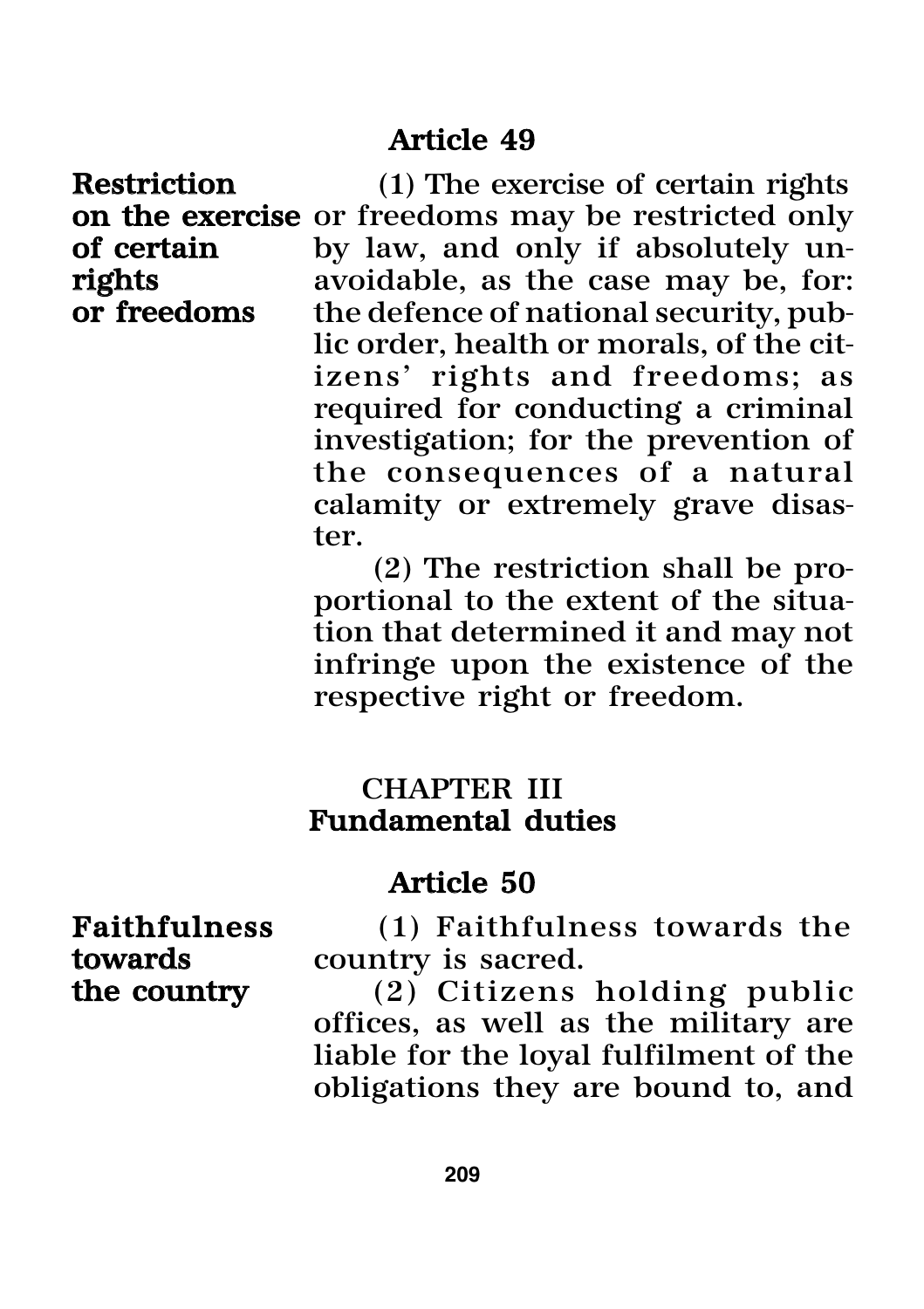## Article 49

**Restriction on the exercise of certain rights or freedoms**

(1) The exercise of certain rights or freedoms may be restricted only by law, and only if absolutely unavoidable, as the case may be, for: the defence of national security, public order, health or morals, of the citizens' rights and freedoms; as required for conducting a criminal investigation; for the prevention of the consequences of a natural calamity or extremely grave disaster.

(2) The restriction shall be proportional to the extent of the situation that determined it and may not infringe upon the existence of the respective right or freedom.

# CHAPTER III
## Fundamental duties

## Article 50

**Faithfulness towards the country**

(1) Faithfulness towards the country is sacred.

(2) Citizens holding public offices, as well as the military are liable for the loyal fulfilment of the obligations they are bound to, and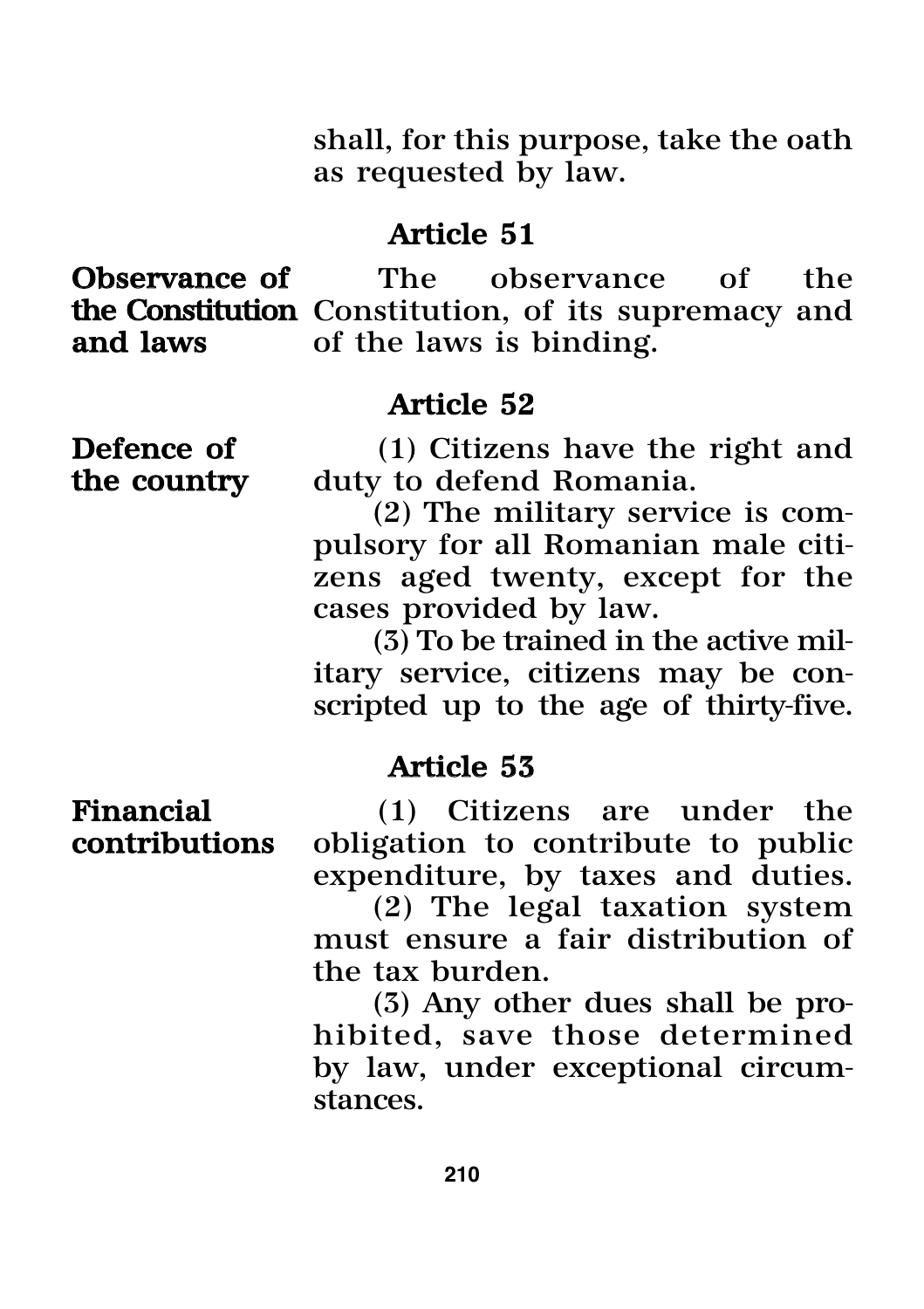shall, for this purpose, take the oath as requested by law.

## Article 51

**Observance of the Constitution and laws**

The observance of the Constitution, of its supremacy and of the laws is binding.

## Article 52

**Defence of the country**

(1) Citizens have the right and duty to defend Romania.

(2) The military service is compulsory for all Romanian male citizens aged twenty, except for the cases provided by law.

(3) To be trained in the active military service, citizens may be conscripted up to the age of thirty-five.

## Article 53

**Financial contributions**

(1) Citizens are under the obligation to contribute to public expenditure, by taxes and duties.

(2) The legal taxation system must ensure a fair distribution of the tax burden.

(3) Any other dues shall be prohibited, save those determined by law, under exceptional circumstances.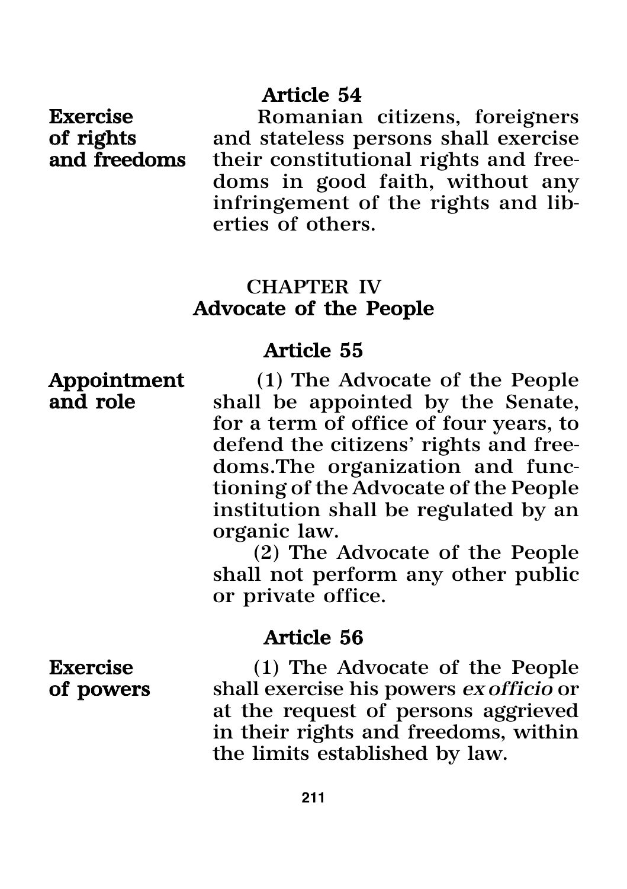### Article 54

**Exercise of rights and freedoms**

Romanian citizens, foreigners and stateless persons shall exercise their constitutional rights and freedoms in good faith, without any infringement of the rights and liberties of others.

## CHAPTER IV
## Advocate of the People

### Article 55

**Appointment and role**

(1) The Advocate of the People shall be appointed by the Senate, for a term of office of four years, to defend the citizens' rights and freedoms.The organization and functioning of the Advocate of the People institution shall be regulated by an organic law.

(2) The Advocate of the People shall not perform any other public or private office.

### Article 56

**Exercise of powers**

(1) The Advocate of the People shall exercise his powers *ex officio* or at the request of persons aggrieved in their rights and freedoms, within the limits established by law.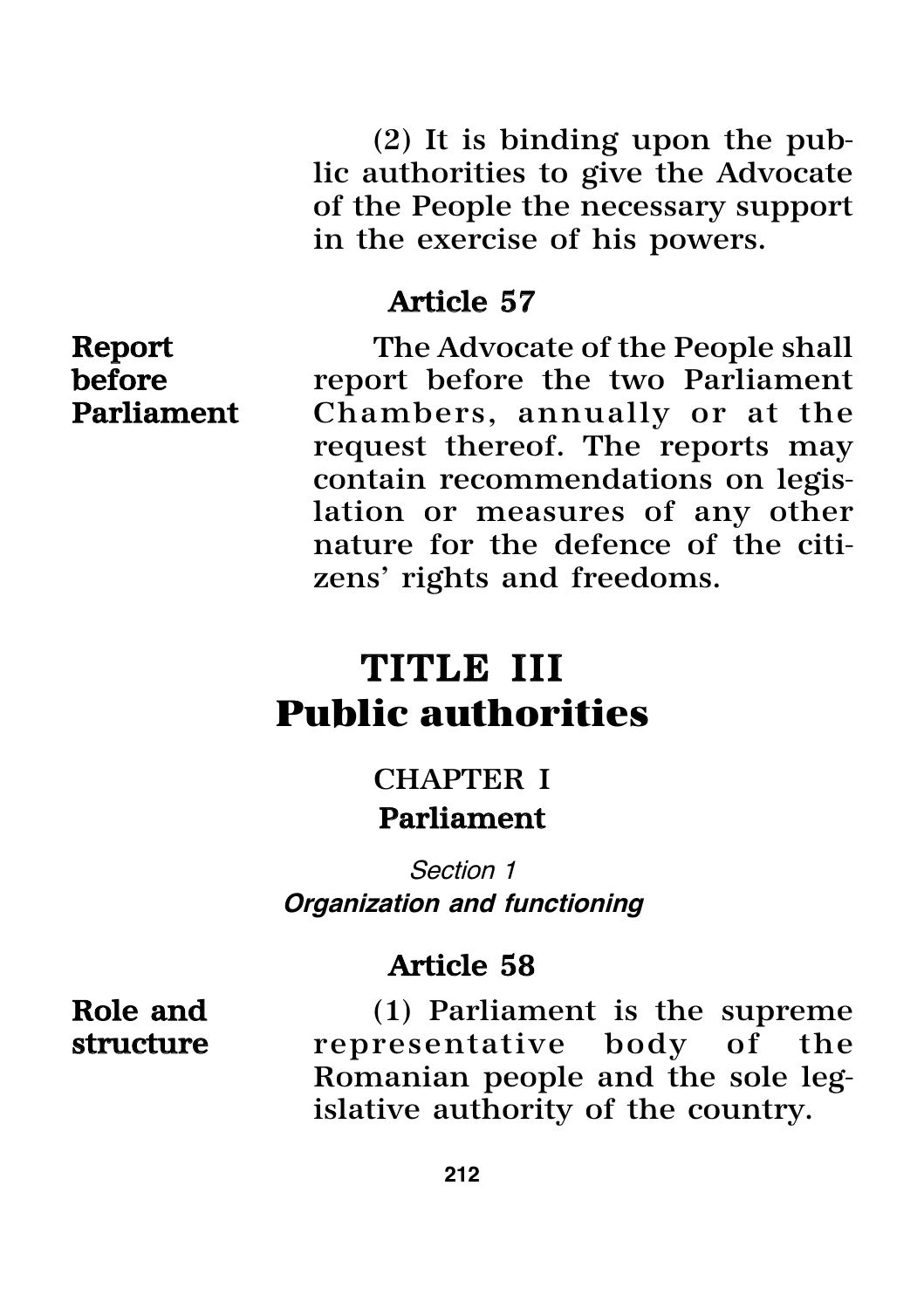(2) It is binding upon the public authorities to give the Advocate of the People the necessary support in the exercise of his powers.

### Article 57

**Report before Parliament**

The Advocate of the People shall report before the two Parliament Chambers, annually or at the request thereof. The reports may contain recommendations on legislation or measures of any other nature for the defence of the citizens' rights and freedoms.

# TITLE III
# Public authorities

## CHAPTER I
## Parliament

### *Section 1*
### ***Organization and functioning***

### Article 58

**Role and structure**

(1) Parliament is the supreme representative body of the Romanian people and the sole legislative authority of the country.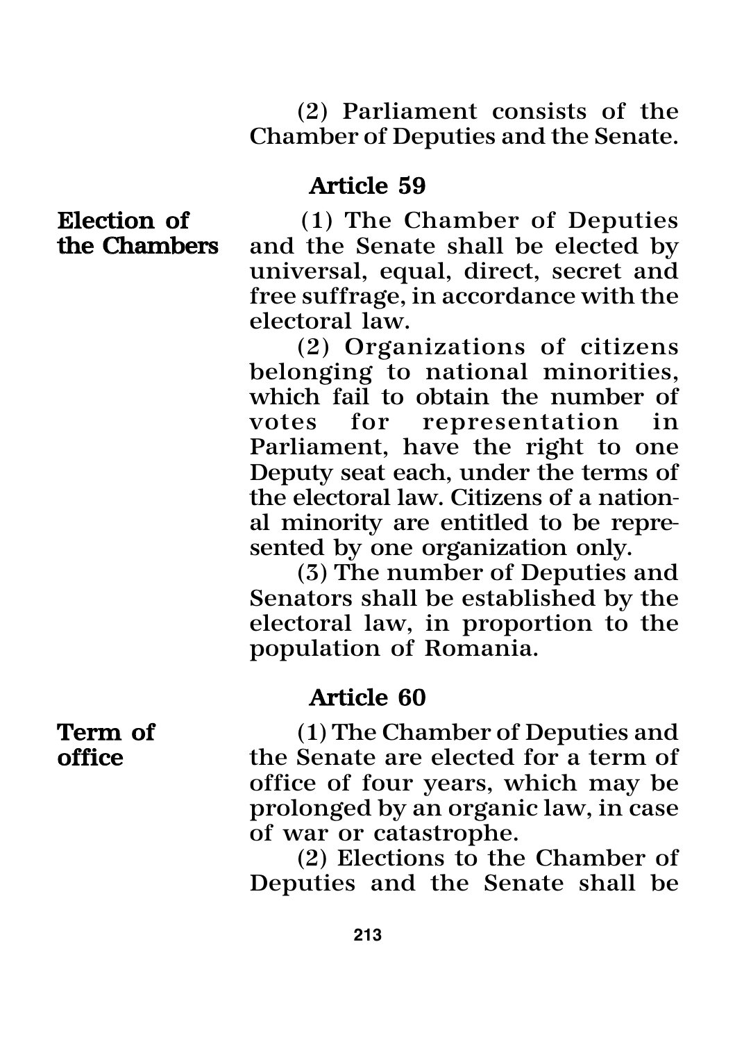(2) Parliament consists of the Chamber of Deputies and the Senate.

## Article 59

**Election of the Chambers**

(1) The Chamber of Deputies and the Senate shall be elected by universal, equal, direct, secret and free suffrage, in accordance with the electoral law.

(2) Organizations of citizens belonging to national minorities, which fail to obtain the number of votes for representation in Parliament, have the right to one Deputy seat each, under the terms of the electoral law. Citizens of a national minority are entitled to be represented by one organization only.

(3) The number of Deputies and Senators shall be established by the electoral law, in proportion to the population of Romania.

## Article 60

**Term of office**

(1) The Chamber of Deputies and the Senate are elected for a term of office of four years, which may be prolonged by an organic law, in case of war or catastrophe.

(2) Elections to the Chamber of Deputies and the Senate shall be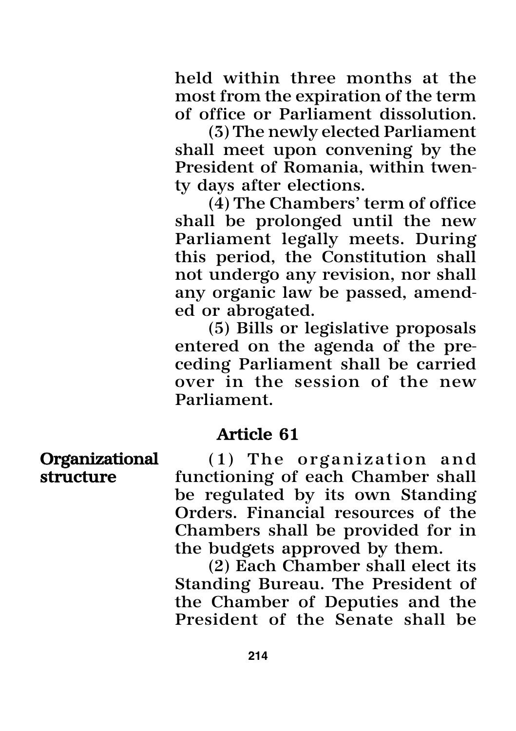held within three months at the most from the expiration of the term of office or Parliament dissolution.

(3) The newly elected Parliament shall meet upon convening by the President of Romania, within twenty days after elections.

(4) The Chambers' term of office shall be prolonged until the new Parliament legally meets. During this period, the Constitution shall not undergo any revision, nor shall any organic law be passed, amended or abrogated.

(5) Bills or legislative proposals entered on the agenda of the preceding Parliament shall be carried over in the session of the new Parliament.

## Article 61

**Organizational structure**

(1) The organization and functioning of each Chamber shall be regulated by its own Standing Orders. Financial resources of the Chambers shall be provided for in the budgets approved by them.

(2) Each Chamber shall elect its Standing Bureau. The President of the Chamber of Deputies and the President of the Senate shall be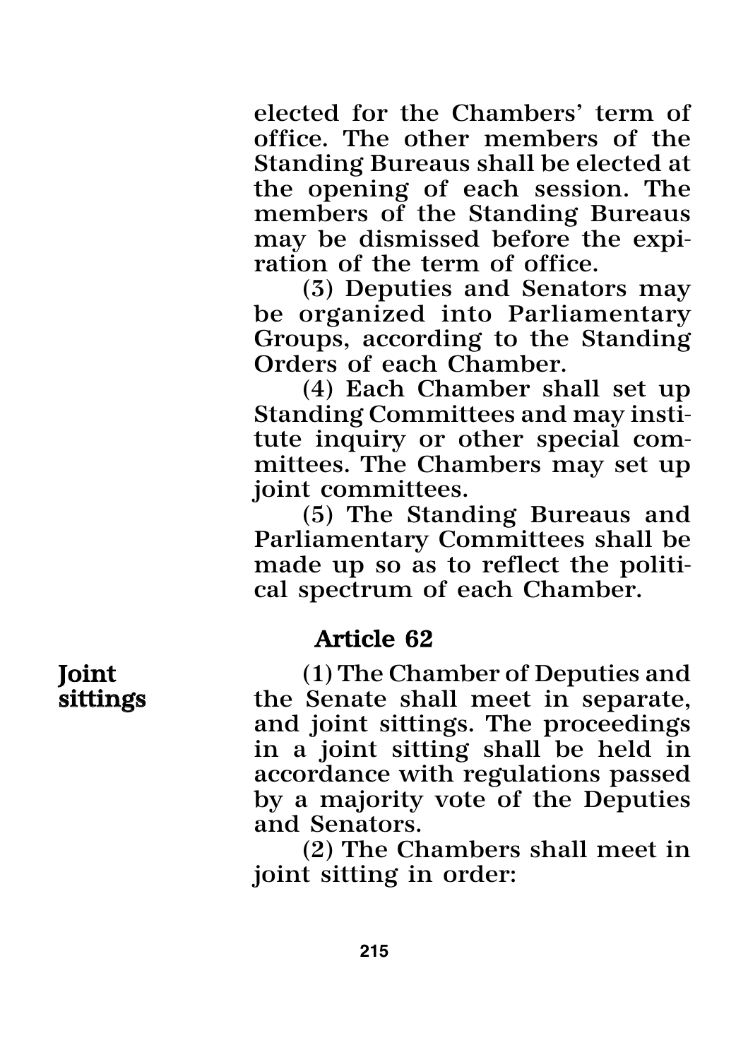elected for the Chambers' term of office. The other members of the Standing Bureaus shall be elected at the opening of each session. The members of the Standing Bureaus may be dismissed before the expiration of the term of office.

(3) Deputies and Senators may be organized into Parliamentary Groups, according to the Standing Orders of each Chamber.

(4) Each Chamber shall set up Standing Committees and may institute inquiry or other special committees. The Chambers may set up joint committees.

(5) The Standing Bureaus and Parliamentary Committees shall be made up so as to reflect the political spectrum of each Chamber.

### Article 62

**Joint sittings**

(1) The Chamber of Deputies and the Senate shall meet in separate, and joint sittings. The proceedings in a joint sitting shall be held in accordance with regulations passed by a majority vote of the Deputies and Senators.

(2) The Chambers shall meet in joint sitting in order: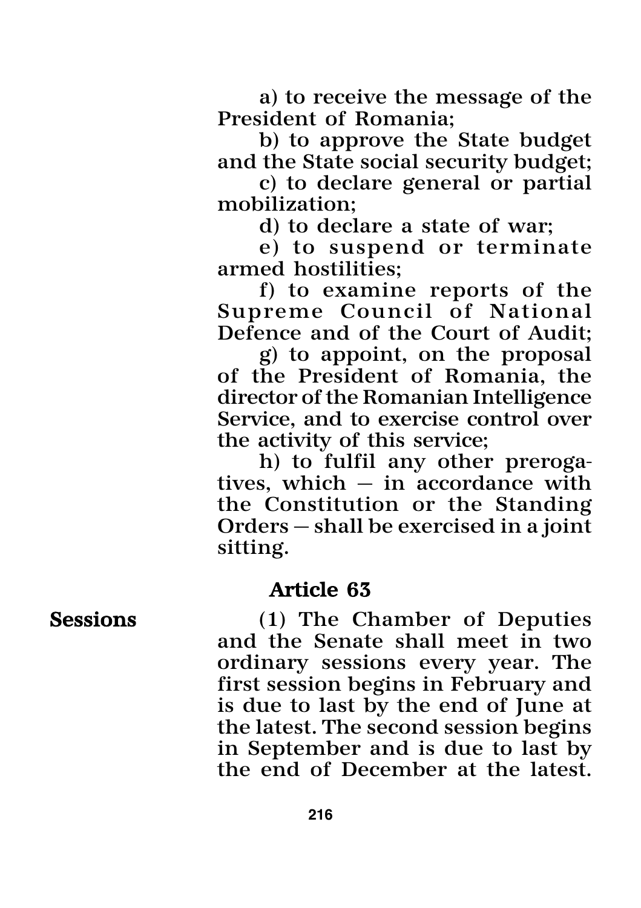a) to receive the message of the President of Romania;

b) to approve the State budget and the State social security budget;

c) to declare general or partial mobilization;

d) to declare a state of war;

e) to suspend or terminate armed hostilities;

f) to examine reports of the Supreme Council of National Defence and of the Court of Audit;

g) to appoint, on the proposal of the President of Romania, the director of the Romanian Intelligence Service, and to exercise control over the activity of this service;

h) to fulfil any other prerogatives, which – in accordance with the Constitution or the Standing Orders – shall be exercised in a joint sitting.

### Article 63

**Sessions**

(1) The Chamber of Deputies and the Senate shall meet in two ordinary sessions every year. The first session begins in February and is due to last by the end of June at the latest. The second session begins in September and is due to last by the end of December at the latest.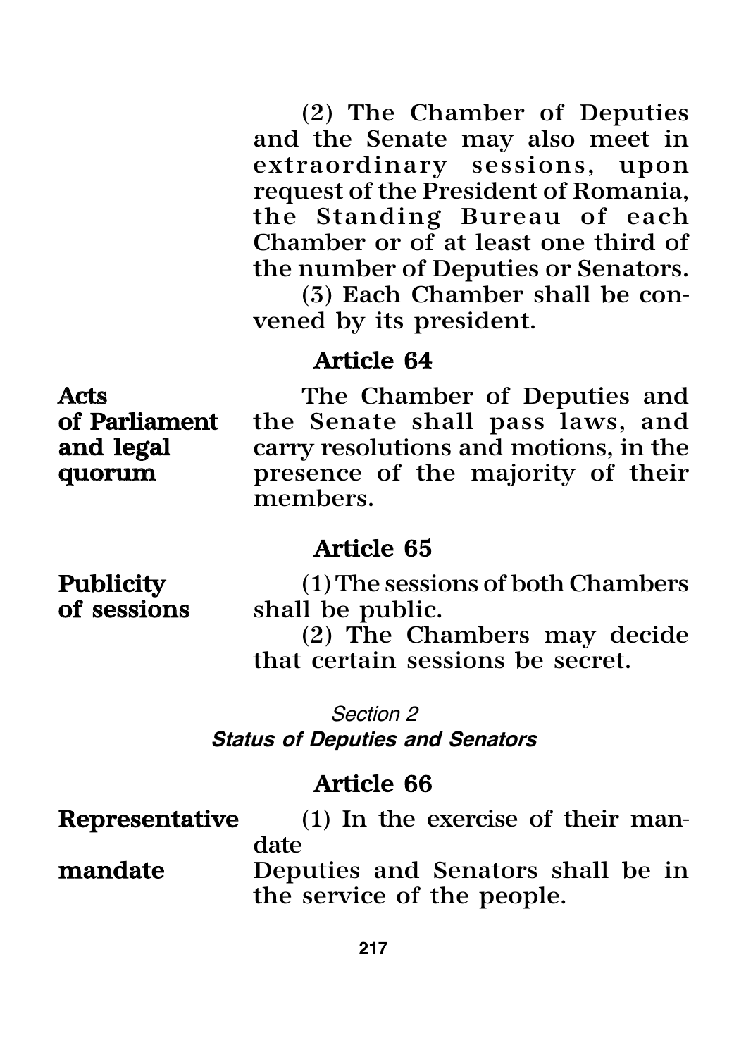(2) The Chamber of Deputies and the Senate may also meet in extraordinary sessions, upon request of the President of Romania, the Standing Bureau of each Chamber or of at least one third of the number of Deputies or Senators.

(3) Each Chamber shall be convened by its president.

### Article 64

**Acts of Parliament and legal quorum**

The Chamber of Deputies and the Senate shall pass laws, and carry resolutions and motions, in the presence of the majority of their members.

### Article 65

**Publicity of sessions**

(1) The sessions of both Chambers shall be public.

(2) The Chambers may decide that certain sessions be secret.

## *Section 2*
## ***Status of Deputies and Senators***

### Article 66

**Representative mandate**

(1) In the exercise of their mandate Deputies and Senators shall be in the service of the people.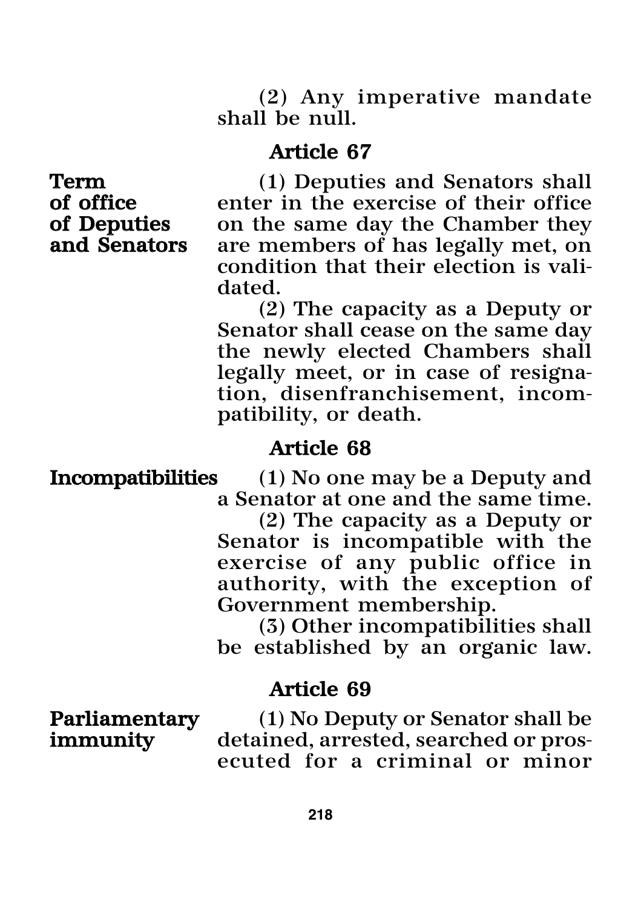(2) Any imperative mandate shall be null.

## Article 67

**Term of office of Deputies and Senators**

(1) Deputies and Senators shall enter in the exercise of their office on the same day the Chamber they are members of has legally met, on condition that their election is validated.

(2) The capacity as a Deputy or Senator shall cease on the same day the newly elected Chambers shall legally meet, or in case of resignation, disenfranchisement, incompatibility, or death.

## Article 68

**Incompatibilities**

(1) No one may be a Deputy and a Senator at one and the same time.

(2) The capacity as a Deputy or Senator is incompatible with the exercise of any public office in authority, with the exception of Government membership.

(3) Other incompatibilities shall be established by an organic law.

## Article 69

**Parliamentary immunity**

(1) No Deputy or Senator shall be detained, arrested, searched or prosecuted for a criminal or minor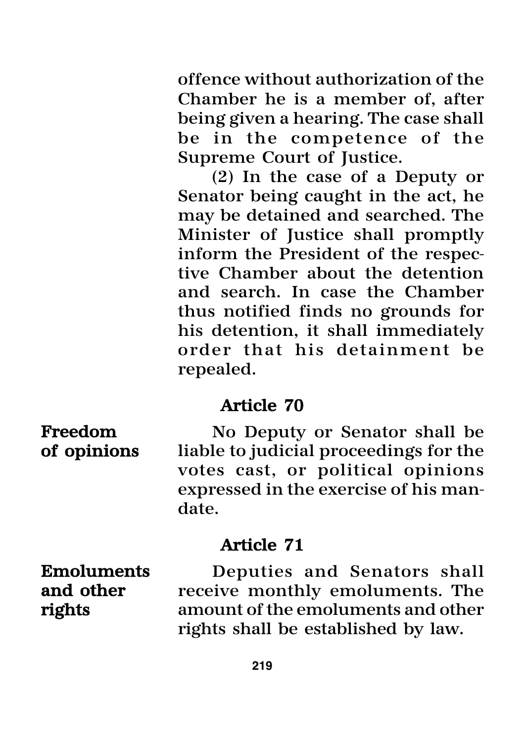offence without authorization of the Chamber he is a member of, after being given a hearing. The case shall be in the competence of the Supreme Court of Justice.

(2) In the case of a Deputy or Senator being caught in the act, he may be detained and searched. The Minister of Justice shall promptly inform the President of the respective Chamber about the detention and search. In case the Chamber thus notified finds no grounds for his detention, it shall immediately order that his detainment be repealed.

## Article 70

**Freedom of opinions**

No Deputy or Senator shall be liable to judicial proceedings for the votes cast, or political opinions expressed in the exercise of his mandate.

## Article 71

**Emoluments and other rights**

Deputies and Senators shall receive monthly emoluments. The amount of the emoluments and other rights shall be established by law.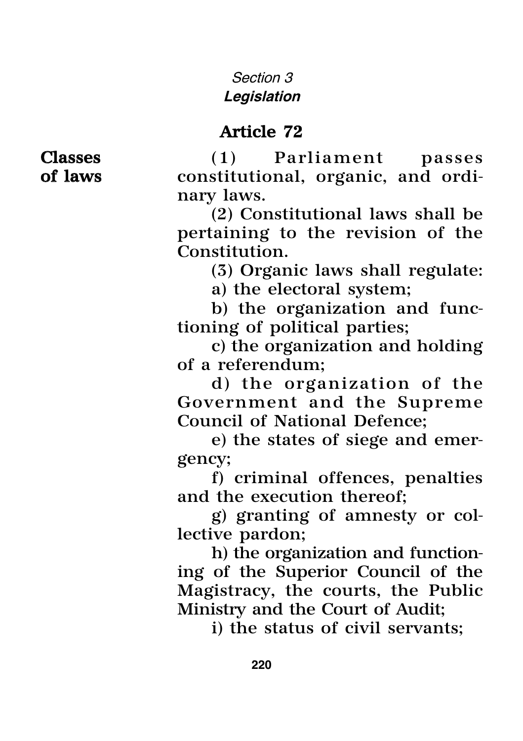*Section 3*
***Legislation***

## Article 72

**Classes of laws**

(1) Parliament passes constitutional, organic, and ordinary laws.

(2) Constitutional laws shall be pertaining to the revision of the Constitution.

(3) Organic laws shall regulate:

a) the electoral system;

b) the organization and functioning of political parties;

c) the organization and holding of a referendum;

d) the organization of the Government and the Supreme Council of National Defence;

e) the states of siege and emergency;

f) criminal offences, penalties and the execution thereof;

g) granting of amnesty or collective pardon;

h) the organization and functioning of the Superior Council of the Magistracy, the courts, the Public Ministry and the Court of Audit;

i) the status of civil servants;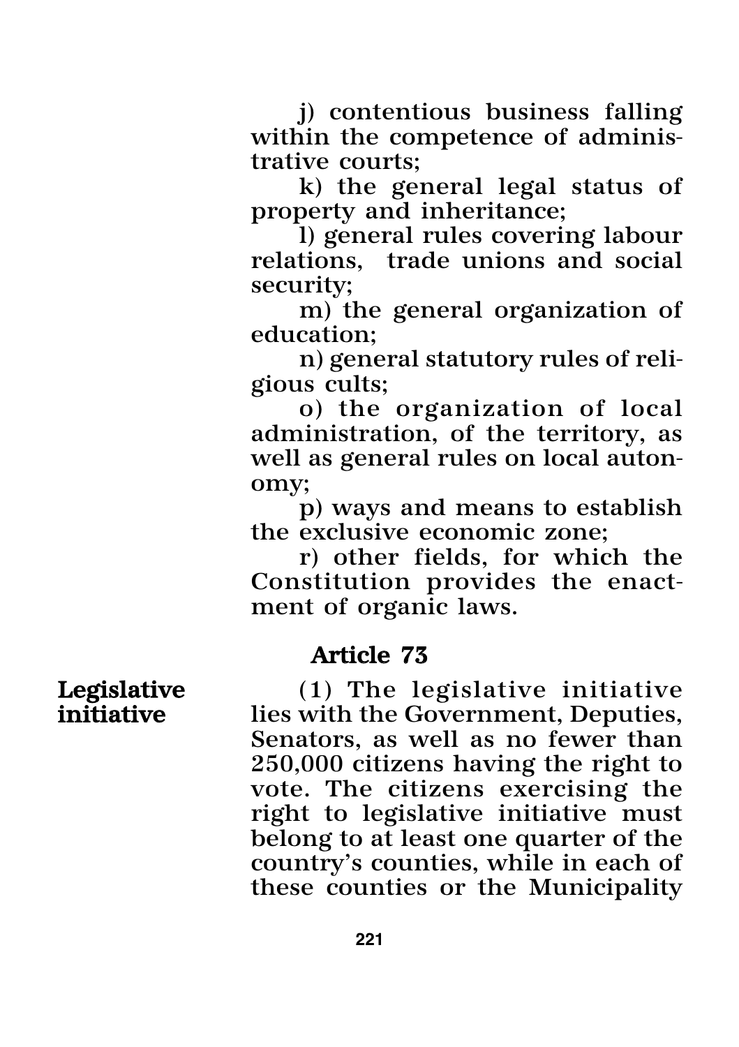j) contentious business falling within the competence of administrative courts;

k) the general legal status of property and inheritance;

l) general rules covering labour relations, trade unions and social security;

m) the general organization of education;

n) general statutory rules of religious cults;

o) the organization of local administration, of the territory, as well as general rules on local autonomy;

p) ways and means to establish the exclusive economic zone;

r) other fields, for which the Constitution provides the enactment of organic laws.

## Article 73

**Legislative initiative**

(1) The legislative initiative lies with the Government, Deputies, Senators, as well as no fewer than 250,000 citizens having the right to vote. The citizens exercising the right to legislative initiative must belong to at least one quarter of the country's counties, while in each of these counties or the Municipality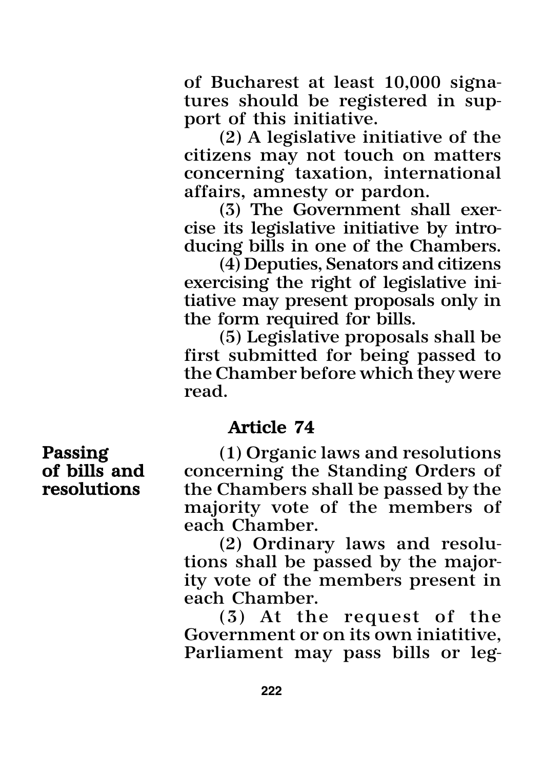of Bucharest at least 10,000 signatures should be registered in support of this initiative.

(2) A legislative initiative of the citizens may not touch on matters concerning taxation, international affairs, amnesty or pardon.

(3) The Government shall exercise its legislative initiative by introducing bills in one of the Chambers.

(4) Deputies, Senators and citizens exercising the right of legislative initiative may present proposals only in the form required for bills.

(5) Legislative proposals shall be first submitted for being passed to the Chamber before which they were read.

### Article 74

**Passing of bills and resolutions**

(1) Organic laws and resolutions concerning the Standing Orders of the Chambers shall be passed by the majority vote of the members of each Chamber.

(2) Ordinary laws and resolutions shall be passed by the majority vote of the members present in each Chamber.

(3) At the request of the Government or on its own iniatitive, Parliament may pass bills or leg-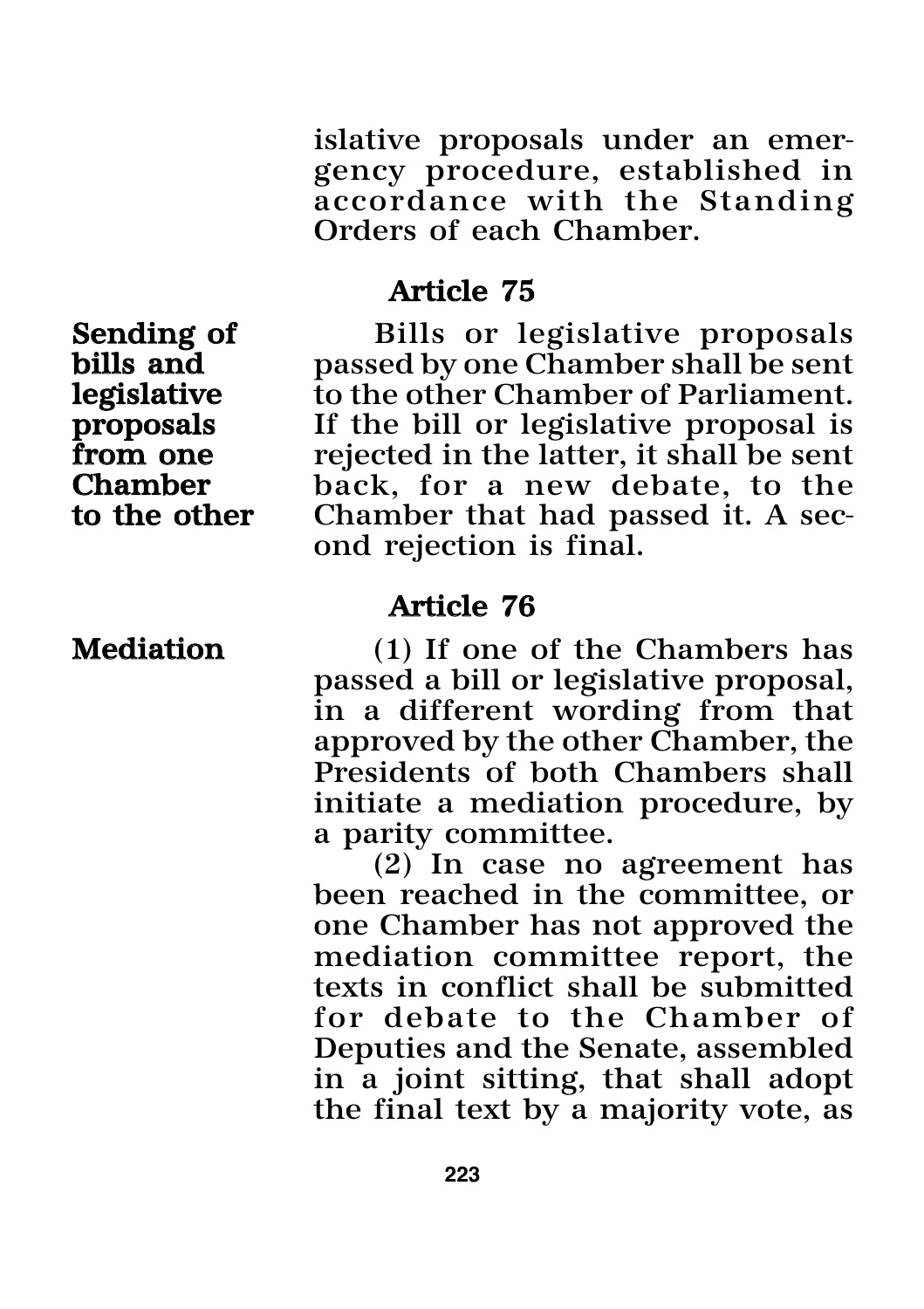islative proposals under an emergency procedure, established in accordance with the Standing Orders of each Chamber.

## Article 75

**Sending of bills and legislative proposals from one Chamber to the other**

Bills or legislative proposals passed by one Chamber shall be sent to the other Chamber of Parliament. If the bill or legislative proposal is rejected in the latter, it shall be sent back, for a new debate, to the Chamber that had passed it. A second rejection is final.

## Article 76

**Mediation**

(1) If one of the Chambers has passed a bill or legislative proposal, in a different wording from that approved by the other Chamber, the Presidents of both Chambers shall initiate a mediation procedure, by a parity committee.

(2) In case no agreement has been reached in the committee, or one Chamber has not approved the mediation committee report, the texts in conflict shall be submitted for debate to the Chamber of Deputies and the Senate, assembled in a joint sitting, that shall adopt the final text by a majority vote, as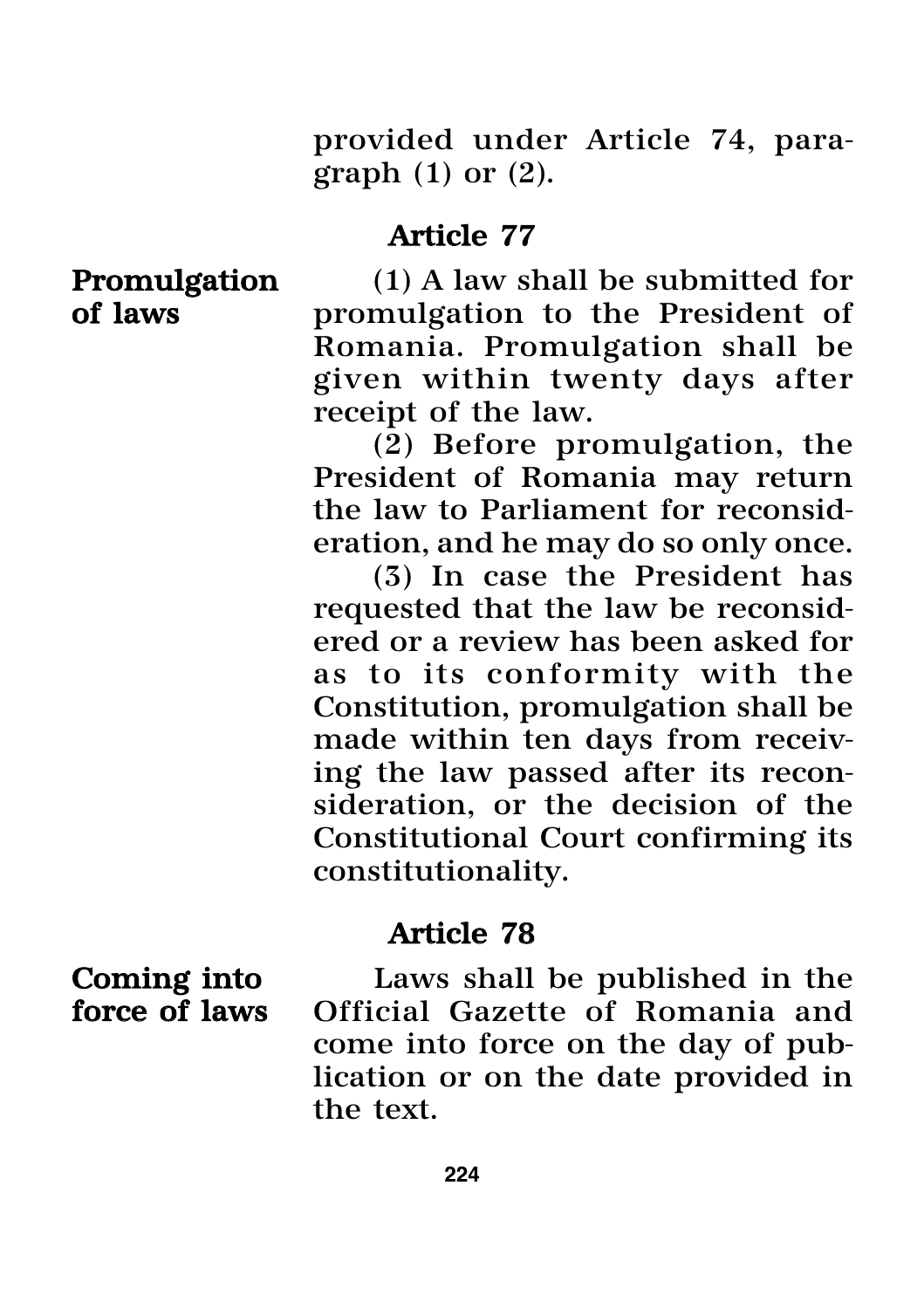provided under Article 74, paragraph (1) or (2).

## Article 77

**Promulgation of laws**

(1) A law shall be submitted for promulgation to the President of Romania. Promulgation shall be given within twenty days after receipt of the law.

(2) Before promulgation, the President of Romania may return the law to Parliament for reconsideration, and he may do so only once.

(3) In case the President has requested that the law be reconsidered or a review has been asked for as to its conformity with the Constitution, promulgation shall be made within ten days from receiving the law passed after its reconsideration, or the decision of the Constitutional Court confirming its constitutionality.

## Article 78

**Coming into force of laws**

Laws shall be published in the Official Gazette of Romania and come into force on the day of publication or on the date provided in the text.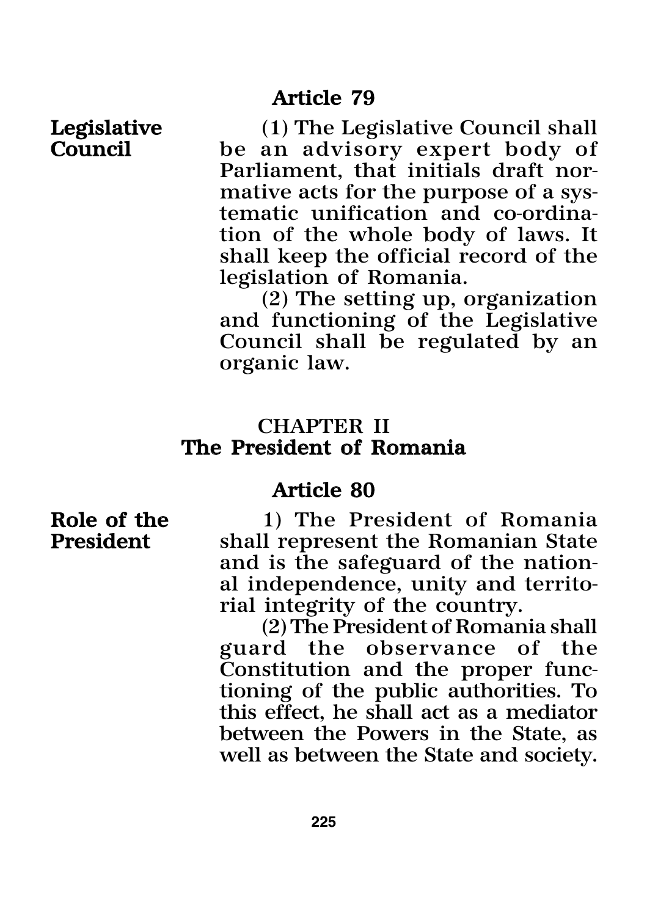## Article 79

**Legislative Council**

(1) The Legislative Council shall be an advisory expert body of Parliament, that initials draft normative acts for the purpose of a systematic unification and co-ordination of the whole body of laws. It shall keep the official record of the legislation of Romania.

(2) The setting up, organization and functioning of the Legislative Council shall be regulated by an organic law.

# CHAPTER II
# The President of Romania

## Article 80

**Role of the President**

1) The President of Romania shall represent the Romanian State and is the safeguard of the national independence, unity and territorial integrity of the country.

(2) The President of Romania shall guard the observance of the Constitution and the proper functioning of the public authorities. To this effect, he shall act as a mediator between the Powers in the State, as well as between the State and society.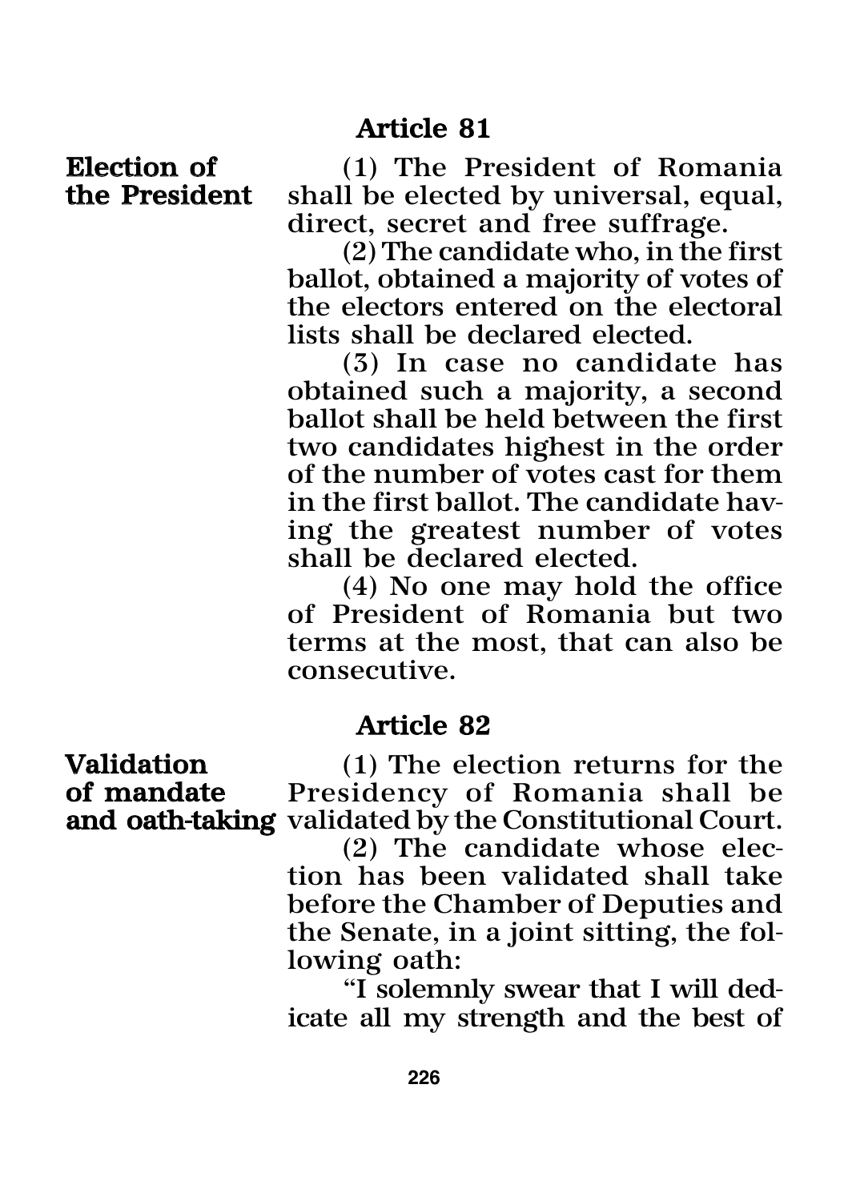## Article 81

**Election of the President**

(1) The President of Romania shall be elected by universal, equal, direct, secret and free suffrage.

(2) The candidate who, in the first ballot, obtained a majority of votes of the electors entered on the electoral lists shall be declared elected.

(3) In case no candidate has obtained such a majority, a second ballot shall be held between the first two candidates highest in the order of the number of votes cast for them in the first ballot. The candidate having the greatest number of votes shall be declared elected.

(4) No one may hold the office of President of Romania but two terms at the most, that can also be consecutive.

## Article 82

**Validation of mandate and oath-taking**

(1) The election returns for the Presidency of Romania shall be validated by the Constitutional Court.

(2) The candidate whose election has been validated shall take before the Chamber of Deputies and the Senate, in a joint sitting, the following oath:

"I solemnly swear that I will dedicate all my strength and the best of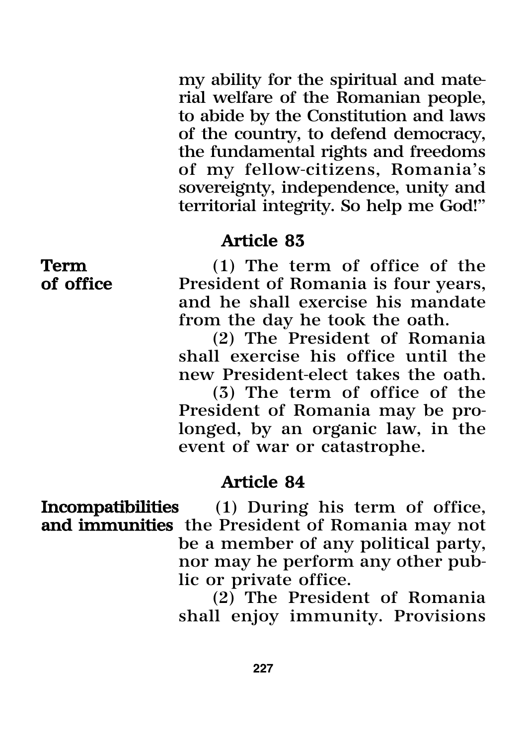my ability for the spiritual and material welfare of the Romanian people, to abide by the Constitution and laws of the country, to defend democracy, the fundamental rights and freedoms of my fellow-citizens, Romania's sovereignty, independence, unity and territorial integrity. So help me God!"

### Article 83

**Term of office**

(1) The term of office of the President of Romania is four years, and he shall exercise his mandate from the day he took the oath.

(2) The President of Romania shall exercise his office until the new President-elect takes the oath.

(3) The term of office of the President of Romania may be prolonged, by an organic law, in the event of war or catastrophe.

### Article 84

**Incompatibilities and immunities**

(1) During his term of office, the President of Romania may not be a member of any political party, nor may he perform any other public or private office.

(2) The President of Romania shall enjoy immunity. Provisions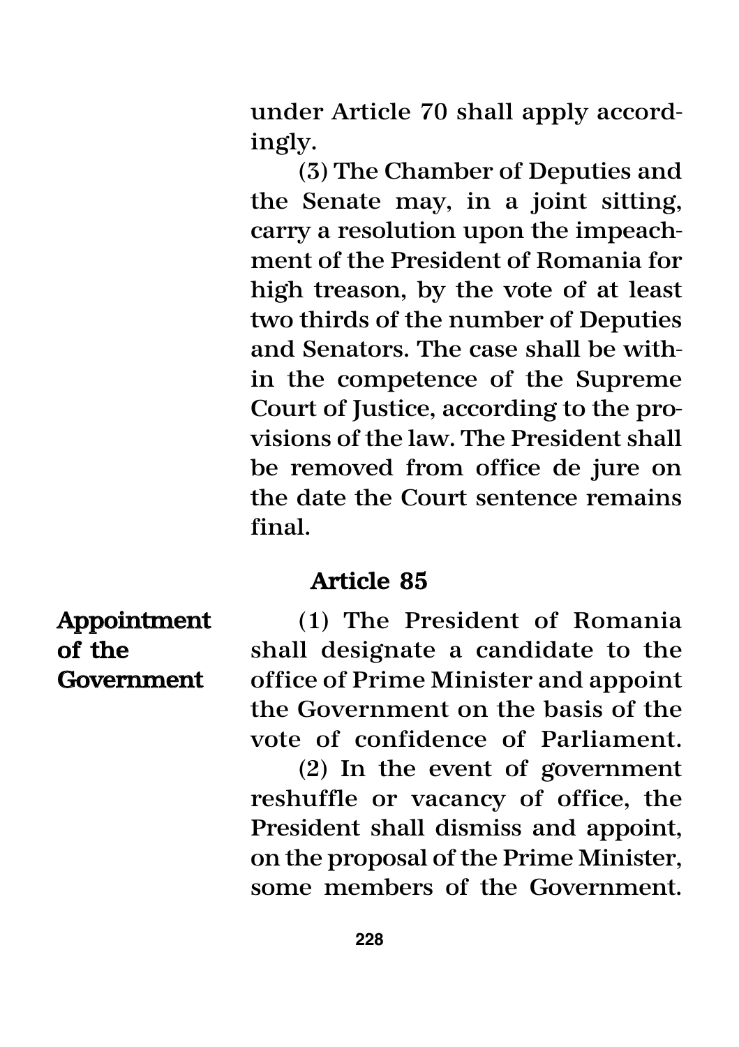under Article 70 shall apply accordingly.

(3) The Chamber of Deputies and the Senate may, in a joint sitting, carry a resolution upon the impeachment of the President of Romania for high treason, by the vote of at least two thirds of the number of Deputies and Senators. The case shall be within the competence of the Supreme Court of Justice, according to the provisions of the law. The President shall be removed from office de jure on the date the Court sentence remains final.

## Article 85

**Appointment of the Government**

(1) The President of Romania shall designate a candidate to the office of Prime Minister and appoint the Government on the basis of the vote of confidence of Parliament.

(2) In the event of government reshuffle or vacancy of office, the President shall dismiss and appoint, on the proposal of the Prime Minister, some members of the Government.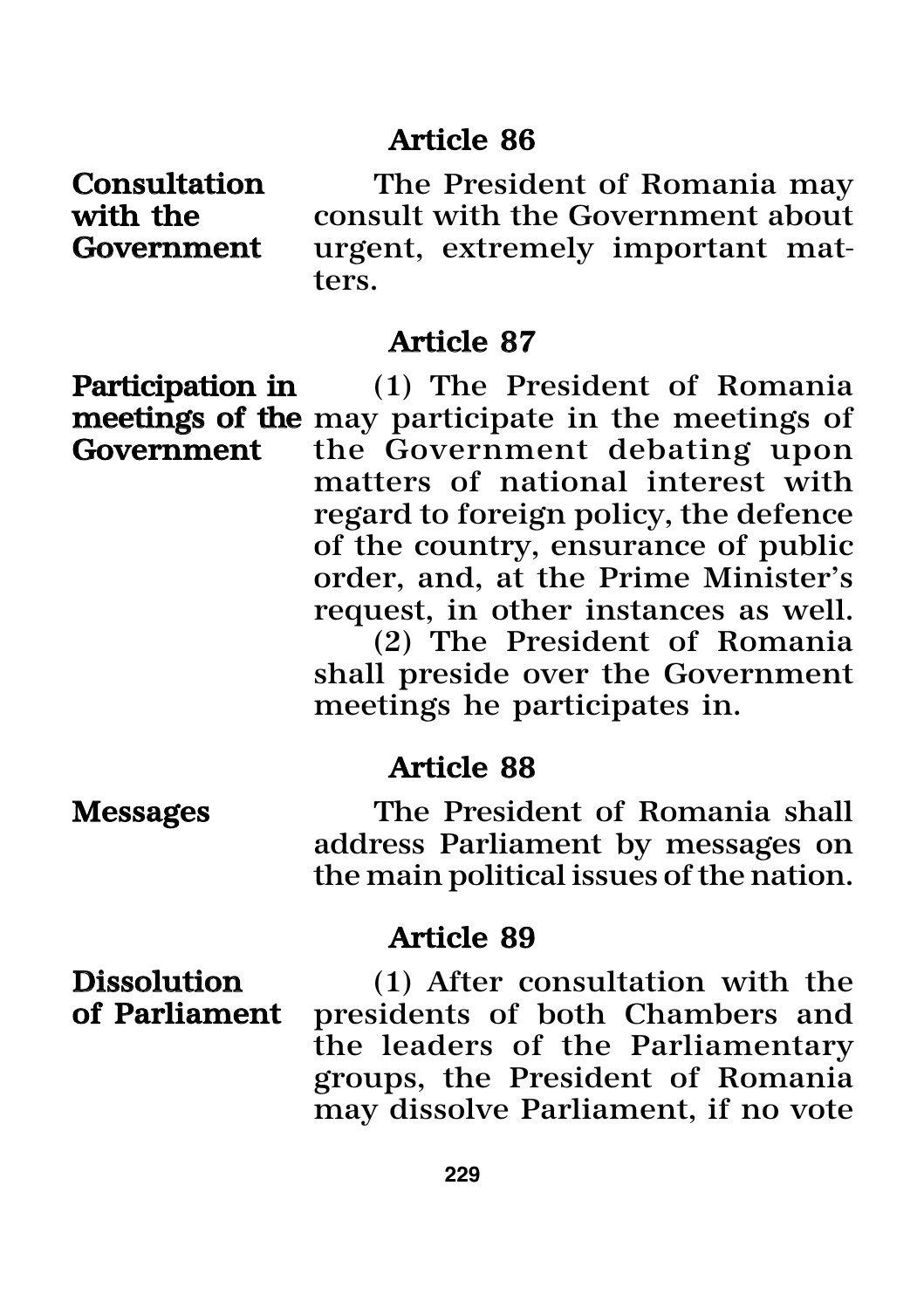## Article 86

**Consultation with the Government**

The President of Romania may consult with the Government about urgent, extremely important matters.

## Article 87

**Participation in meetings of the Government**

(1) The President of Romania may participate in the meetings of the Government debating upon matters of national interest with regard to foreign policy, the defence of the country, ensurance of public order, and, at the Prime Minister's request, in other instances as well.

(2) The President of Romania shall preside over the Government meetings he participates in.

## Article 88

**Messages**

The President of Romania shall address Parliament by messages on the main political issues of the nation.

## Article 89

**Dissolution of Parliament**

(1) After consultation with the presidents of both Chambers and the leaders of the Parliamentary groups, the President of Romania may dissolve Parliament, if no vote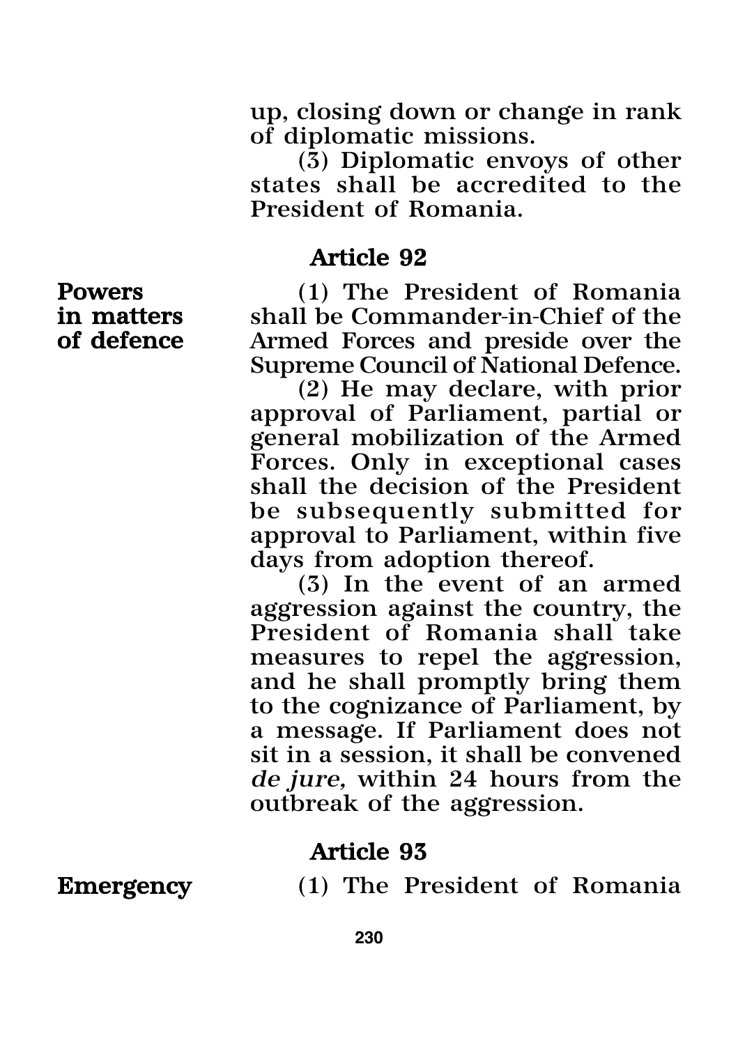up, closing down or change in rank of diplomatic missions.

(3) Diplomatic envoys of other states shall be accredited to the President of Romania.

## Article 92

**Powers in matters of defence**

(1) The President of Romania shall be Commander-in-Chief of the Armed Forces and preside over the Supreme Council of National Defence.

(2) He may declare, with prior approval of Parliament, partial or general mobilization of the Armed Forces. Only in exceptional cases shall the decision of the President be subsequently submitted for approval to Parliament, within five days from adoption thereof.

(3) In the event of an armed aggression against the country, the President of Romania shall take measures to repel the aggression, and he shall promptly bring them to the cognizance of Parliament, by a message. If Parliament does not sit in a session, it shall be convened *de jure*, within 24 hours from the outbreak of the aggression.

## Article 93

**Emergency**

(1) The President of Romania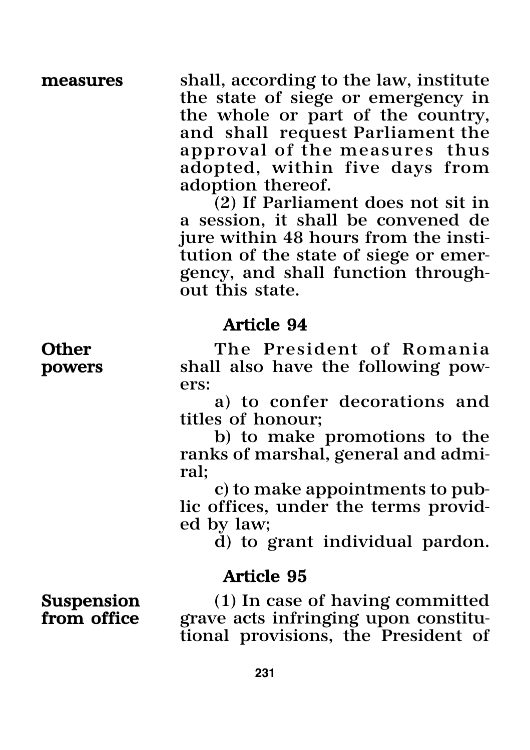**measures**

shall, according to the law, institute the state of siege or emergency in the whole or part of the country, and shall request Parliament the approval of the measures thus adopted, within five days from adoption thereof.

(2) If Parliament does not sit in a session, it shall be convened de jure within 48 hours from the institution of the state of siege or emergency, and shall function throughout this state.

## Article 94

**Other powers**

The President of Romania shall also have the following powers:

a) to confer decorations and titles of honour;

b) to make promotions to the ranks of marshal, general and admiral;

c) to make appointments to public offices, under the terms provided by law;

d) to grant individual pardon.

## Article 95

**Suspension from office**

(1) In case of having committed grave acts infringing upon constitutional provisions, the President of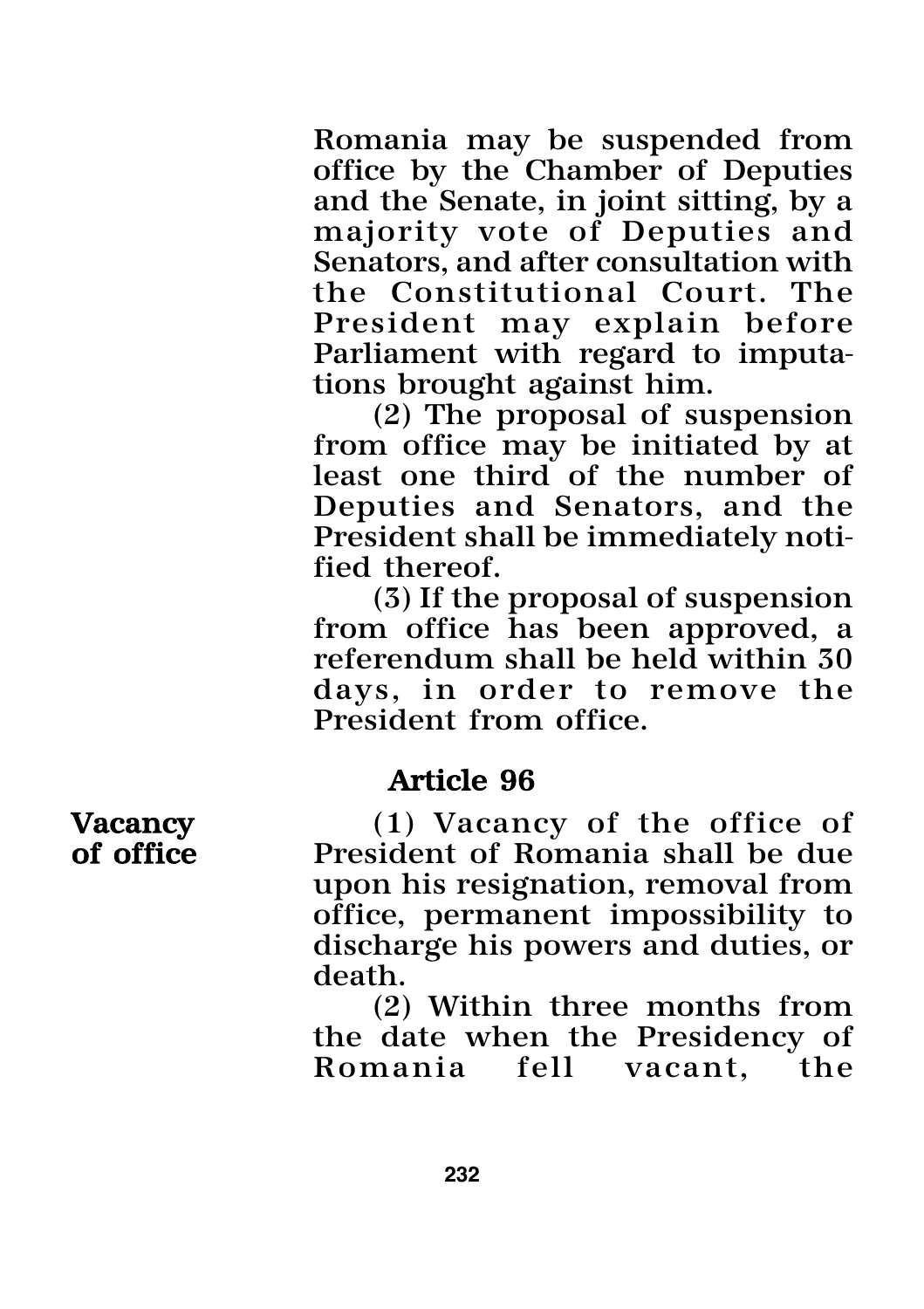Romania may be suspended from office by the Chamber of Deputies and the Senate, in joint sitting, by a majority vote of Deputies and Senators, and after consultation with the Constitutional Court. The President may explain before Parliament with regard to imputations brought against him.

(2) The proposal of suspension from office may be initiated by at least one third of the number of Deputies and Senators, and the President shall be immediately notified thereof.

(3) If the proposal of suspension from office has been approved, a referendum shall be held within 30 days, in order to remove the President from office.

## Article 96

**Vacancy of office**

(1) Vacancy of the office of President of Romania shall be due upon his resignation, removal from office, permanent impossibility to discharge his powers and duties, or death.

(2) Within three months from the date when the Presidency of Romania fell vacant, the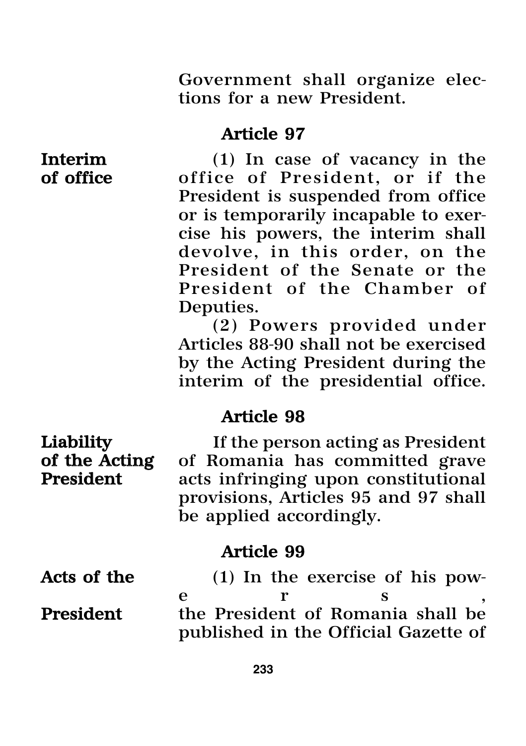Government shall organize elections for a new President.

## Article 97

**Interim of office**

(1) In case of vacancy in the office of President, or if the President is suspended from office or is temporarily incapable to exercise his powers, the interim shall devolve, in this order, on the President of the Senate or the President of the Chamber of Deputies.

(2) Powers provided under Articles 88-90 shall not be exercised by the Acting President during the interim of the presidential office.

## Article 98

**Liability of the Acting President**

If the person acting as President of Romania has committed grave acts infringing upon constitutional provisions, Articles 95 and 97 shall be applied accordingly.

## Article 99

**Acts of the President**

(1) In the exercise of his powers, the President of Romania shall be published in the Official Gazette of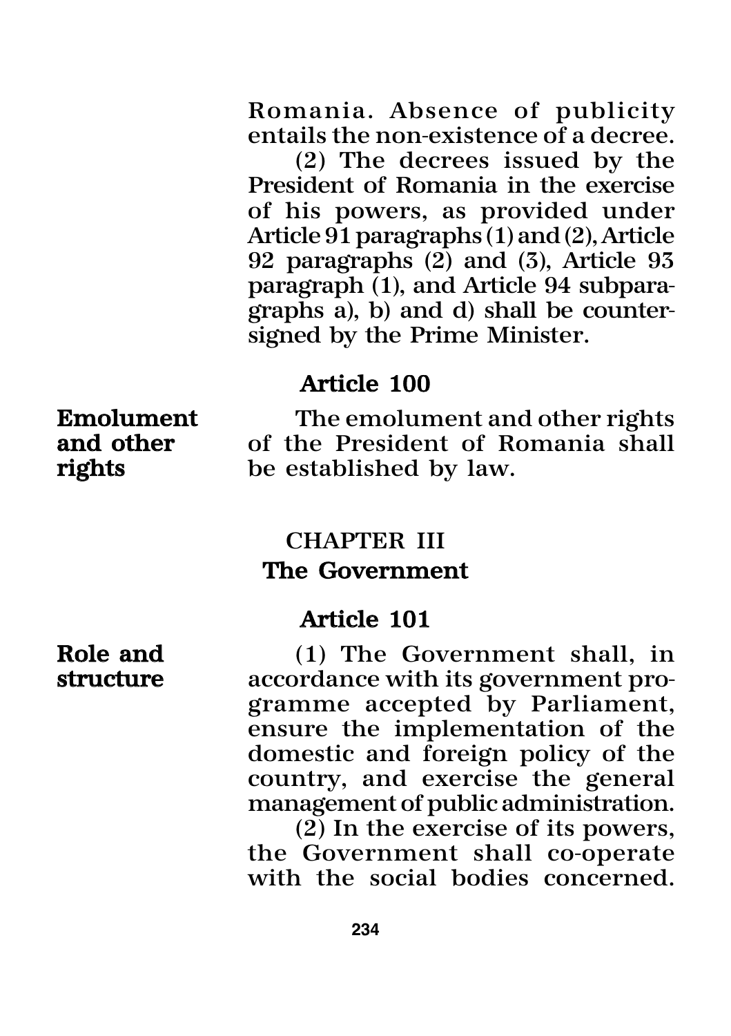Romania. Absence of publicity entails the non-existence of a decree.

(2) The decrees issued by the President of Romania in the exercise of his powers, as provided under Article 91 paragraphs (1) and (2), Article 92 paragraphs (2) and (3), Article 93 paragraph (1), and Article 94 subparagraphs a), b) and d) shall be countersigned by the Prime Minister.

### Article 100

**Emolument and other rights**

The emolument and other rights of the President of Romania shall be established by law.

## CHAPTER III
## The Government

### Article 101

**Role and structure**

(1) The Government shall, in accordance with its government programme accepted by Parliament, ensure the implementation of the domestic and foreign policy of the country, and exercise the general management of public administration.

(2) In the exercise of its powers, the Government shall co-operate with the social bodies concerned.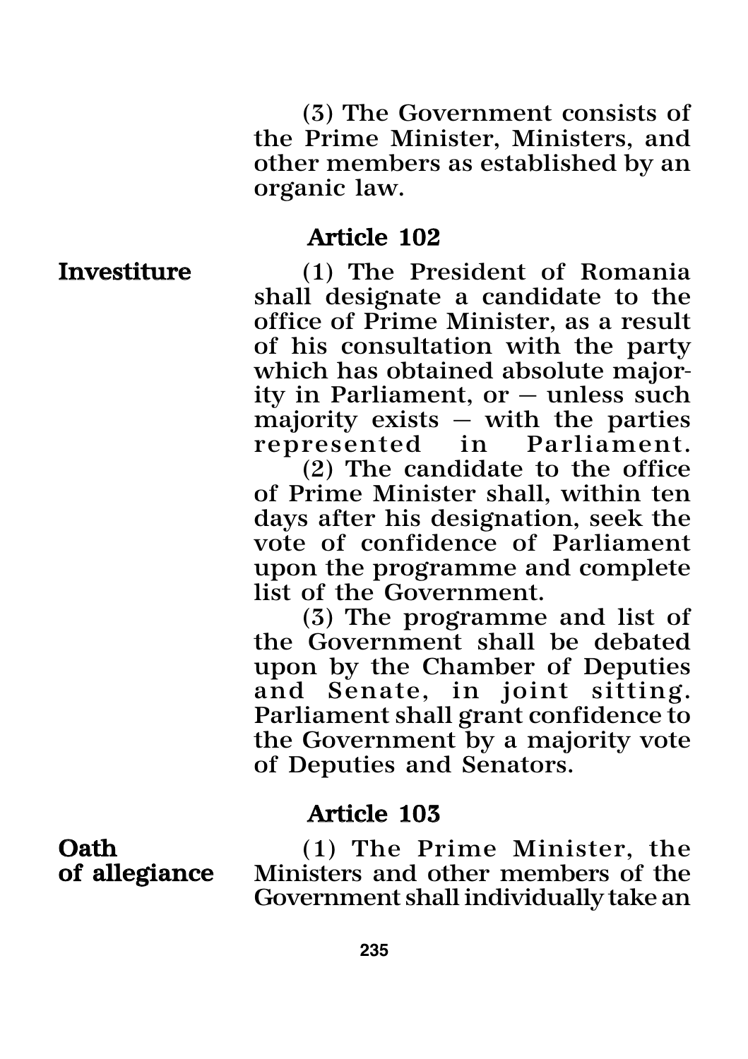(3) The Government consists of the Prime Minister, Ministers, and other members as established by an organic law.

## Article 102

**Investiture**

(1) The President of Romania shall designate a candidate to the office of Prime Minister, as a result of his consultation with the party which has obtained absolute majority in Parliament, or – unless such majority exists – with the parties represented in Parliament.

(2) The candidate to the office of Prime Minister shall, within ten days after his designation, seek the vote of confidence of Parliament upon the programme and complete list of the Government.

(3) The programme and list of the Government shall be debated upon by the Chamber of Deputies and Senate, in joint sitting. Parliament shall grant confidence to the Government by a majority vote of Deputies and Senators.

## Article 103

**Oath of allegiance**

(1) The Prime Minister, the Ministers and other members of the Government shall individually take an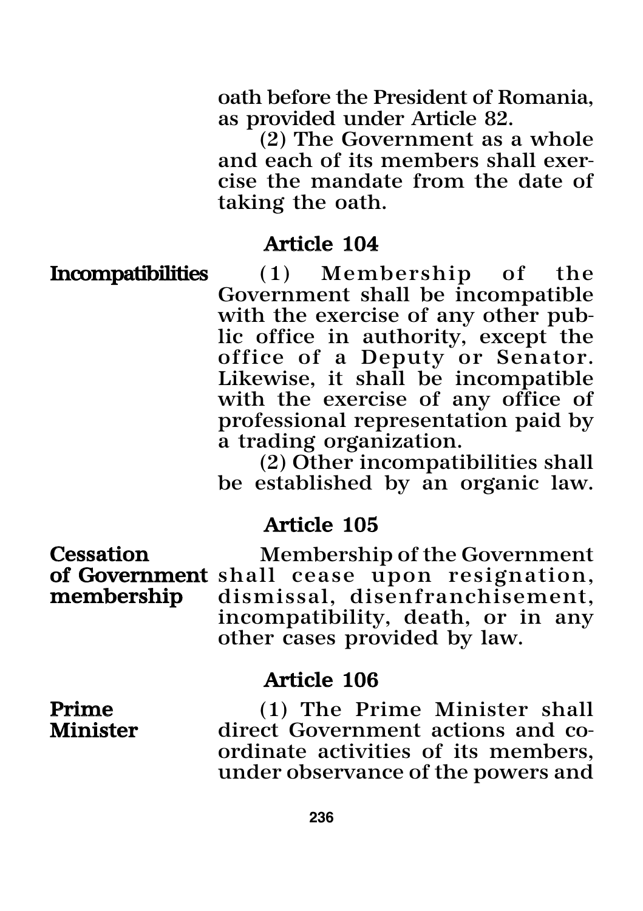oath before the President of Romania, as provided under Article 82.

(2) The Government as a whole and each of its members shall exercise the mandate from the date of taking the oath.

## Article 104

**Incompatibilities**

(1) Membership of the Government shall be incompatible with the exercise of any other public office in authority, except the office of a Deputy or Senator. Likewise, it shall be incompatible with the exercise of any office of professional representation paid by a trading organization.

(2) Other incompatibilities shall be established by an organic law.

## Article 105

**Cessation of Government membership**

Membership of the Government shall cease upon resignation, dismissal, disenfranchisement, incompatibility, death, or in any other cases provided by law.

## Article 106

**Prime Minister**

(1) The Prime Minister shall direct Government actions and coordinate activities of its members, under observance of the powers and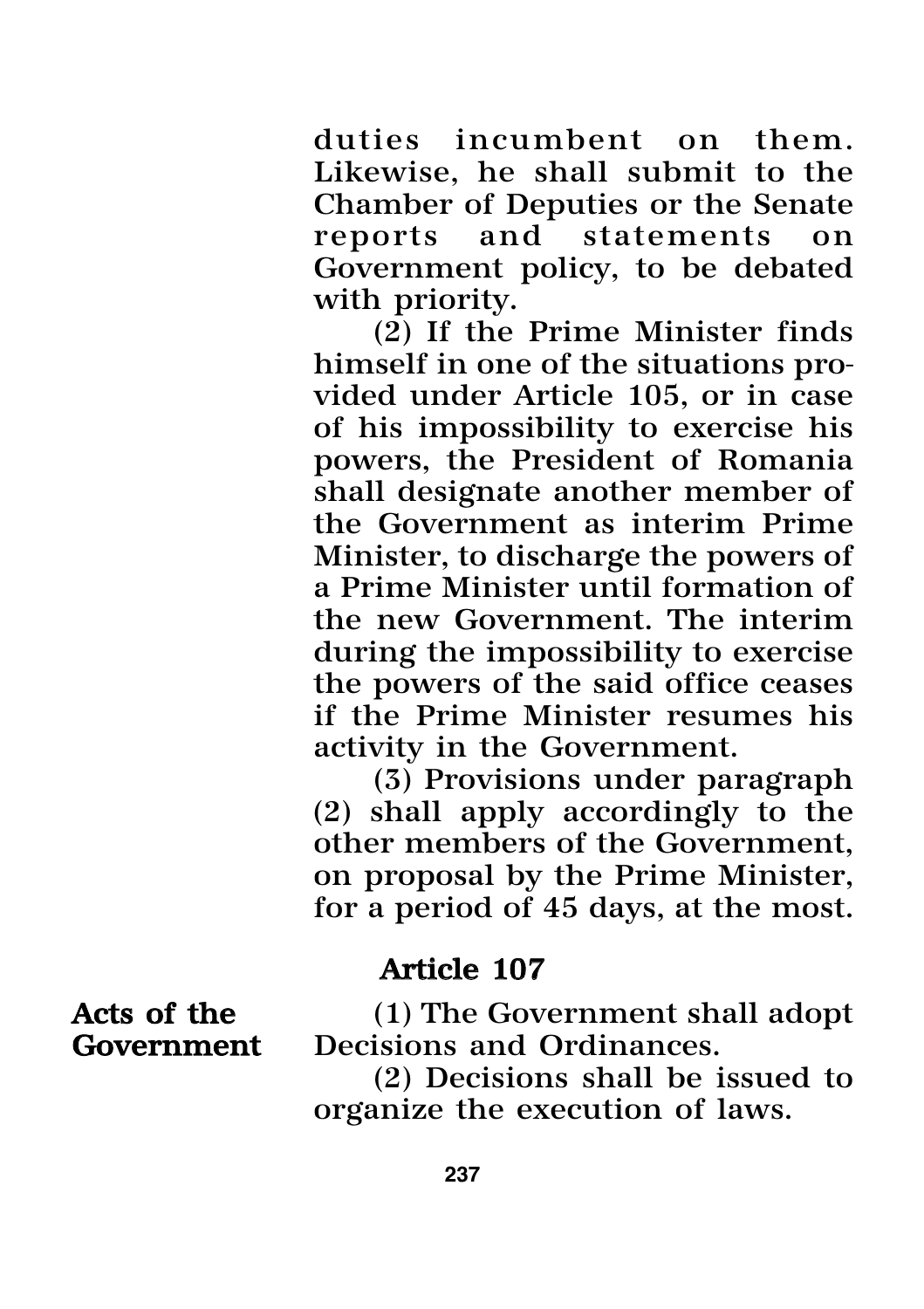duties incumbent on them. Likewise, he shall submit to the Chamber of Deputies or the Senate reports and statements on Government policy, to be debated with priority.

(2) If the Prime Minister finds himself in one of the situations provided under Article 105, or in case of his impossibility to exercise his powers, the President of Romania shall designate another member of the Government as interim Prime Minister, to discharge the powers of a Prime Minister until formation of the new Government. The interim during the impossibility to exercise the powers of the said office ceases if the Prime Minister resumes his activity in the Government.

(3) Provisions under paragraph (2) shall apply accordingly to the other members of the Government, on proposal by the Prime Minister, for a period of 45 days, at the most.

## Article 107

**Acts of the Government**

(1) The Government shall adopt Decisions and Ordinances.

(2) Decisions shall be issued to organize the execution of laws.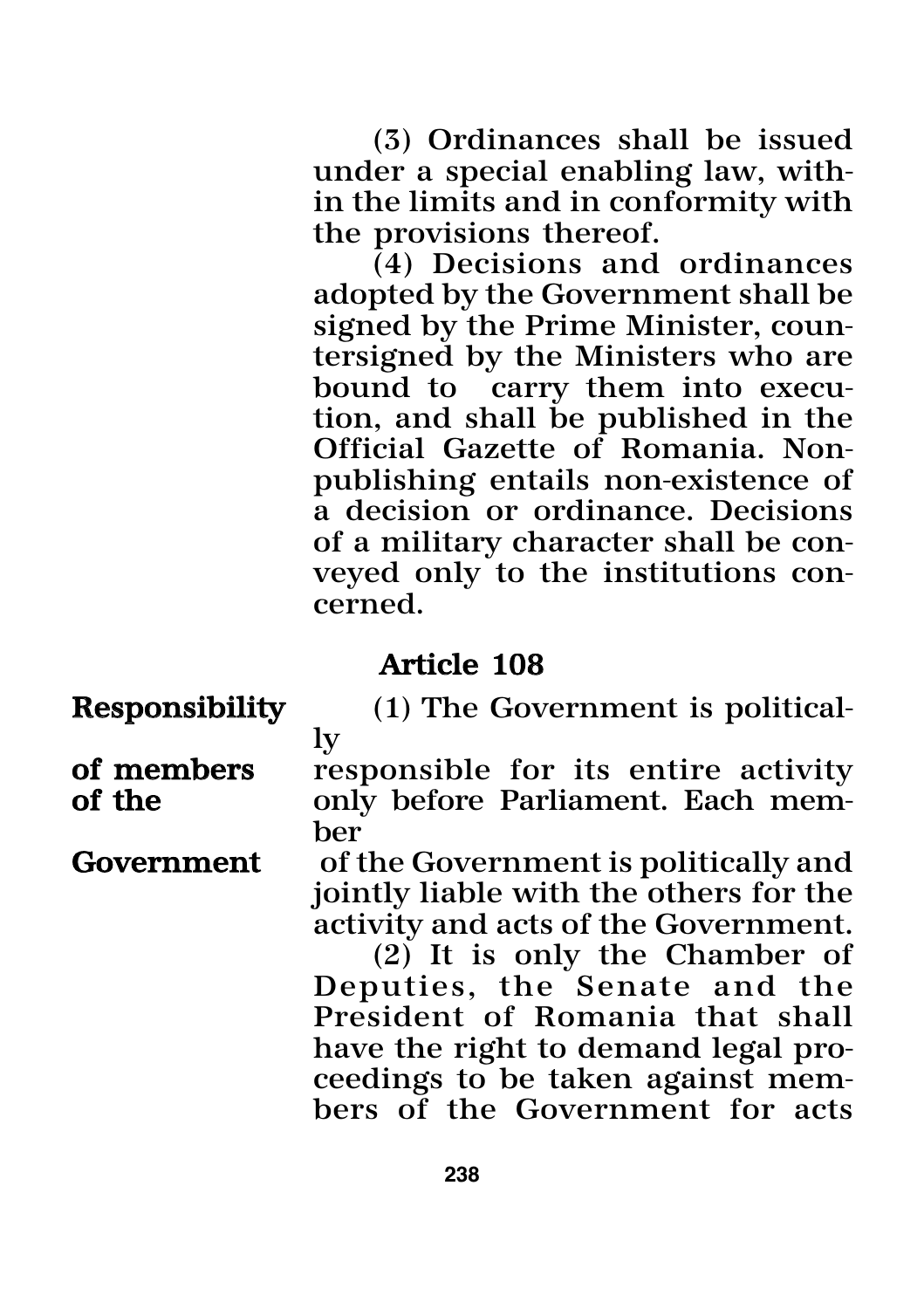(3) Ordinances shall be issued under a special enabling law, within the limits and in conformity with the provisions thereof.

(4) Decisions and ordinances adopted by the Government shall be signed by the Prime Minister, countersigned by the Ministers who are bound to carry them into execution, and shall be published in the Official Gazette of Romania. Non-publishing entails non-existence of a decision or ordinance. Decisions of a military character shall be conveyed only to the institutions concerned.

## Article 108

**Responsibility of members of the Government**

(1) The Government is politically responsible for its entire activity only before Parliament. Each member of the Government is politically and jointly liable with the others for the activity and acts of the Government.

(2) It is only the Chamber of Deputies, the Senate and the President of Romania that shall have the right to demand legal proceedings to be taken against members of the Government for acts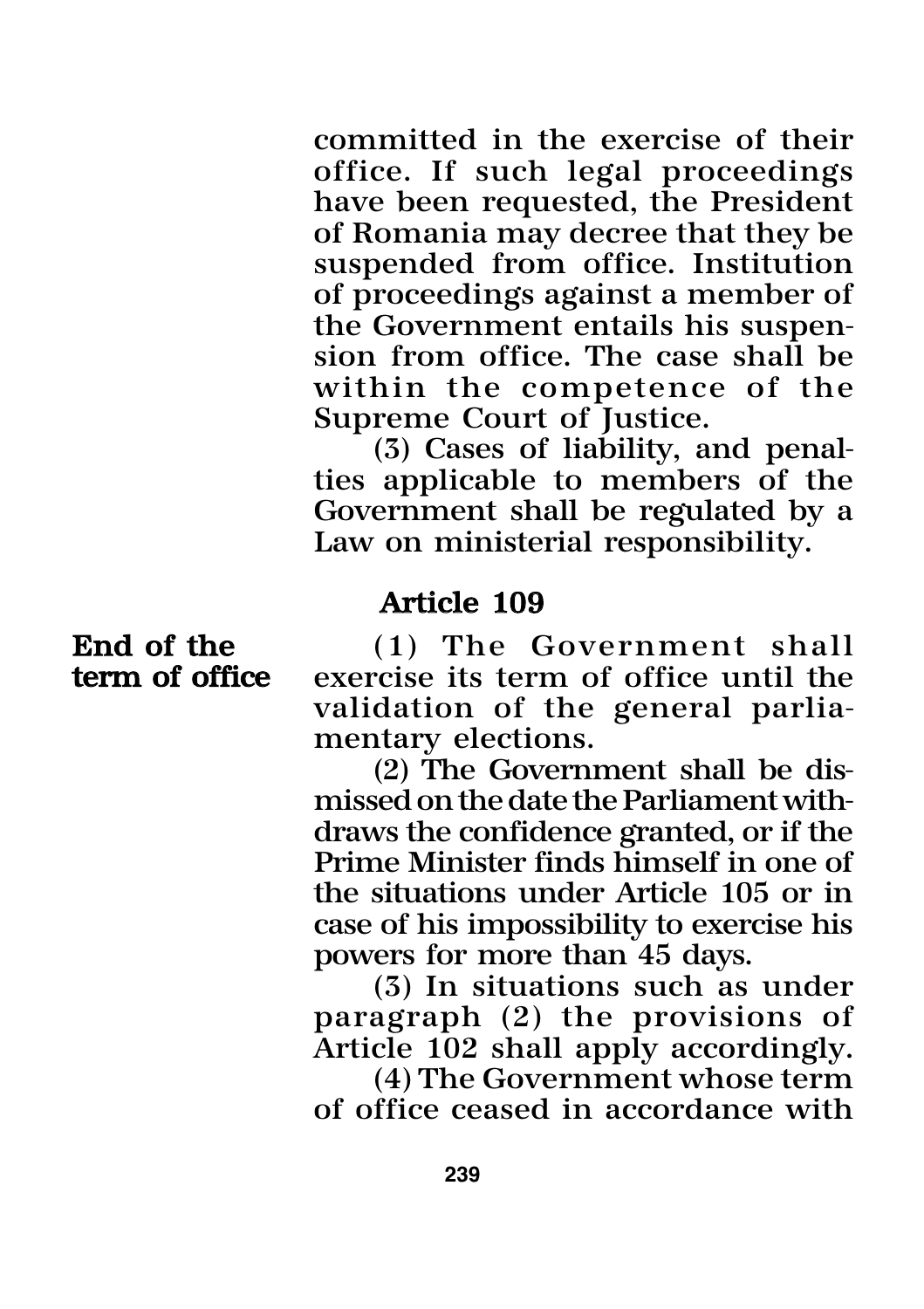committed in the exercise of their office. If such legal proceedings have been requested, the President of Romania may decree that they be suspended from office. Institution of proceedings against a member of the Government entails his suspension from office. The case shall be within the competence of the Supreme Court of Justice.

(3) Cases of liability, and penalties applicable to members of the Government shall be regulated by a Law on ministerial responsibility.

## Article 109

**End of the term of office**

(1) The Government shall exercise its term of office until the validation of the general parliamentary elections.

(2) The Government shall be dismissed on the date the Parliament withdraws the confidence granted, or if the Prime Minister finds himself in one of the situations under Article 105 or in case of his impossibility to exercise his powers for more than 45 days.

(3) In situations such as under paragraph (2) the provisions of Article 102 shall apply accordingly.

(4) The Government whose term of office ceased in accordance with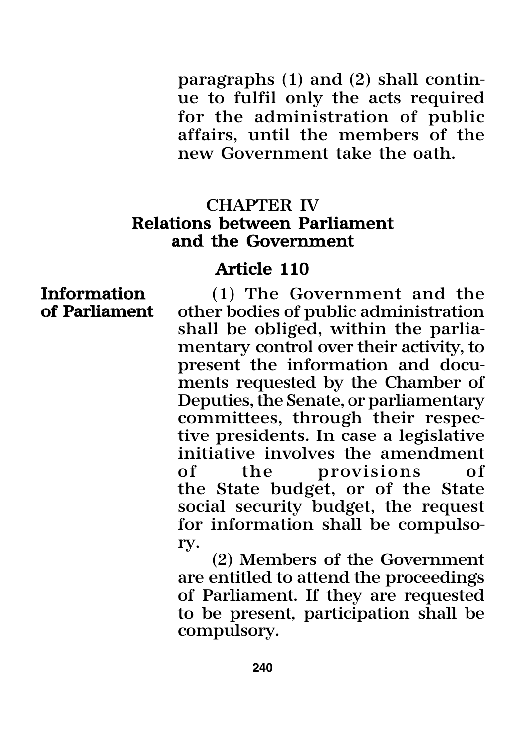paragraphs (1) and (2) shall continue to fulfil only the acts required for the administration of public affairs, until the members of the new Government take the oath.

## CHAPTER IV
## Relations between Parliament and the Government

### Article 110

**Information of Parliament**

(1) The Government and the other bodies of public administration shall be obliged, within the parliamentary control over their activity, to present the information and documents requested by the Chamber of Deputies, the Senate, or parliamentary committees, through their respective presidents. In case a legislative initiative involves the amendment of the provisions of the State budget, or of the State social security budget, the request for information shall be compulsory.

(2) Members of the Government are entitled to attend the proceedings of Parliament. If they are requested to be present, participation shall be compulsory.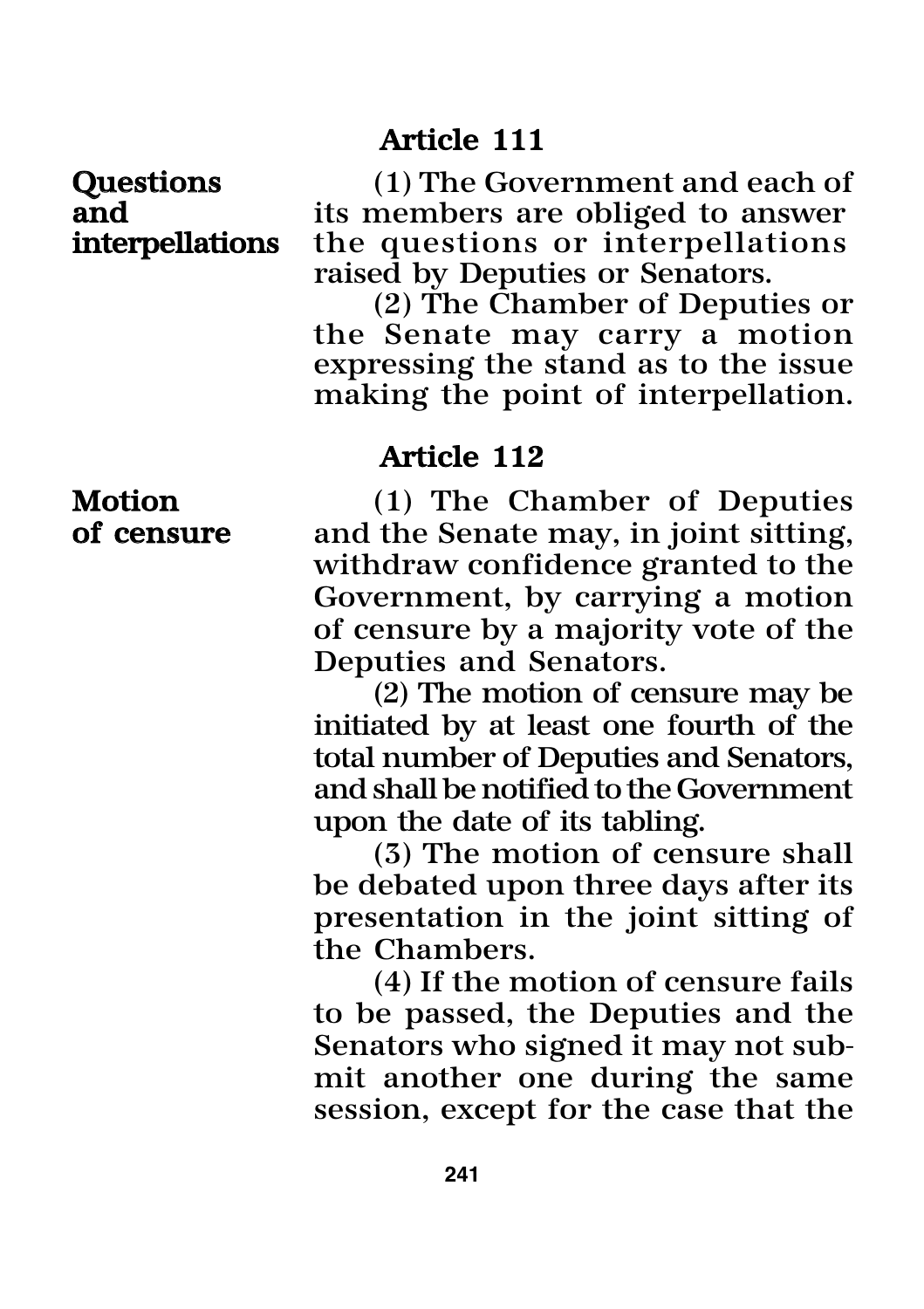## Article 111

**Questions and interpellations**

(1) The Government and each of its members are obliged to answer the questions or interpellations raised by Deputies or Senators.

(2) The Chamber of Deputies or the Senate may carry a motion expressing the stand as to the issue making the point of interpellation.

## Article 112

**Motion of censure**

(1) The Chamber of Deputies and the Senate may, in joint sitting, withdraw confidence granted to the Government, by carrying a motion of censure by a majority vote of the Deputies and Senators.

(2) The motion of censure may be initiated by at least one fourth of the total number of Deputies and Senators, and shall be notified to the Government upon the date of its tabling.

(3) The motion of censure shall be debated upon three days after its presentation in the joint sitting of the Chambers.

(4) If the motion of censure fails to be passed, the Deputies and the Senators who signed it may not submit another one during the same session, except for the case that the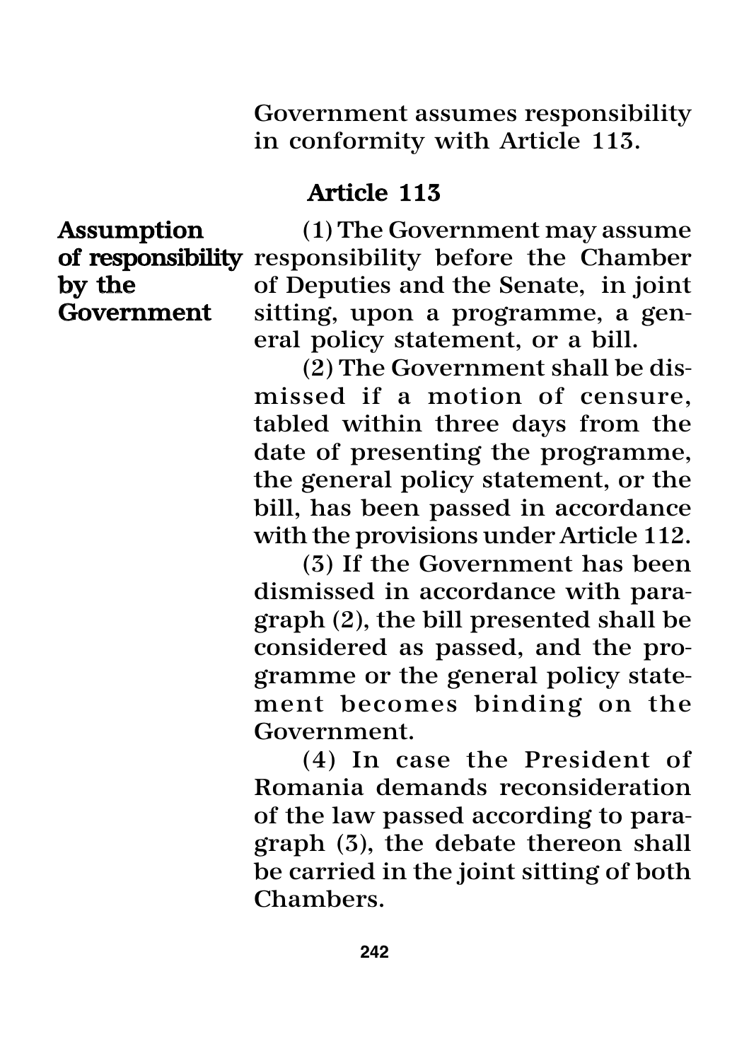Government assumes responsibility in conformity with Article 113.

## Article 113

**Assumption of responsibility by the Government**

(1) The Government may assume responsibility before the Chamber of Deputies and the Senate, in joint sitting, upon a programme, a general policy statement, or a bill.

(2) The Government shall be dismissed if a motion of censure, tabled within three days from the date of presenting the programme, the general policy statement, or the bill, has been passed in accordance with the provisions under Article 112.

(3) If the Government has been dismissed in accordance with paragraph (2), the bill presented shall be considered as passed, and the programme or the general policy statement becomes binding on the Government.

(4) In case the President of Romania demands reconsideration of the law passed according to paragraph (3), the debate thereon shall be carried in the joint sitting of both Chambers.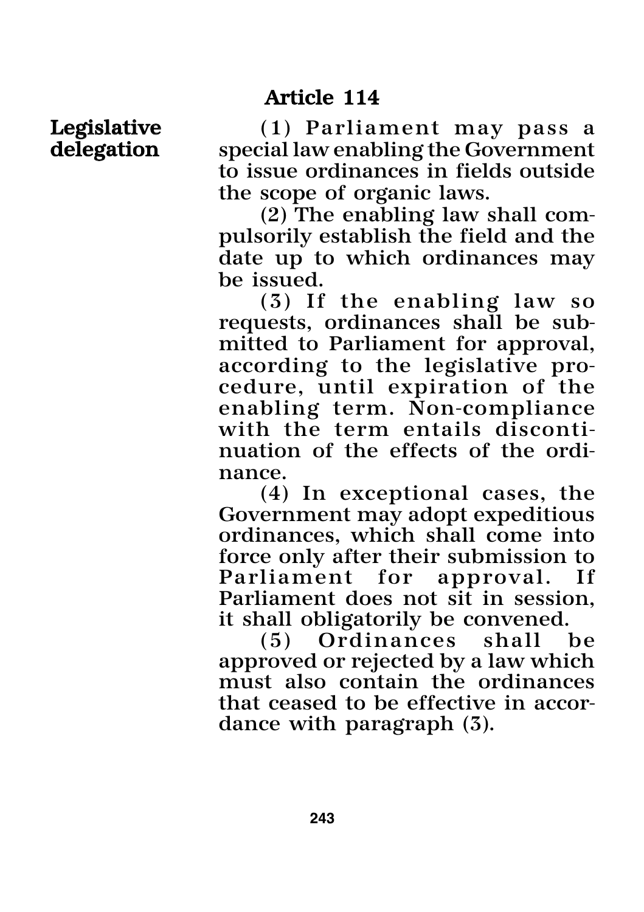## Article 114

**Legislative delegation**

(1) Parliament may pass a special law enabling the Government to issue ordinances in fields outside the scope of organic laws.

(2) The enabling law shall compulsorily establish the field and the date up to which ordinances may be issued.

(3) If the enabling law so requests, ordinances shall be submitted to Parliament for approval, according to the legislative procedure, until expiration of the enabling term. Non-compliance with the term entails discontinuation of the effects of the ordinance.

(4) In exceptional cases, the Government may adopt expeditious ordinances, which shall come into force only after their submission to Parliament for approval. If Parliament does not sit in session, it shall obligatorily be convened.

(5) Ordinances shall be approved or rejected by a law which must also contain the ordinances that ceased to be effective in accordance with paragraph (3).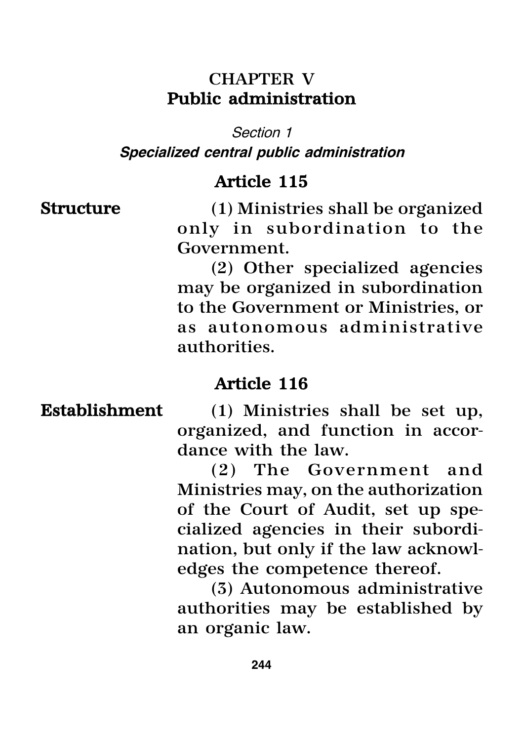# CHAPTER V
# Public administration

## *Section 1*
## ***Specialized central public administration***

### Article 115

**Structure**

(1) Ministries shall be organized only in subordination to the Government.

(2) Other specialized agencies may be organized in subordination to the Government or Ministries, or as autonomous administrative authorities.

### Article 116

**Establishment**

(1) Ministries shall be set up, organized, and function in accordance with the law.

(2) The Government and Ministries may, on the authorization of the Court of Audit, set up specialized agencies in their subordination, but only if the law acknowledges the competence thereof.

(3) Autonomous administrative authorities may be established by an organic law.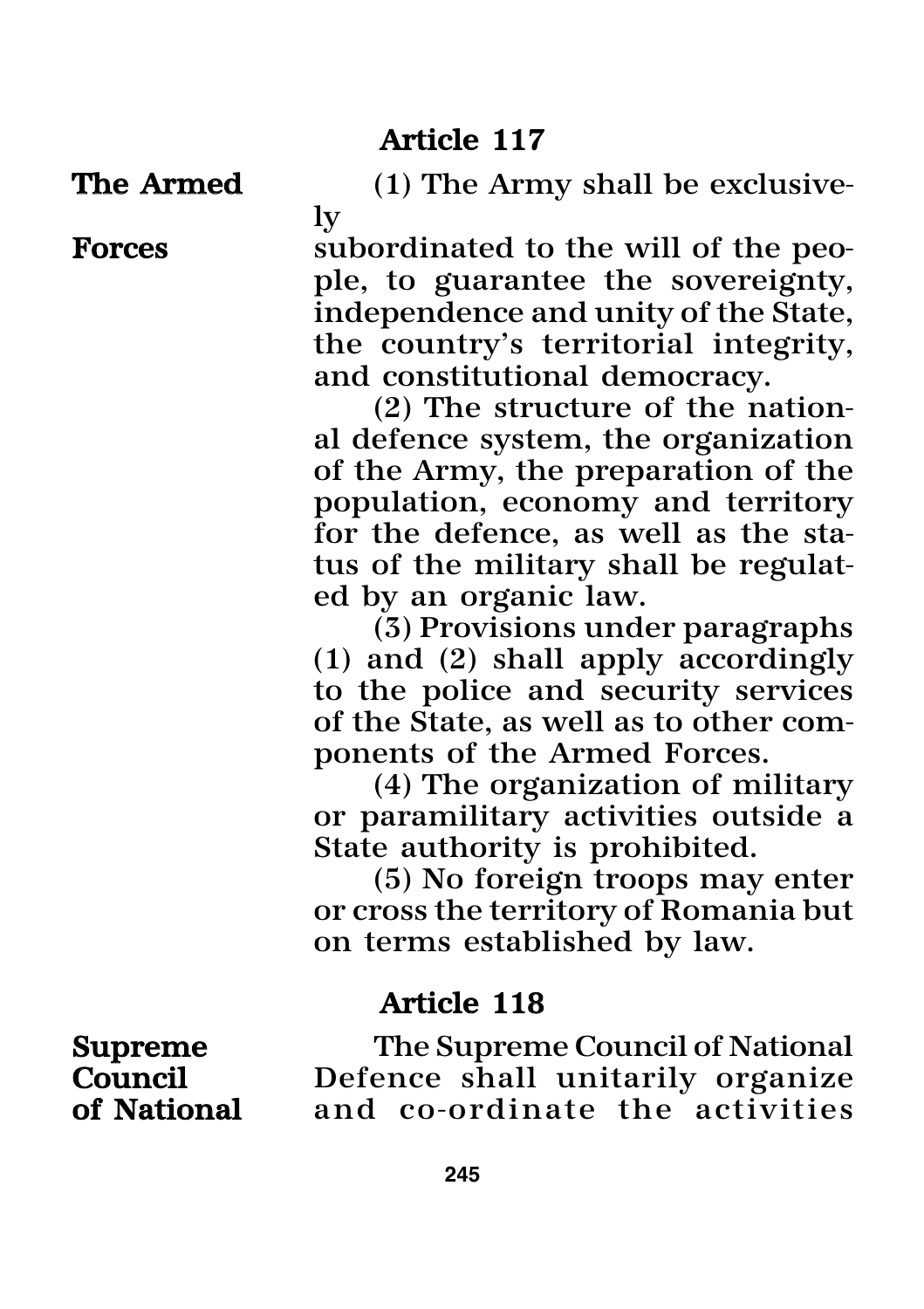## Article 117

**The Armed Forces**

(1) The Army shall be exclusively subordinated to the will of the people, to guarantee the sovereignty, independence and unity of the State, the country's territorial integrity, and constitutional democracy.

(2) The structure of the national defence system, the organization of the Army, the preparation of the population, economy and territory for the defence, as well as the status of the military shall be regulated by an organic law.

(3) Provisions under paragraphs (1) and (2) shall apply accordingly to the police and security services of the State, as well as to other components of the Armed Forces.

(4) The organization of military or paramilitary activities outside a State authority is prohibited.

(5) No foreign troops may enter or cross the territory of Romania but on terms established by law.

## Article 118

**Supreme Council of National**

The Supreme Council of National Defence shall unitarily organize and co-ordinate the activities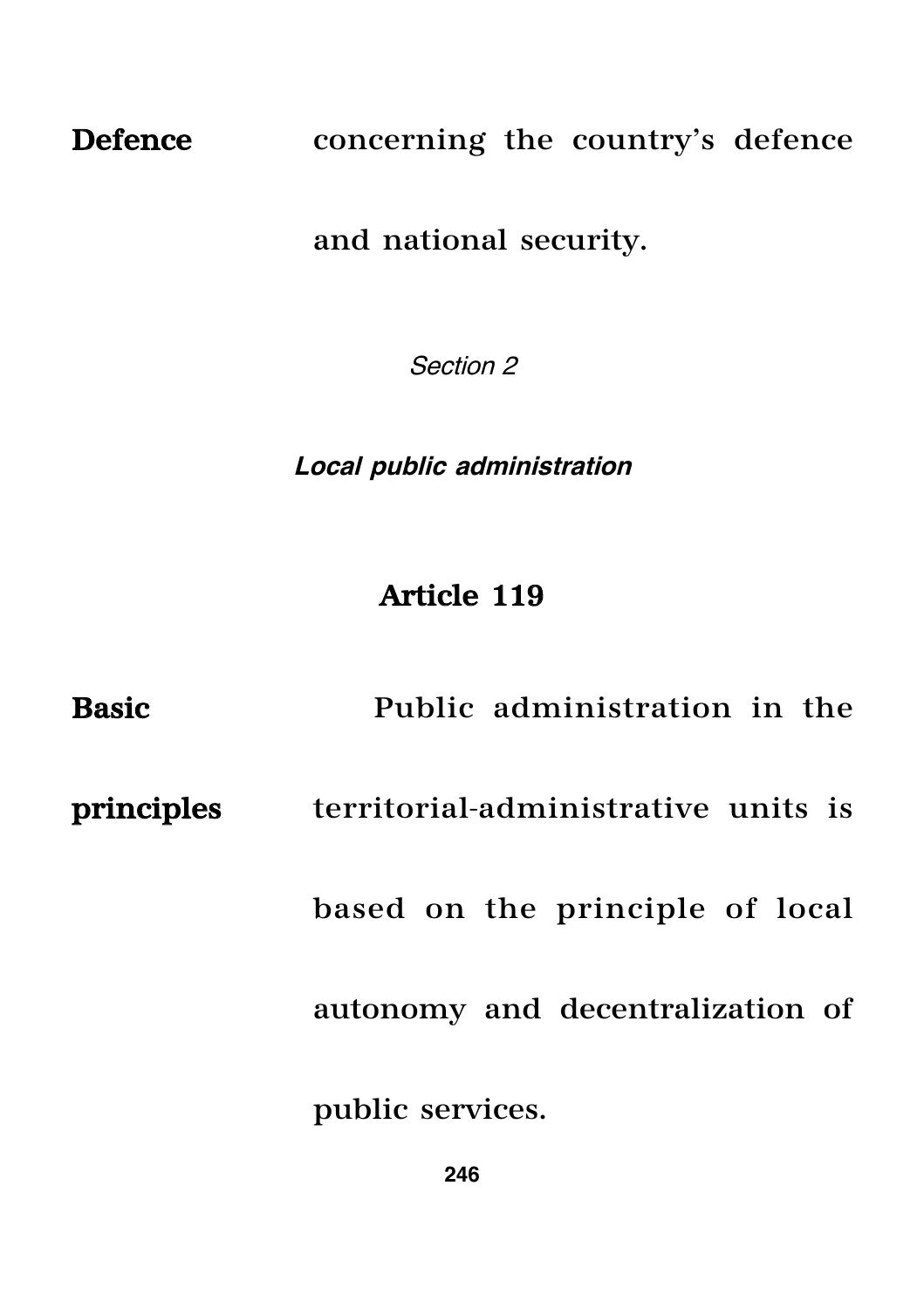**Defence** concerning the country's defence and national security.

*Section 2*

***Local public administration***

## Article 119

**Basic principles** Public administration in the territorial-administrative units is based on the principle of local autonomy and decentralization of public services.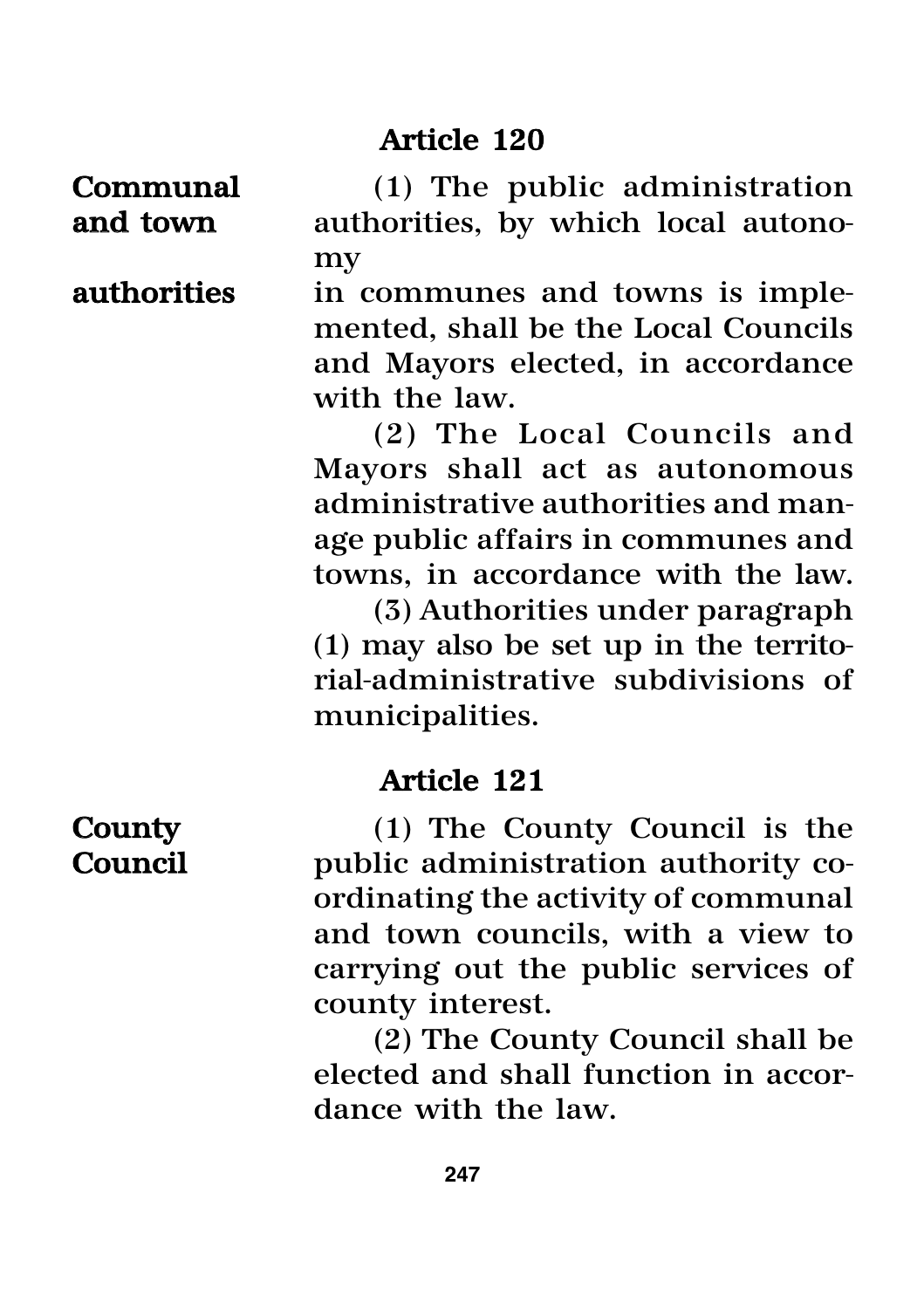## Article 120

**Communal and town authorities**

(1) The public administration authorities, by which local autonomy in communes and towns is implemented, shall be the Local Councils and Mayors elected, in accordance with the law.

(2) The Local Councils and Mayors shall act as autonomous administrative authorities and manage public affairs in communes and towns, in accordance with the law.

(3) Authorities under paragraph (1) may also be set up in the territorial-administrative subdivisions of municipalities.

## Article 121

**County Council**

(1) The County Council is the public administration authority coordinating the activity of communal and town councils, with a view to carrying out the public services of county interest.

(2) The County Council shall be elected and shall function in accordance with the law.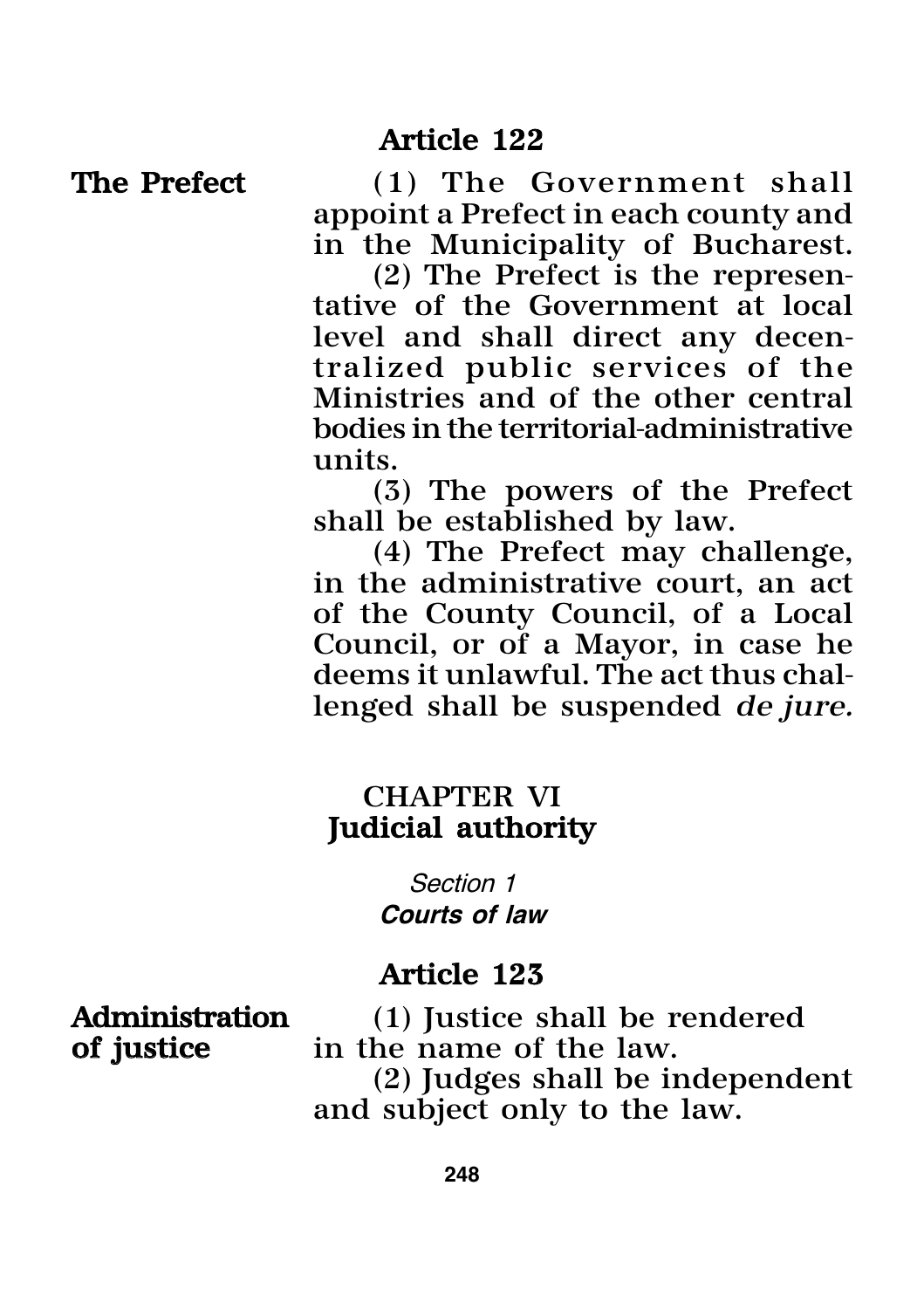### Article 122

**The Prefect**

(1) The Government shall appoint a Prefect in each county and in the Municipality of Bucharest.

(2) The Prefect is the representative of the Government at local level and shall direct any decentralized public services of the Ministries and of the other central bodies in the territorial-administrative units.

(3) The powers of the Prefect shall be established by law.

(4) The Prefect may challenge, in the administrative court, an act of the County Council, of a Local Council, or of a Mayor, in case he deems it unlawful. The act thus challenged shall be suspended *de jure.*

## CHAPTER VI
## Judicial authority

*Section 1*
***Courts of law***

### Article 123

**Administration of justice**

(1) Justice shall be rendered in the name of the law.

(2) Judges shall be independent and subject only to the law.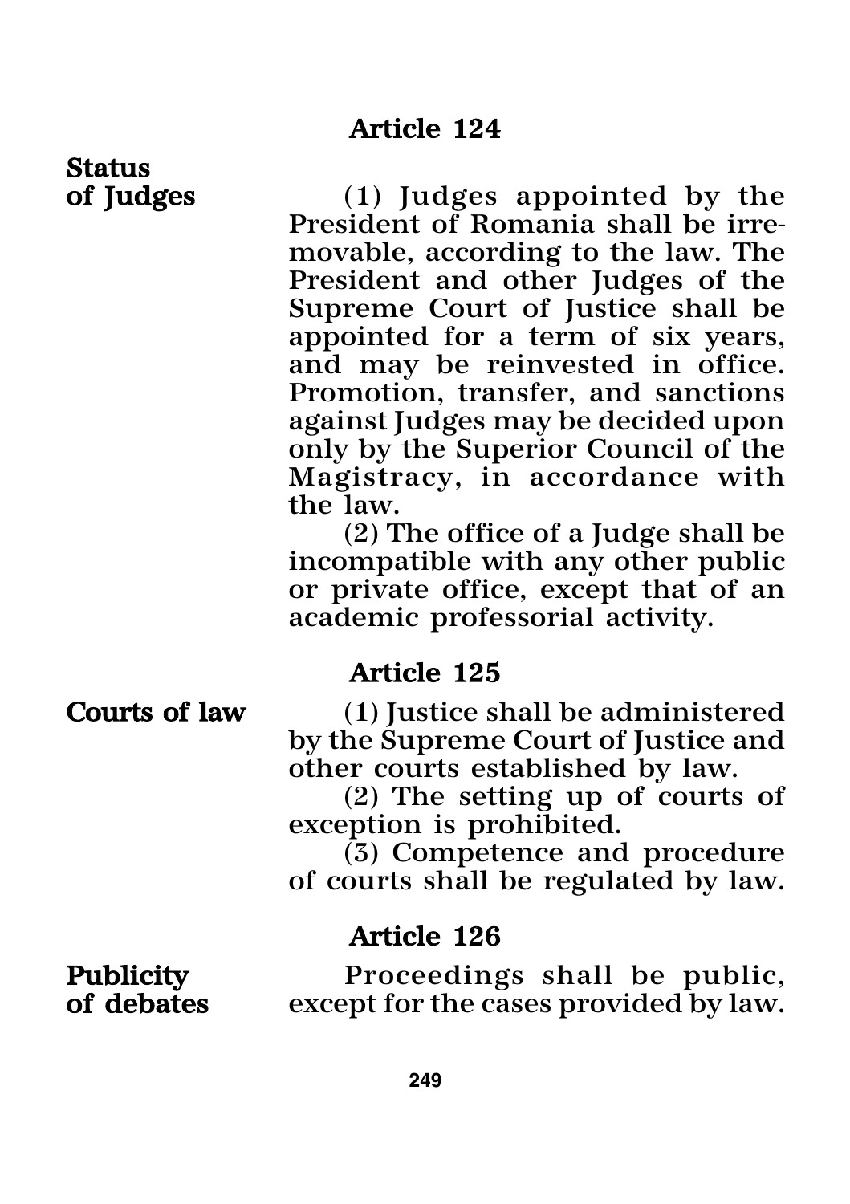## Article 124

**Status of Judges**

(1) Judges appointed by the President of Romania shall be irremovable, according to the law. The President and other Judges of the Supreme Court of Justice shall be appointed for a term of six years, and may be reinvested in office. Promotion, transfer, and sanctions against Judges may be decided upon only by the Superior Council of the Magistracy, in accordance with the law.

(2) The office of a Judge shall be incompatible with any other public or private office, except that of an academic professorial activity.

## Article 125

**Courts of law**

(1) Justice shall be administered by the Supreme Court of Justice and other courts established by law.

(2) The setting up of courts of exception is prohibited.

(3) Competence and procedure of courts shall be regulated by law.

## Article 126

**Publicity of debates**

Proceedings shall be public, except for the cases provided by law.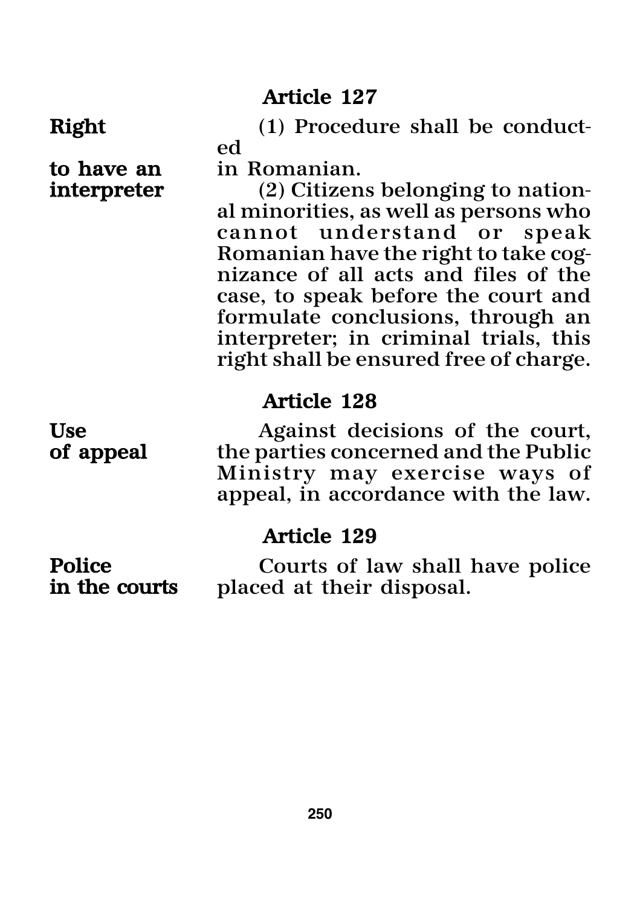## Article 127

**Right to have an interpreter**

(1) Procedure shall be conducted in Romanian.

(2) Citizens belonging to national minorities, as well as persons who cannot understand or speak Romanian have the right to take cognizance of all acts and files of the case, to speak before the court and formulate conclusions, through an interpreter; in criminal trials, this right shall be ensured free of charge.

## Article 128

**Use of appeal**

Against decisions of the court, the parties concerned and the Public Ministry may exercise ways of appeal, in accordance with the law.

## Article 129

**Police in the courts**

Courts of law shall have police placed at their disposal.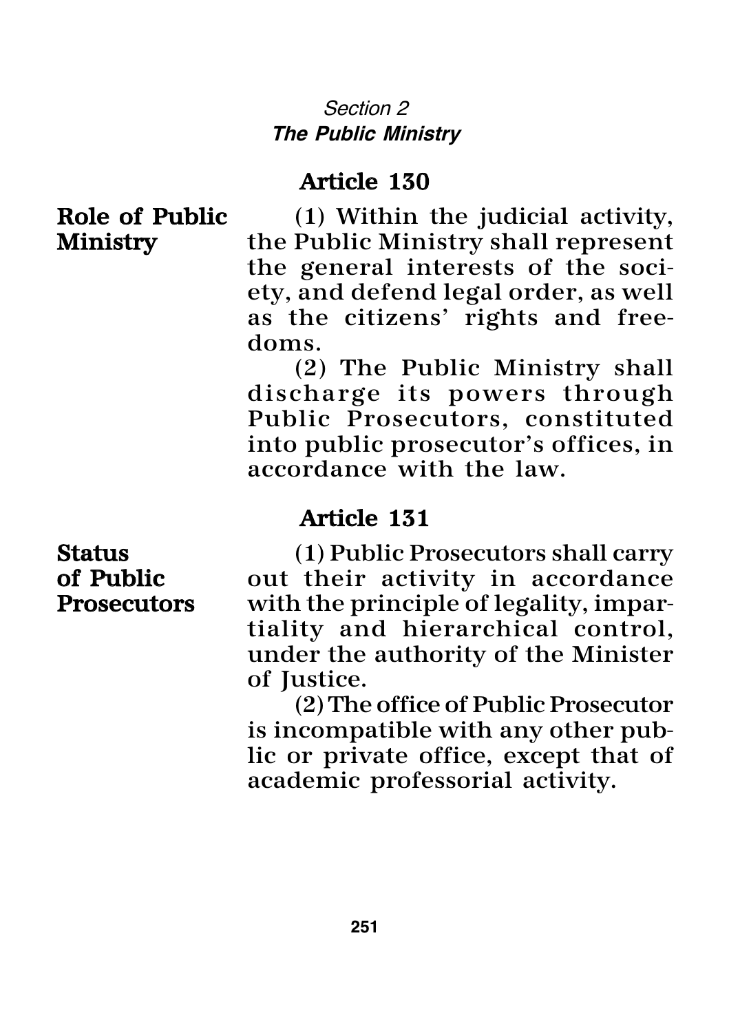*Section 2*
***The Public Ministry***

## Article 130

**Role of Public Ministry**

(1) Within the judicial activity, the Public Ministry shall represent the general interests of the society, and defend legal order, as well as the citizens' rights and freedoms.

(2) The Public Ministry shall discharge its powers through Public Prosecutors, constituted into public prosecutor's offices, in accordance with the law.

## Article 131

**Status of Public Prosecutors**

(1) Public Prosecutors shall carry out their activity in accordance with the principle of legality, impartiality and hierarchical control, under the authority of the Minister of Justice.

(2) The office of Public Prosecutor is incompatible with any other public or private office, except that of academic professorial activity.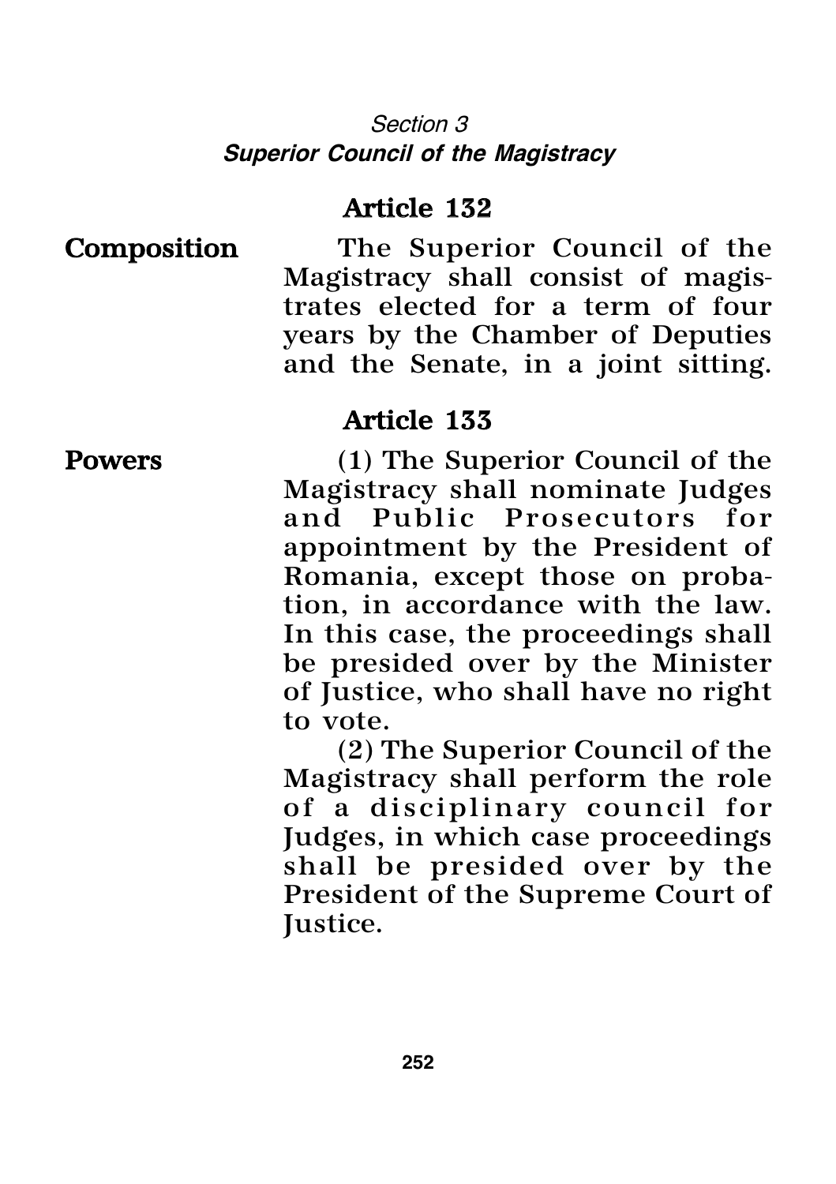### *Section 3*
### ***Superior Council of the Magistracy***

## Article 132

**Composition**

The Superior Council of the Magistracy shall consist of magistrates elected for a term of four years by the Chamber of Deputies and the Senate, in a joint sitting.

## Article 133

**Powers**

(1) The Superior Council of the Magistracy shall nominate Judges and Public Prosecutors for appointment by the President of Romania, except those on probation, in accordance with the law. In this case, the proceedings shall be presided over by the Minister of Justice, who shall have no right to vote.

(2) The Superior Council of the Magistracy shall perform the role of a disciplinary council for Judges, in which case proceedings shall be presided over by the President of the Supreme Court of Justice.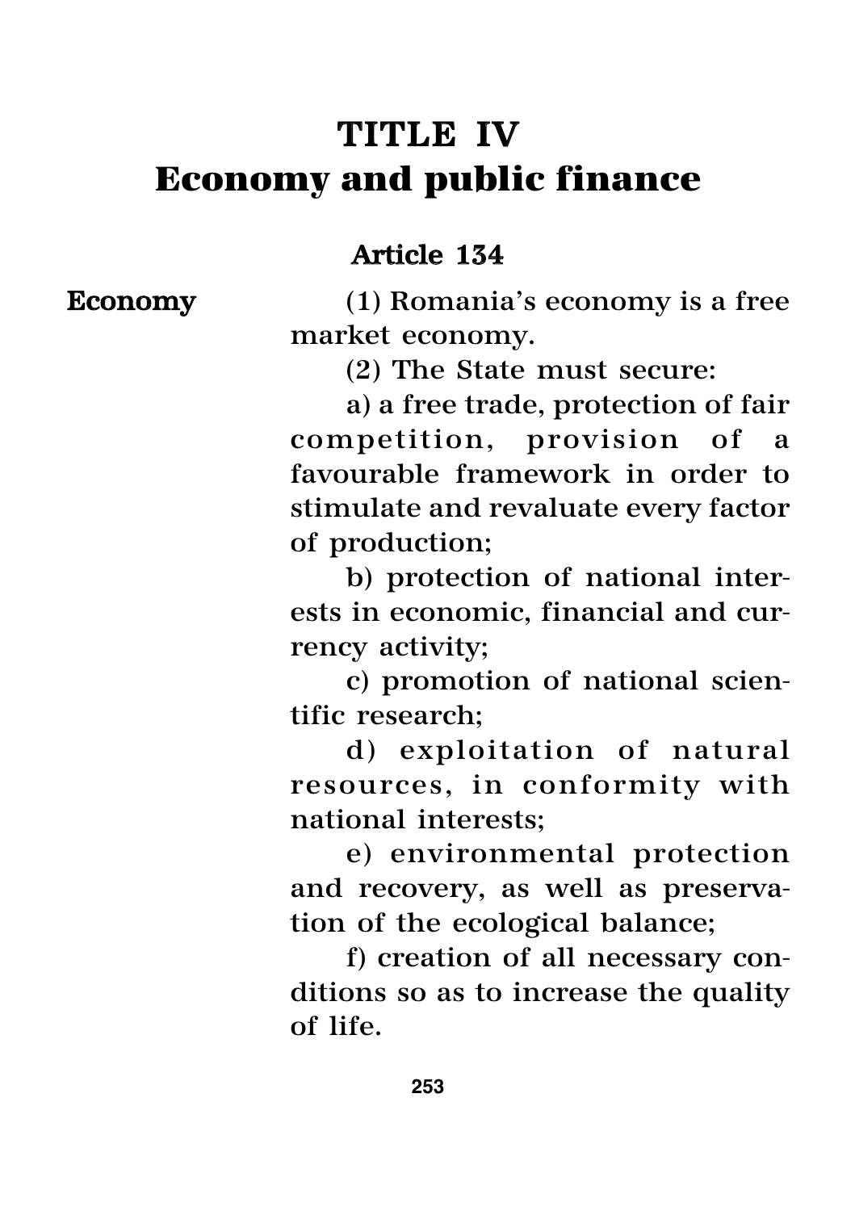# TITLE IV
# Economy and public finance

## Article 134

**Economy**

(1) Romania's economy is a free market economy.

(2) The State must secure:

a) a free trade, protection of fair competition, provision of a favourable framework in order to stimulate and revaluate every factor of production;

b) protection of national interests in economic, financial and currency activity;

c) promotion of national scientific research;

d) exploitation of natural resources, in conformity with national interests;

e) environmental protection and recovery, as well as preservation of the ecological balance;

f) creation of all necessary conditions so as to increase the quality of life.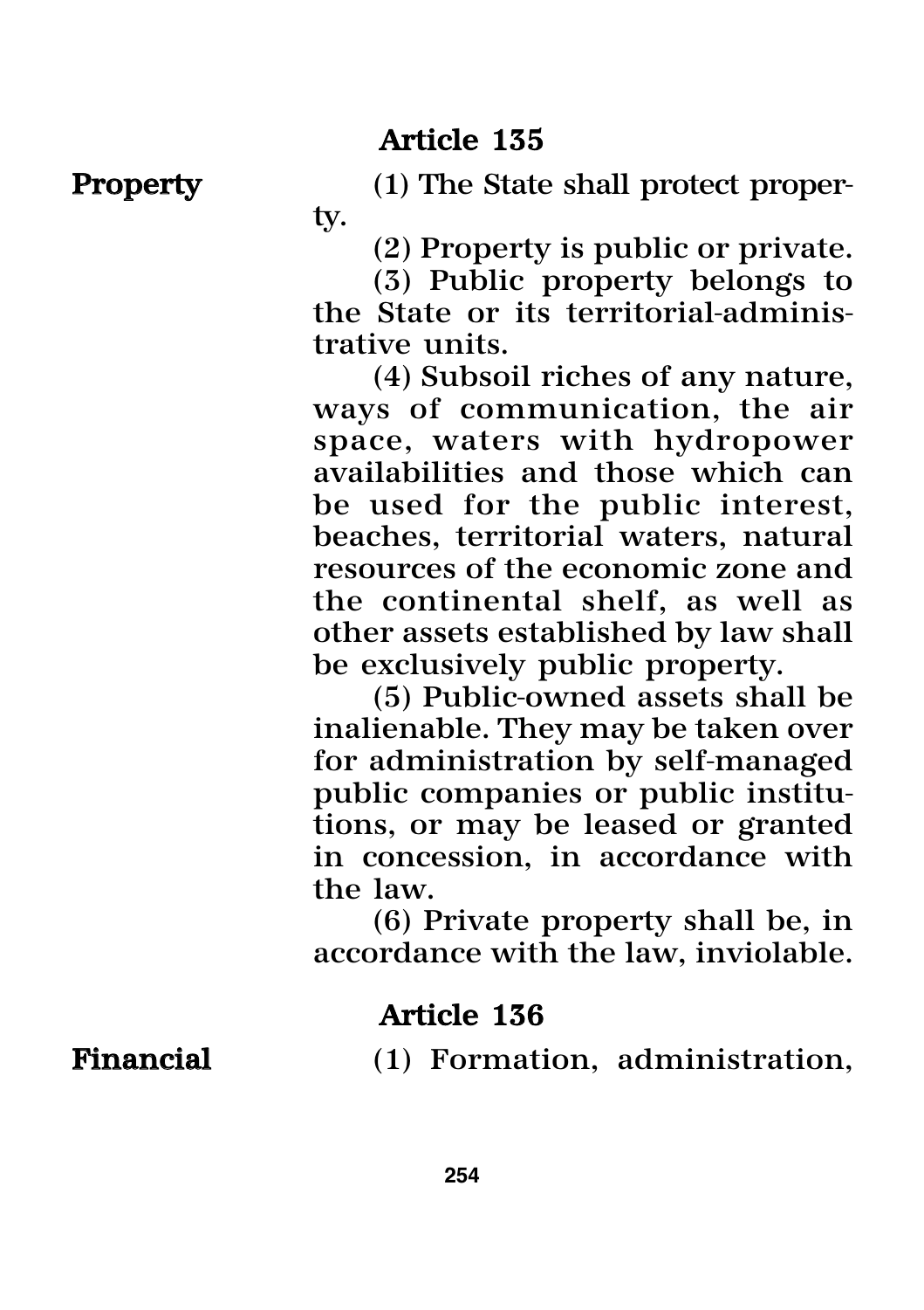## Article 135

**Property**

(1) The State shall protect property.

(2) Property is public or private.

(3) Public property belongs to the State or its territorial-administrative units.

(4) Subsoil riches of any nature, ways of communication, the air space, waters with hydropower availabilities and those which can be used for the public interest, beaches, territorial waters, natural resources of the economic zone and the continental shelf, as well as other assets established by law shall be exclusively public property.

(5) Public-owned assets shall be inalienable. They may be taken over for administration by self-managed public companies or public institutions, or may be leased or granted in concession, in accordance with the law.

(6) Private property shall be, in accordance with the law, inviolable.

## Article 136

**Financial**

(1) Formation, administration,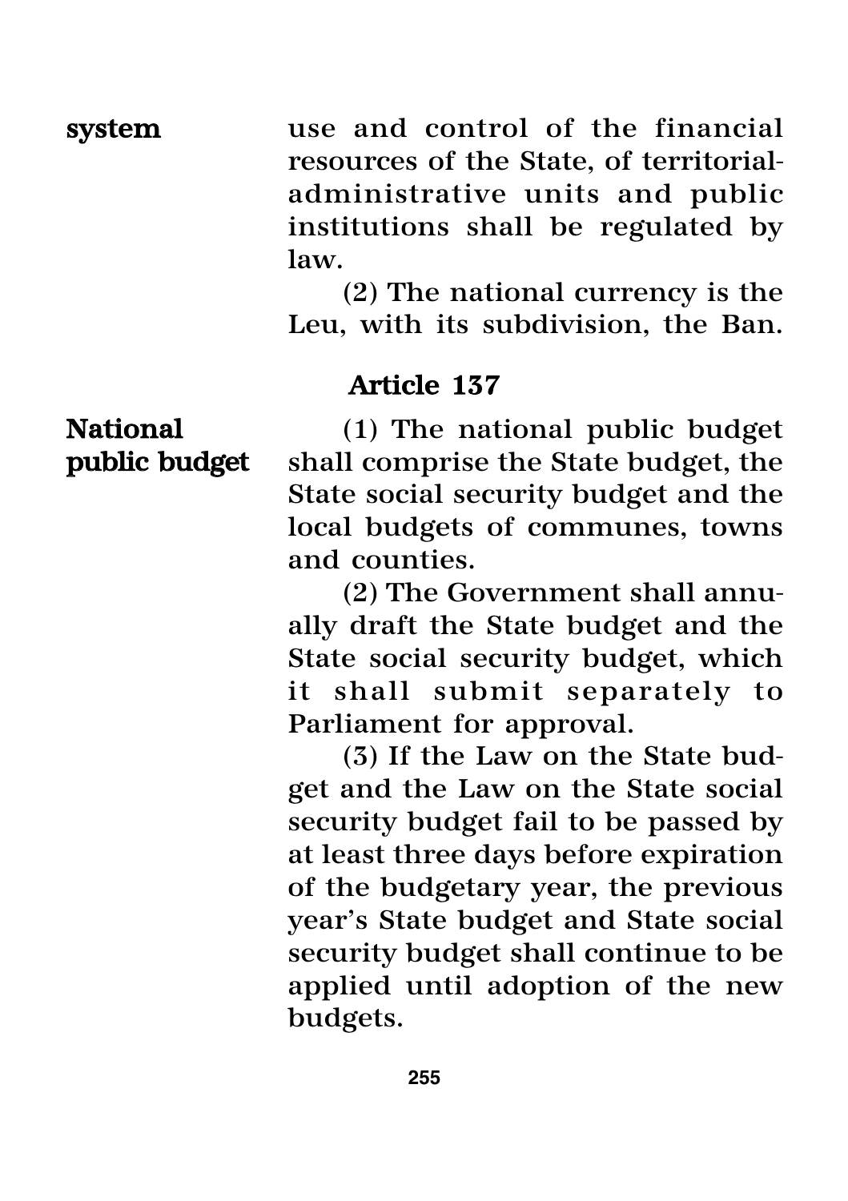**system**

use and control of the financial resources of the State, of territorial-administrative units and public institutions shall be regulated by law.

(2) The national currency is the Leu, with its subdivision, the Ban.

## Article 137

**National public budget**

(1) The national public budget shall comprise the State budget, the State social security budget and the local budgets of communes, towns and counties.

(2) The Government shall annually draft the State budget and the State social security budget, which it shall submit separately to Parliament for approval.

(3) If the Law on the State budget and the Law on the State social security budget fail to be passed by at least three days before expiration of the budgetary year, the previous year's State budget and State social security budget shall continue to be applied until adoption of the new budgets.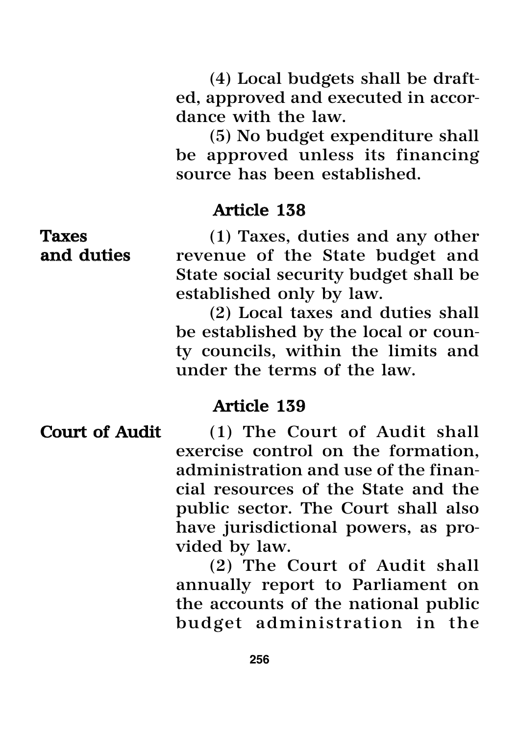(4) Local budgets shall be drafted, approved and executed in accordance with the law.

(5) No budget expenditure shall be approved unless its financing source has been established.

## Article 138

**Taxes and duties**

(1) Taxes, duties and any other revenue of the State budget and State social security budget shall be established only by law.

(2) Local taxes and duties shall be established by the local or county councils, within the limits and under the terms of the law.

## Article 139

**Court of Audit**

(1) The Court of Audit shall exercise control on the formation, administration and use of the financial resources of the State and the public sector. The Court shall also have jurisdictional powers, as provided by law.

(2) The Court of Audit shall annually report to Parliament on the accounts of the national public budget administration in the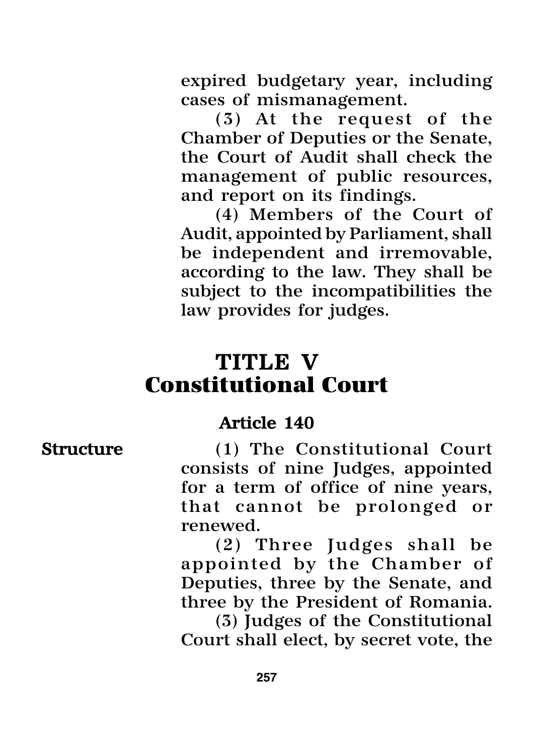expired budgetary year, including cases of mismanagement.

(3) At the request of the Chamber of Deputies or the Senate, the Court of Audit shall check the management of public resources, and report on its findings.

(4) Members of the Court of Audit, appointed by Parliament, shall be independent and irremovable, according to the law. They shall be subject to the incompatibilities the law provides for judges.

# TITLE V
# Constitutional Court

### Article 140

**Structure**

(1) The Constitutional Court consists of nine Judges, appointed for a term of office of nine years, that cannot be prolonged or renewed.

(2) Three Judges shall be appointed by the Chamber of Deputies, three by the Senate, and three by the President of Romania.

(3) Judges of the Constitutional Court shall elect, by secret vote, the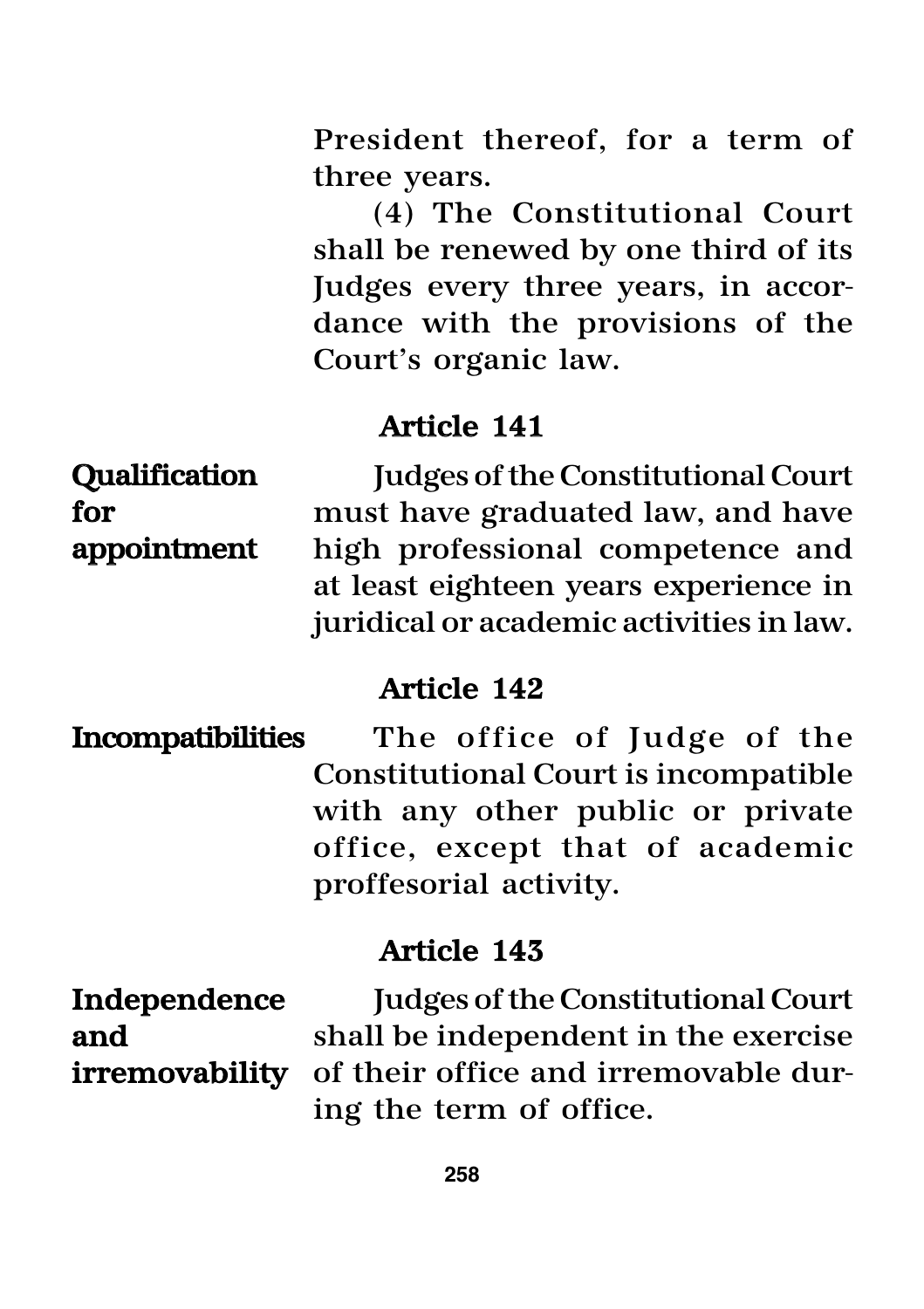President thereof, for a term of three years.

(4) The Constitutional Court shall be renewed by one third of its Judges every three years, in accordance with the provisions of the Court's organic law.

## Article 141

**Qualification for appointment**

Judges of the Constitutional Court must have graduated law, and have high professional competence and at least eighteen years experience in juridical or academic activities in law.

## Article 142

**Incompatibilities**

The office of Judge of the Constitutional Court is incompatible with any other public or private office, except that of academic proffesorial activity.

## Article 143

**Independence and irremovability**

Judges of the Constitutional Court shall be independent in the exercise of their office and irremovable during the term of office.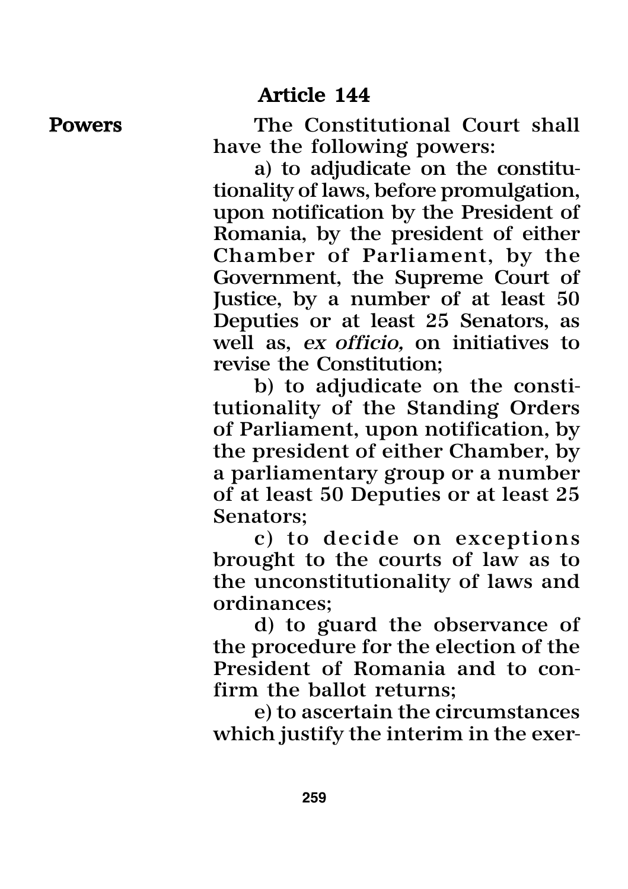## Article 144

**Powers**

The Constitutional Court shall have the following powers:

a) to adjudicate on the constitutionality of laws, before promulgation, upon notification by the President of Romania, by the president of either Chamber of Parliament, by the Government, the Supreme Court of Justice, by a number of at least 50 Deputies or at least 25 Senators, as well as, *ex officio,* on initiatives to revise the Constitution;

b) to adjudicate on the constitutionality of the Standing Orders of Parliament, upon notification, by the president of either Chamber, by a parliamentary group or a number of at least 50 Deputies or at least 25 Senators;

c) to decide on exceptions brought to the courts of law as to the unconstitutionality of laws and ordinances;

d) to guard the observance of the procedure for the election of the President of Romania and to confirm the ballot returns;

e) to ascertain the circumstances which justify the interim in the exer-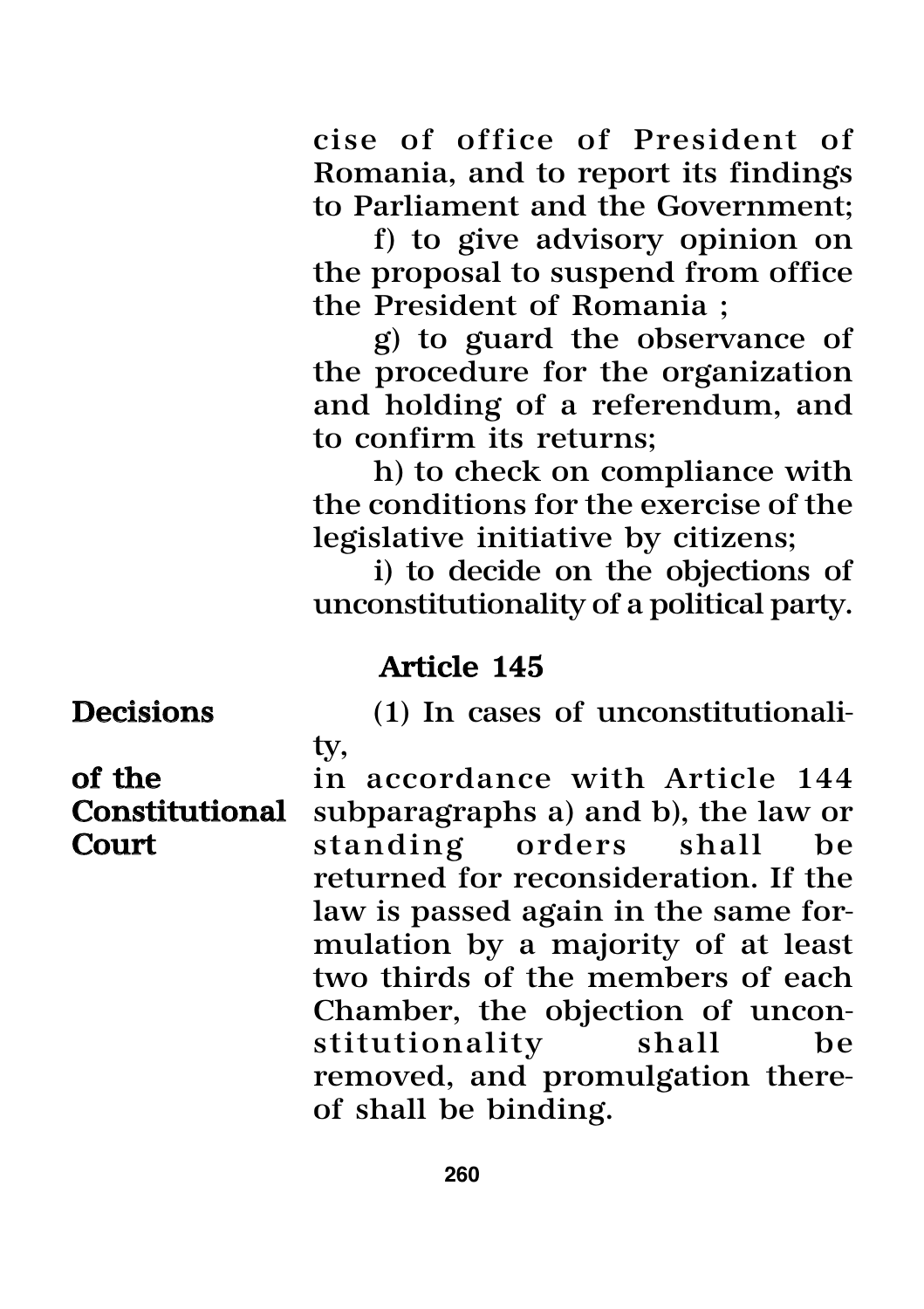cise of office of President of Romania, and to report its findings to Parliament and the Government;

f) to give advisory opinion on the proposal to suspend from office the President of Romania ;

g) to guard the observance of the procedure for the organization and holding of a referendum, and to confirm its returns;

h) to check on compliance with the conditions for the exercise of the legislative initiative by citizens;

i) to decide on the objections of unconstitutionality of a political party.

## Article 145

**Decisions of the Constitutional Court**

(1) In cases of unconstitutionality, in accordance with Article 144 subparagraphs a) and b), the law or standing orders shall be returned for reconsideration. If the law is passed again in the same formulation by a majority of at least two thirds of the members of each Chamber, the objection of unconstitutionality shall be removed, and promulgation thereof shall be binding.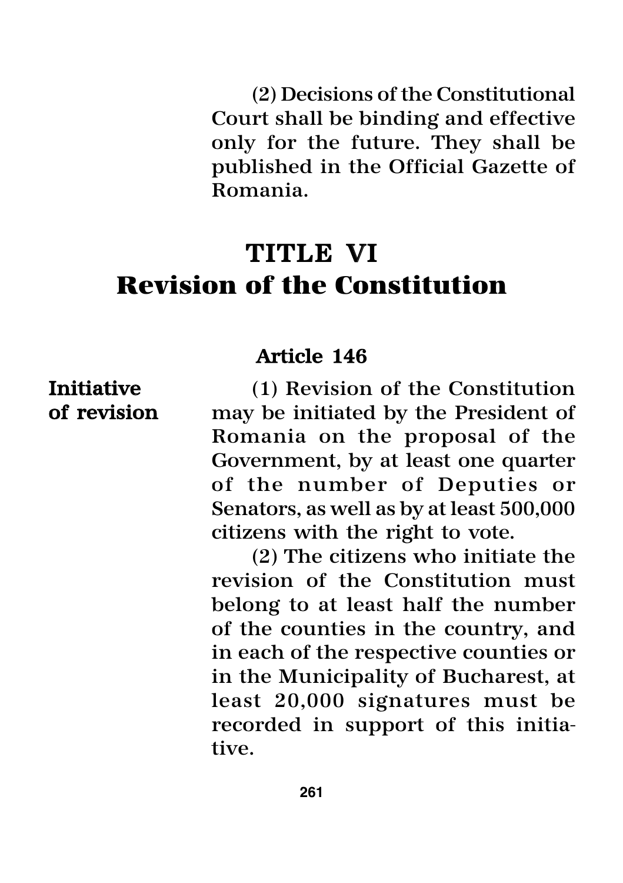(2) Decisions of the Constitutional Court shall be binding and effective only for the future. They shall be published in the Official Gazette of Romania.

# TITLE VI
# Revision of the Constitution

### Article 146

**Initiative of revision**

(1) Revision of the Constitution may be initiated by the President of Romania on the proposal of the Government, by at least one quarter of the number of Deputies or Senators, as well as by at least 500,000 citizens with the right to vote.

(2) The citizens who initiate the revision of the Constitution must belong to at least half the number of the counties in the country, and in each of the respective counties or in the Municipality of Bucharest, at least 20,000 signatures must be recorded in support of this initiative.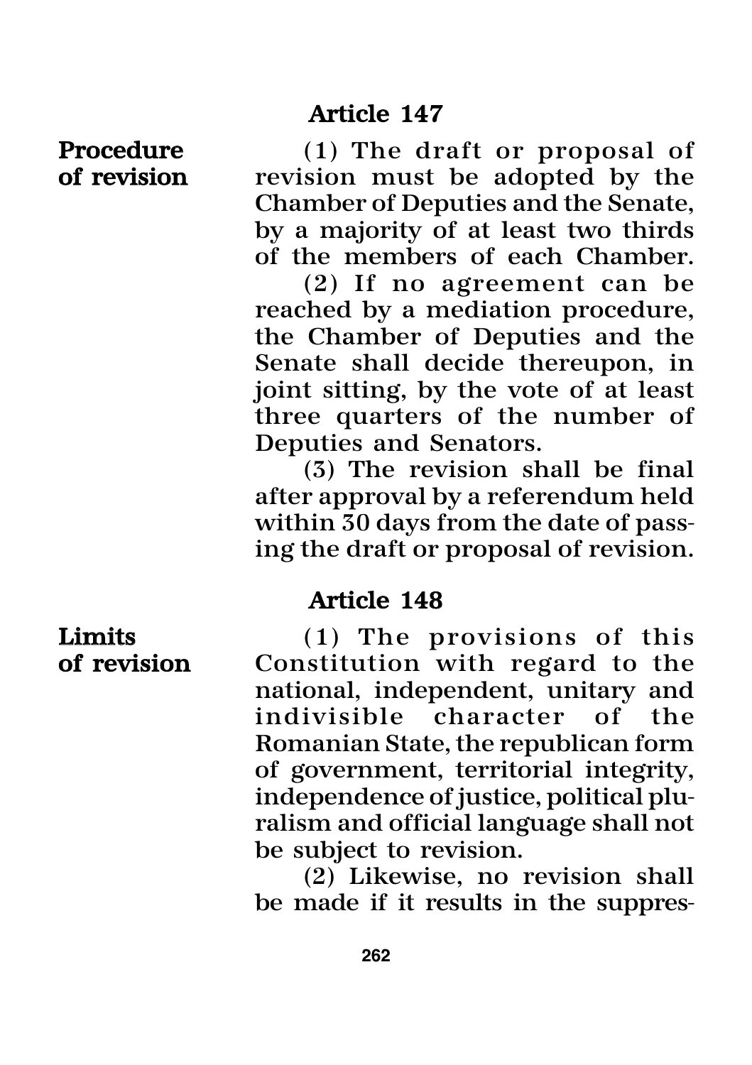## Article 147

**Procedure of revision**

(1) The draft or proposal of revision must be adopted by the Chamber of Deputies and the Senate, by a majority of at least two thirds of the members of each Chamber.

(2) If no agreement can be reached by a mediation procedure, the Chamber of Deputies and the Senate shall decide thereupon, in joint sitting, by the vote of at least three quarters of the number of Deputies and Senators.

(3) The revision shall be final after approval by a referendum held within 30 days from the date of passing the draft or proposal of revision.

## Article 148

**Limits of revision**

(1) The provisions of this Constitution with regard to the national, independent, unitary and indivisible character of the Romanian State, the republican form of government, territorial integrity, independence of justice, political pluralism and official language shall not be subject to revision.

(2) Likewise, no revision shall be made if it results in the suppres-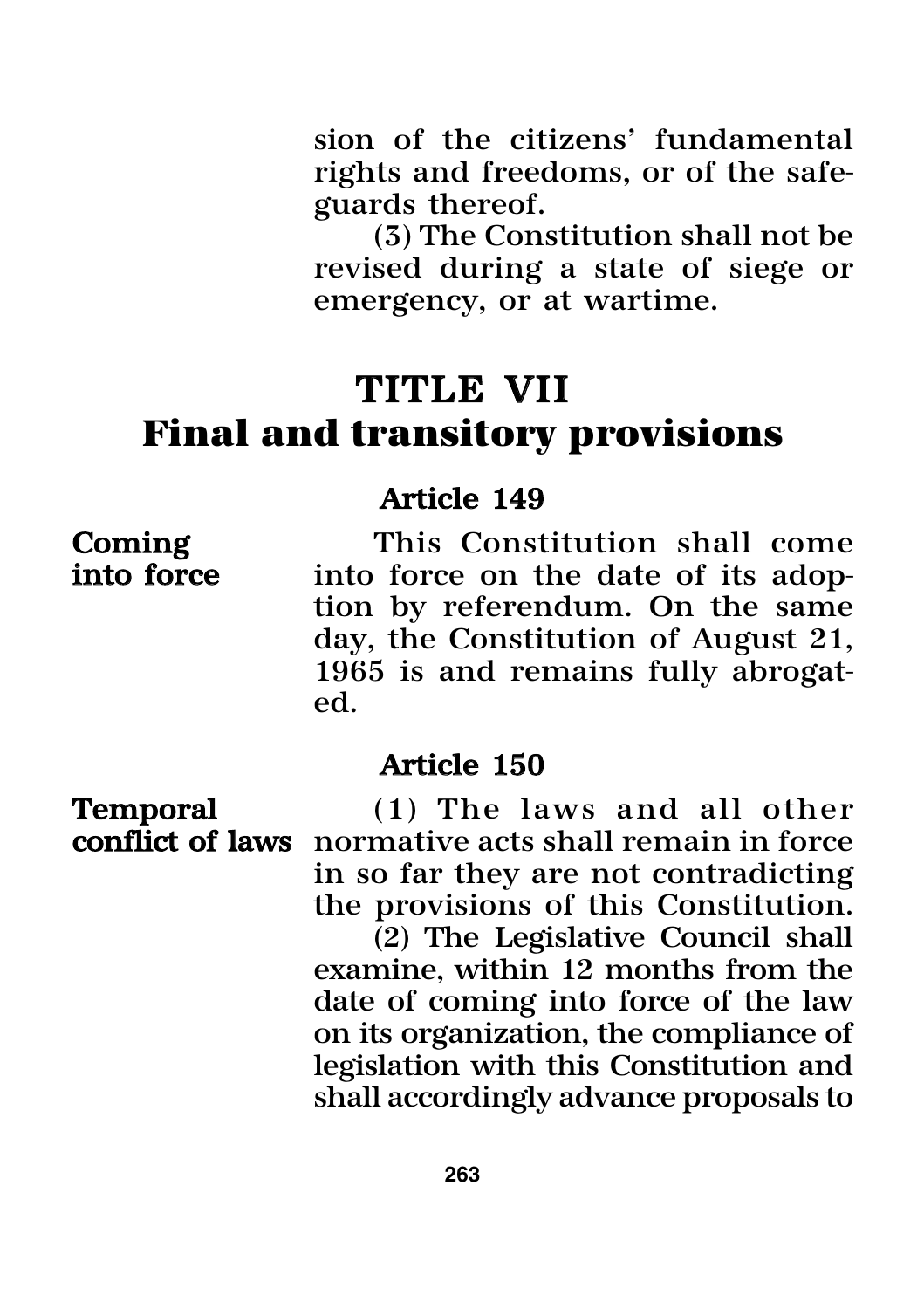sion of the citizens' fundamental rights and freedoms, or of the safeguards thereof.

(3) The Constitution shall not be revised during a state of siege or emergency, or at wartime.

# TITLE VII
# Final and transitory provisions

### Article 149

**Coming into force**

This Constitution shall come into force on the date of its adoption by referendum. On the same day, the Constitution of August 21, 1965 is and remains fully abrogated.

### Article 150

**Temporal conflict of laws**

(1) The laws and all other normative acts shall remain in force in so far they are not contradicting the provisions of this Constitution.

(2) The Legislative Council shall examine, within 12 months from the date of coming into force of the law on its organization, the compliance of legislation with this Constitution and shall accordingly advance proposals to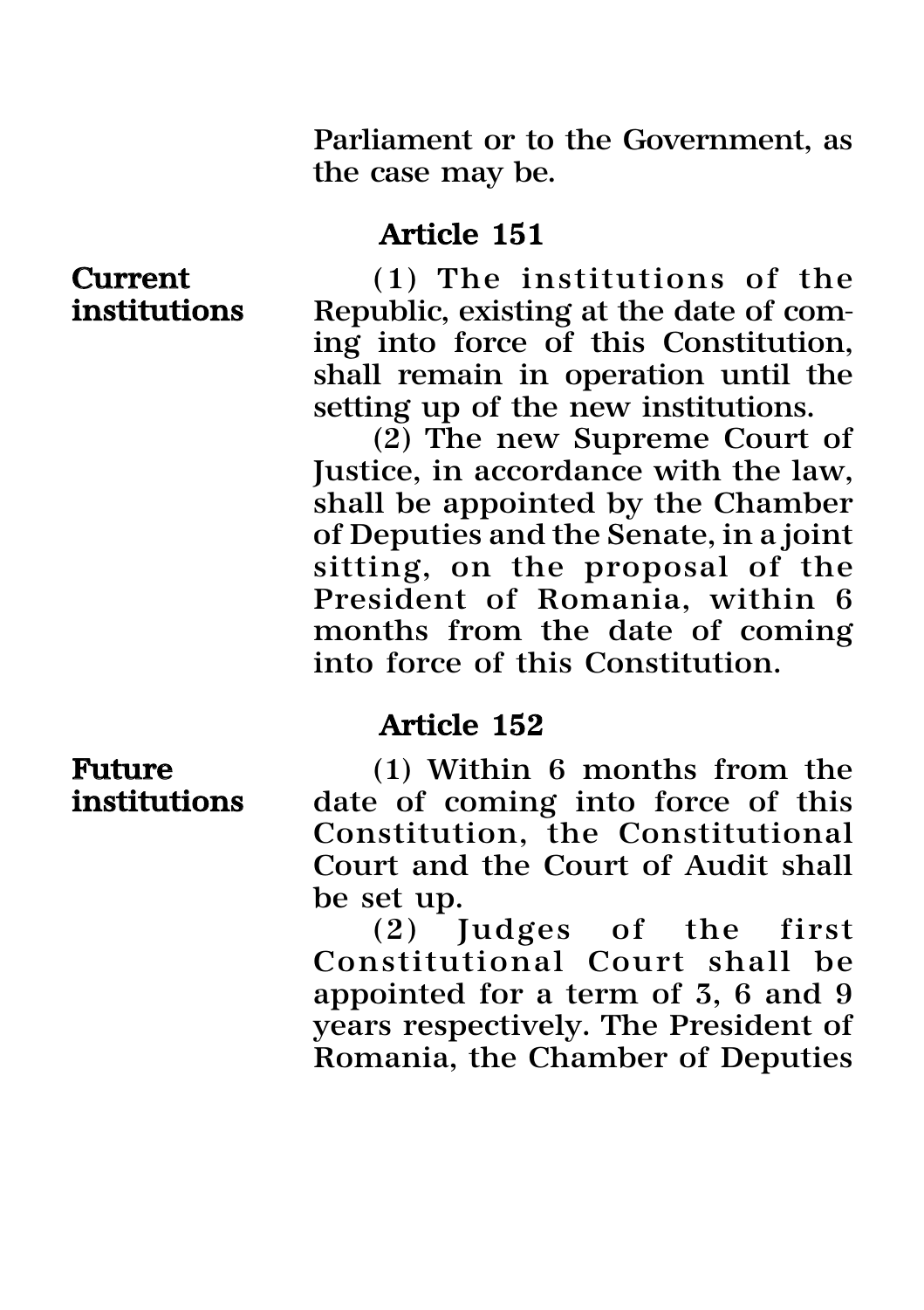Parliament or to the Government, as the case may be.

## Article 151

**Current institutions**

(1) The institutions of the Republic, existing at the date of coming into force of this Constitution, shall remain in operation until the setting up of the new institutions.

(2) The new Supreme Court of Justice, in accordance with the law, shall be appointed by the Chamber of Deputies and the Senate, in a joint sitting, on the proposal of the President of Romania, within 6 months from the date of coming into force of this Constitution.

## Article 152

**Future institutions**

(1) Within 6 months from the date of coming into force of this Constitution, the Constitutional Court and the Court of Audit shall be set up.

(2) Judges of the first Constitutional Court shall be appointed for a term of 3, 6 and 9 years respectively. The President of Romania, the Chamber of Deputies